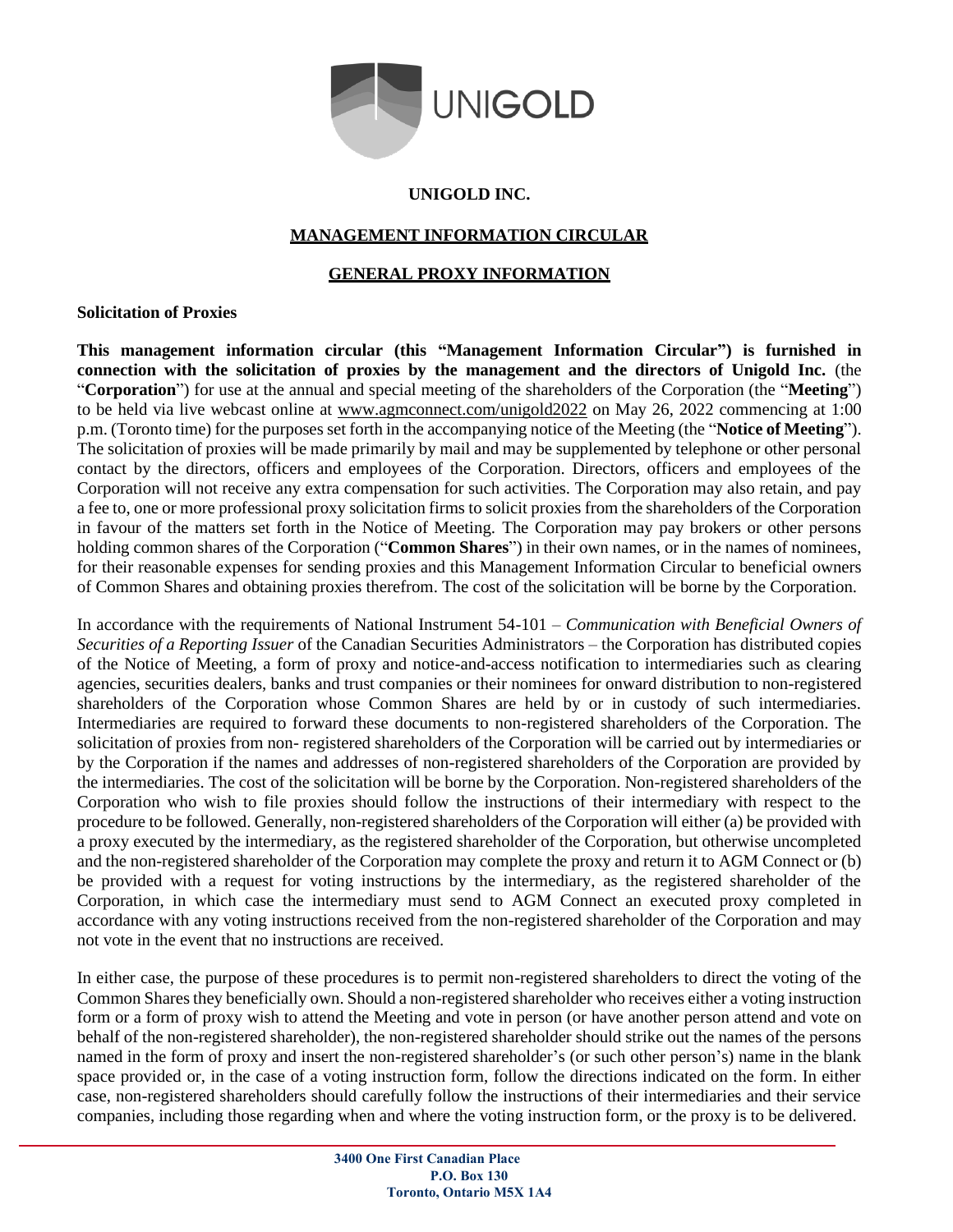# UNIGOLD INC.

## MANAGEMENT INFORMATION CIRCULAR

## GENERAL PROXY INFORMATION

### Solicitation of Proxies

**This management information circular (this "Management Information Circular") is furnished in connection with the solicitation of proxies by the management and the directors of Unigold Inc.** (the "**Corporation**") for use at the annual and special meeting of the shareholders of the Corporation (the "**Meeting**") to be held via live webcast online at www.agmconnect.com/unigold2022 on May 26, 2022 commencing at 1:00 p.m. (Toronto time) for the purposes set forth in the accompanying notice of the Meeting (the "**Notice of Meeting**"). The solicitation of proxies will be made primarily by mail and may be supplemented by telephone or other personal contact by the directors, officers and employees of the Corporation. Directors, officers and employees of the Corporation will not receive any extra compensation for such activities. The Corporation may also retain, and pay a fee to, one or more professional proxy solicitation firms to solicit proxies from the shareholders of the Corporation in favour of the matters set forth in the Notice of Meeting. The Corporation may pay brokers or other persons holding common shares of the Corporation ("**Common Shares**") in their own names, or in the names of nominees, for their reasonable expenses for sending proxies and this Management Information Circular to beneficial owners of Common Shares and obtaining proxies therefrom. The cost of the solicitation will be borne by the Corporation.

In accordance with the requirements of National Instrument 54-101 – *Communication with Beneficial Owners of Securities of a Reporting Issuer* of the Canadian Securities Administrators – the Corporation has distributed copies of the Notice of Meeting, a form of proxy and notice-and-access notification to intermediaries such as clearing agencies, securities dealers, banks and trust companies or their nominees for onward distribution to non-registered shareholders of the Corporation whose Common Shares are held by or in custody of such intermediaries. Intermediaries are required to forward these documents to non-registered shareholders of the Corporation. The solicitation of proxies from non- registered shareholders of the Corporation will be carried out by intermediaries or by the Corporation if the names and addresses of non-registered shareholders of the Corporation are provided by the intermediaries. The cost of the solicitation will be borne by the Corporation. Non-registered shareholders of the Corporation who wish to file proxies should follow the instructions of their intermediary with respect to the procedure to be followed. Generally, non-registered shareholders of the Corporation will either (a) be provided with a proxy executed by the intermediary, as the registered shareholder of the Corporation, but otherwise uncompleted and the non-registered shareholder of the Corporation may complete the proxy and return it to AGM Connect or (b) be provided with a request for voting instructions by the intermediary, as the registered shareholder of the Corporation, in which case the intermediary must send to AGM Connect an executed proxy completed in accordance with any voting instructions received from the non-registered shareholder of the Corporation and may not vote in the event that no instructions are received.

In either case, the purpose of these procedures is to permit non-registered shareholders to direct the voting of the Common Shares they beneficially own. Should a non-registered shareholder who receives either a voting instruction form or a form of proxy wish to attend the Meeting and vote in person (or have another person attend and vote on behalf of the non-registered shareholder), the non-registered shareholder should strike out the names of the persons named in the form of proxy and insert the non-registered shareholder's (or such other person's) name in the blank space provided or, in the case of a voting instruction form, follow the directions indicated on the form. In either case, non-registered shareholders should carefully follow the instructions of their intermediaries and their service companies, including those regarding when and where the voting instruction form, or the proxy is to be delivered.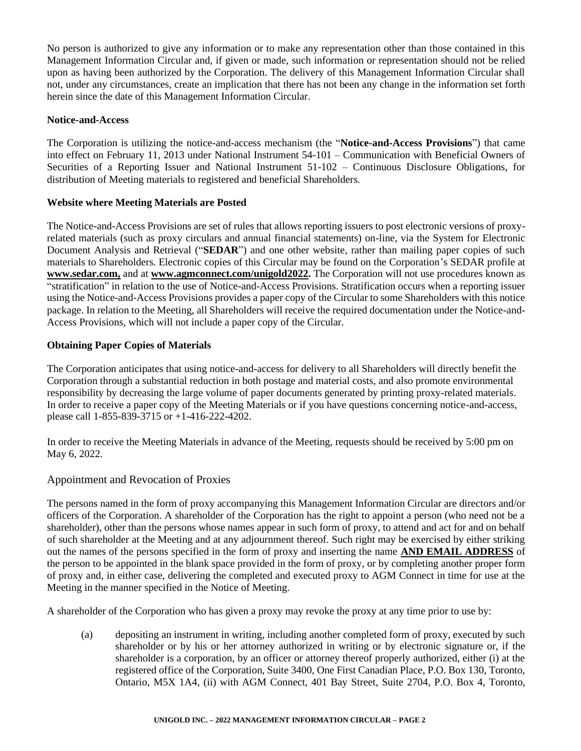No person is authorized to give any information or to make any representation other than those contained in this Management Information Circular and, if given or made, such information or representation should not be relied upon as having been authorized by the Corporation. The delivery of this Management Information Circular shall not, under any circumstances, create an implication that there has not been any change in the information set forth herein since the date of this Management Information Circular.

**Notice-and-Access**

The Corporation is utilizing the notice-and-access mechanism (the "**Notice-and-Access Provisions**") that came into effect on February 11, 2013 under National Instrument 54-101 – Communication with Beneficial Owners of Securities of a Reporting Issuer and National Instrument 51-102 – Continuous Disclosure Obligations, for distribution of Meeting materials to registered and beneficial Shareholders.

**Website where Meeting Materials are Posted**

The Notice-and-Access Provisions are set of rules that allows reporting issuers to post electronic versions of proxy-related materials (such as proxy circulars and annual financial statements) on-line, via the System for Electronic Document Analysis and Retrieval ("**SEDAR**") and one other website, rather than mailing paper copies of such materials to Shareholders. Electronic copies of this Circular may be found on the Corporation's SEDAR profile at **www.sedar.com,** and at **www.agmconnect.com/unigold2022.** The Corporation will not use procedures known as "stratification" in relation to the use of Notice-and-Access Provisions. Stratification occurs when a reporting issuer using the Notice-and-Access Provisions provides a paper copy of the Circular to some Shareholders with this notice package. In relation to the Meeting, all Shareholders will receive the required documentation under the Notice-and-Access Provisions, which will not include a paper copy of the Circular.

**Obtaining Paper Copies of Materials**

The Corporation anticipates that using notice-and-access for delivery to all Shareholders will directly benefit the Corporation through a substantial reduction in both postage and material costs, and also promote environmental responsibility by decreasing the large volume of paper documents generated by printing proxy-related materials. In order to receive a paper copy of the Meeting Materials or if you have questions concerning notice-and-access, please call 1-855-839-3715 or +1-416-222-4202.

In order to receive the Meeting Materials in advance of the Meeting, requests should be received by 5:00 pm on May 6, 2022.

## Appointment and Revocation of Proxies

The persons named in the form of proxy accompanying this Management Information Circular are directors and/or officers of the Corporation. A shareholder of the Corporation has the right to appoint a person (who need not be a shareholder), other than the persons whose names appear in such form of proxy, to attend and act for and on behalf of such shareholder at the Meeting and at any adjournment thereof. Such right may be exercised by either striking out the names of the persons specified in the form of proxy and inserting the name **AND EMAIL ADDRESS** of the person to be appointed in the blank space provided in the form of proxy, or by completing another proper form of proxy and, in either case, delivering the completed and executed proxy to AGM Connect in time for use at the Meeting in the manner specified in the Notice of Meeting.

A shareholder of the Corporation who has given a proxy may revoke the proxy at any time prior to use by:

(a) depositing an instrument in writing, including another completed form of proxy, executed by such shareholder or by his or her attorney authorized in writing or by electronic signature or, if the shareholder is a corporation, by an officer or attorney thereof properly authorized, either (i) at the registered office of the Corporation, Suite 3400, One First Canadian Place, P.O. Box 130, Toronto, Ontario, M5X 1A4, (ii) with AGM Connect, 401 Bay Street, Suite 2704, P.O. Box 4, Toronto,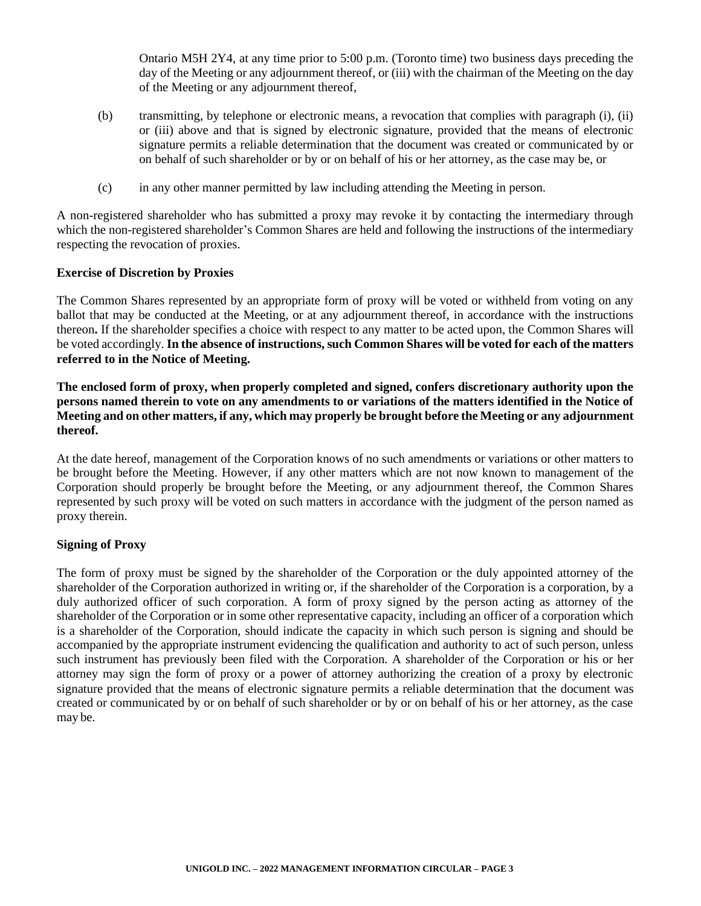Ontario M5H 2Y4, at any time prior to 5:00 p.m. (Toronto time) two business days preceding the day of the Meeting or any adjournment thereof, or (iii) with the chairman of the Meeting on the day of the Meeting or any adjournment thereof,

(b) transmitting, by telephone or electronic means, a revocation that complies with paragraph (i), (ii) or (iii) above and that is signed by electronic signature, provided that the means of electronic signature permits a reliable determination that the document was created or communicated by or on behalf of such shareholder or by or on behalf of his or her attorney, as the case may be, or

(c) in any other manner permitted by law including attending the Meeting in person.

A non-registered shareholder who has submitted a proxy may revoke it by contacting the intermediary through which the non-registered shareholder's Common Shares are held and following the instructions of the intermediary respecting the revocation of proxies.

**Exercise of Discretion by Proxies**

The Common Shares represented by an appropriate form of proxy will be voted or withheld from voting on any ballot that may be conducted at the Meeting, or at any adjournment thereof, in accordance with the instructions thereon. If the shareholder specifies a choice with respect to any matter to be acted upon, the Common Shares will be voted accordingly. **In the absence of instructions, such Common Shares will be voted for each of the matters referred to in the Notice of Meeting.**

**The enclosed form of proxy, when properly completed and signed, confers discretionary authority upon the persons named therein to vote on any amendments to or variations of the matters identified in the Notice of Meeting and on other matters, if any, which may properly be brought before the Meeting or any adjournment thereof.**

At the date hereof, management of the Corporation knows of no such amendments or variations or other matters to be brought before the Meeting. However, if any other matters which are not now known to management of the Corporation should properly be brought before the Meeting, or any adjournment thereof, the Common Shares represented by such proxy will be voted on such matters in accordance with the judgment of the person named as proxy therein.

**Signing of Proxy**

The form of proxy must be signed by the shareholder of the Corporation or the duly appointed attorney of the shareholder of the Corporation authorized in writing or, if the shareholder of the Corporation is a corporation, by a duly authorized officer of such corporation. A form of proxy signed by the person acting as attorney of the shareholder of the Corporation or in some other representative capacity, including an officer of a corporation which is a shareholder of the Corporation, should indicate the capacity in which such person is signing and should be accompanied by the appropriate instrument evidencing the qualification and authority to act of such person, unless such instrument has previously been filed with the Corporation. A shareholder of the Corporation or his or her attorney may sign the form of proxy or a power of attorney authorizing the creation of a proxy by electronic signature provided that the means of electronic signature permits a reliable determination that the document was created or communicated by or on behalf of such shareholder or by or on behalf of his or her attorney, as the case may be.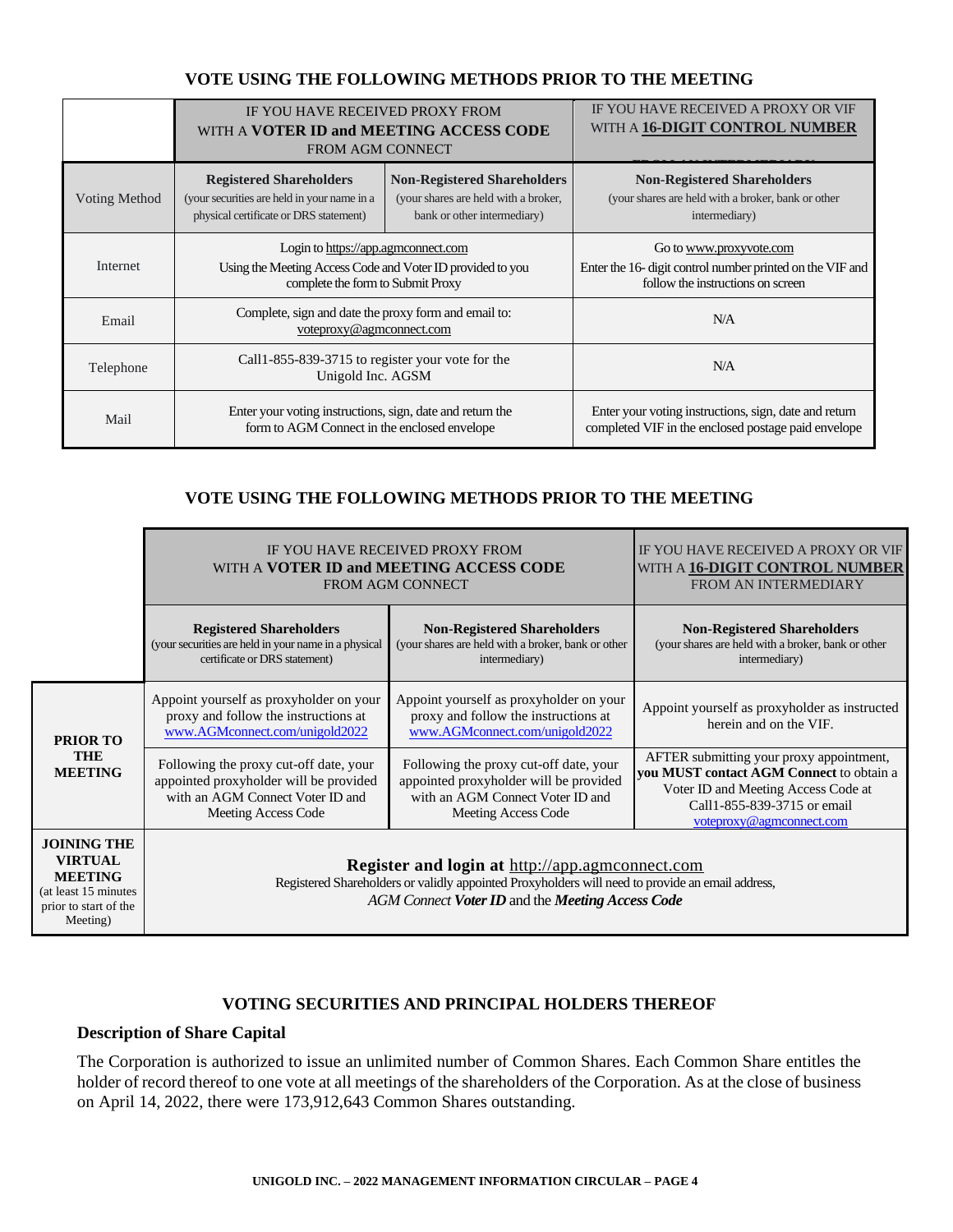### VOTE USING THE FOLLOWING METHODS PRIOR TO THE MEETING

| | IF YOU HAVE RECEIVED PROXY FROM WITH A **VOTER ID and MEETING ACCESS CODE** FROM AGM CONNECT | | IF YOU HAVE RECEIVED A PROXY OR VIF WITH A **16-DIGIT CONTROL NUMBER** FROM AN INTERMEDIARY |
|---|---|---|---|
| Voting Method | **Registered Shareholders** (your securities are held in your name in a physical certificate or DRS statement) | **Non-Registered Shareholders** (your shares are held with a broker, bank or other intermediary) | **Non-Registered Shareholders** (your shares are held with a broker, bank or other intermediary) |
| Internet | Login to https://app.agmconnect.com Using the Meeting Access Code and Voter ID provided to you complete the form to Submit Proxy | | Go to www.proxyvote.com Enter the 16- digit control number printed on the VIF and follow the instructions on screen |
| Email | Complete, sign and date the proxy form and email to: voteproxy@agmconnect.com | | N/A |
| Telephone | Call1-855-839-3715 to register your vote for the Unigold Inc. AGSM | | N/A |
| Mail | Enter your voting instructions, sign, date and return the form to AGM Connect in the enclosed envelope | | Enter your voting instructions, sign, date and return completed VIF in the enclosed postage paid envelope |

### VOTE USING THE FOLLOWING METHODS PRIOR TO THE MEETING

| | IF YOU HAVE RECEIVED PROXY FROM WITH A **VOTER ID and MEETING ACCESS CODE** FROM AGM CONNECT | | IF YOU HAVE RECEIVED A PROXY OR VIF WITH A **16-DIGIT CONTROL NUMBER** FROM AN INTERMEDIARY |
|---|---|---|---|
| | **Registered Shareholders** (your securities are held in your name in a physical certificate or DRS statement) | **Non-Registered Shareholders** (your shares are held with a broker, bank or other intermediary) | **Non-Registered Shareholders** (your shares are held with a broker, bank or other intermediary) |
| **PRIOR TO THE MEETING** | Appoint yourself as proxyholder on your proxy and follow the instructions at www.AGMconnect.com/unigold2022 | Appoint yourself as proxyholder on your proxy and follow the instructions at www.AGMconnect.com/unigold2022 | Appoint yourself as proxyholder as instructed herein and on the VIF. |
| | Following the proxy cut-off date, your appointed proxyholder will be provided with an AGM Connect Voter ID and Meeting Access Code | Following the proxy cut-off date, your appointed proxyholder will be provided with an AGM Connect Voter ID and Meeting Access Code | AFTER submitting your proxy appointment, **you MUST contact AGM Connect** to obtain a Voter ID and Meeting Access Code at Call1-855-839-3715 or email voteproxy@agmconnect.com |
| **JOINING THE VIRTUAL MEETING** (at least 15 minutes prior to start of the Meeting) | **Register and login at** http://app.agmconnect.com Registered Shareholders or validly appointed Proxyholders will need to provide an email address, *AGM Connect **Voter ID*** and the ***Meeting Access Code*** | | |

### VOTING SECURITIES AND PRINCIPAL HOLDERS THEREOF

**Description of Share Capital**

The Corporation is authorized to issue an unlimited number of Common Shares. Each Common Share entitles the holder of record thereof to one vote at all meetings of the shareholders of the Corporation. As at the close of business on April 14, 2022, there were 173,912,643 Common Shares outstanding.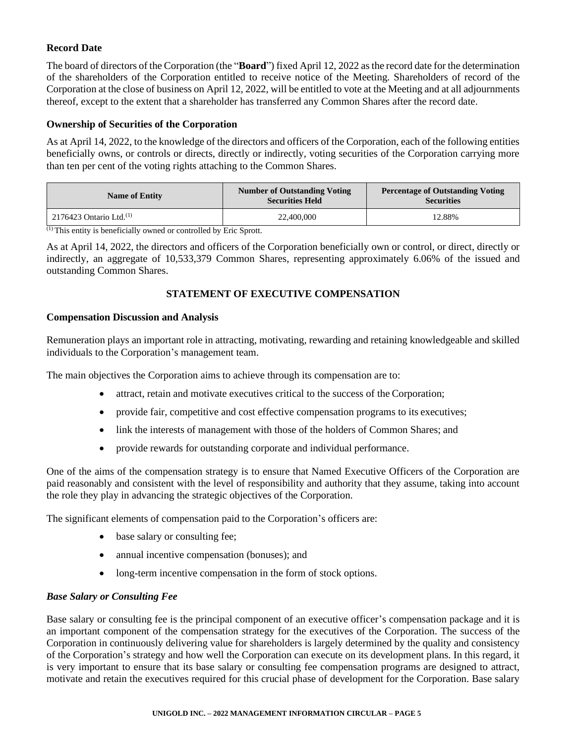### Record Date

The board of directors of the Corporation (the "**Board**") fixed April 12, 2022 as the record date for the determination of the shareholders of the Corporation entitled to receive notice of the Meeting. Shareholders of record of the Corporation at the close of business on April 12, 2022, will be entitled to vote at the Meeting and at all adjournments thereof, except to the extent that a shareholder has transferred any Common Shares after the record date.

### Ownership of Securities of the Corporation

As at April 14, 2022, to the knowledge of the directors and officers of the Corporation, each of the following entities beneficially owns, or controls or directs, directly or indirectly, voting securities of the Corporation carrying more than ten per cent of the voting rights attaching to the Common Shares.

| Name of Entity | Number of Outstanding Voting Securities Held | Percentage of Outstanding Voting Securities |
|---|---|---|
| 2176423 Ontario Ltd.[(1)] | 22,400,000 | 12.88% |

[(1)] This entity is beneficially owned or controlled by Eric Sprott.

As at April 14, 2022, the directors and officers of the Corporation beneficially own or control, or direct, directly or indirectly, an aggregate of 10,533,379 Common Shares, representing approximately 6.06% of the issued and outstanding Common Shares.

## STATEMENT OF EXECUTIVE COMPENSATION

### Compensation Discussion and Analysis

Remuneration plays an important role in attracting, motivating, rewarding and retaining knowledgeable and skilled individuals to the Corporation's management team.

The main objectives the Corporation aims to achieve through its compensation are to:

- attract, retain and motivate executives critical to the success of the Corporation;
- provide fair, competitive and cost effective compensation programs to its executives;
- link the interests of management with those of the holders of Common Shares; and
- provide rewards for outstanding corporate and individual performance.

One of the aims of the compensation strategy is to ensure that Named Executive Officers of the Corporation are paid reasonably and consistent with the level of responsibility and authority that they assume, taking into account the role they play in advancing the strategic objectives of the Corporation.

The significant elements of compensation paid to the Corporation's officers are:

- base salary or consulting fee;
- annual incentive compensation (bonuses); and
- long-term incentive compensation in the form of stock options.

#### *Base Salary or Consulting Fee*

Base salary or consulting fee is the principal component of an executive officer's compensation package and it is an important component of the compensation strategy for the executives of the Corporation. The success of the Corporation in continuously delivering value for shareholders is largely determined by the quality and consistency of the Corporation's strategy and how well the Corporation can execute on its development plans. In this regard, it is very important to ensure that its base salary or consulting fee compensation programs are designed to attract, motivate and retain the executives required for this crucial phase of development for the Corporation. Base salary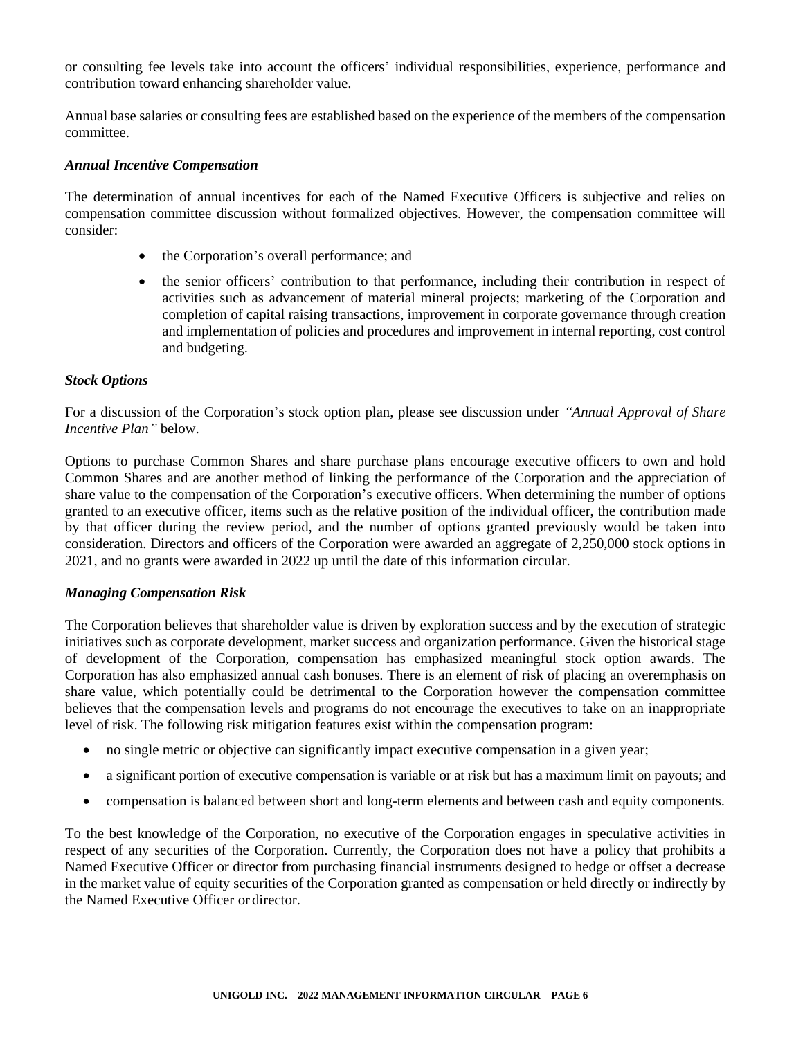or consulting fee levels take into account the officers' individual responsibilities, experience, performance and contribution toward enhancing shareholder value.

Annual base salaries or consulting fees are established based on the experience of the members of the compensation committee.

***Annual Incentive Compensation***

The determination of annual incentives for each of the Named Executive Officers is subjective and relies on compensation committee discussion without formalized objectives. However, the compensation committee will consider:

- the Corporation's overall performance; and
- the senior officers' contribution to that performance, including their contribution in respect of activities such as advancement of material mineral projects; marketing of the Corporation and completion of capital raising transactions, improvement in corporate governance through creation and implementation of policies and procedures and improvement in internal reporting, cost control and budgeting.

***Stock Options***

For a discussion of the Corporation's stock option plan, please see discussion under *"Annual Approval of Share Incentive Plan"* below.

Options to purchase Common Shares and share purchase plans encourage executive officers to own and hold Common Shares and are another method of linking the performance of the Corporation and the appreciation of share value to the compensation of the Corporation's executive officers. When determining the number of options granted to an executive officer, items such as the relative position of the individual officer, the contribution made by that officer during the review period, and the number of options granted previously would be taken into consideration. Directors and officers of the Corporation were awarded an aggregate of 2,250,000 stock options in 2021, and no grants were awarded in 2022 up until the date of this information circular.

***Managing Compensation Risk***

The Corporation believes that shareholder value is driven by exploration success and by the execution of strategic initiatives such as corporate development, market success and organization performance. Given the historical stage of development of the Corporation, compensation has emphasized meaningful stock option awards. The Corporation has also emphasized annual cash bonuses. There is an element of risk of placing an overemphasis on share value, which potentially could be detrimental to the Corporation however the compensation committee believes that the compensation levels and programs do not encourage the executives to take on an inappropriate level of risk. The following risk mitigation features exist within the compensation program:

- no single metric or objective can significantly impact executive compensation in a given year;
- a significant portion of executive compensation is variable or at risk but has a maximum limit on payouts; and
- compensation is balanced between short and long-term elements and between cash and equity components.

To the best knowledge of the Corporation, no executive of the Corporation engages in speculative activities in respect of any securities of the Corporation. Currently, the Corporation does not have a policy that prohibits a Named Executive Officer or director from purchasing financial instruments designed to hedge or offset a decrease in the market value of equity securities of the Corporation granted as compensation or held directly or indirectly by the Named Executive Officer or director.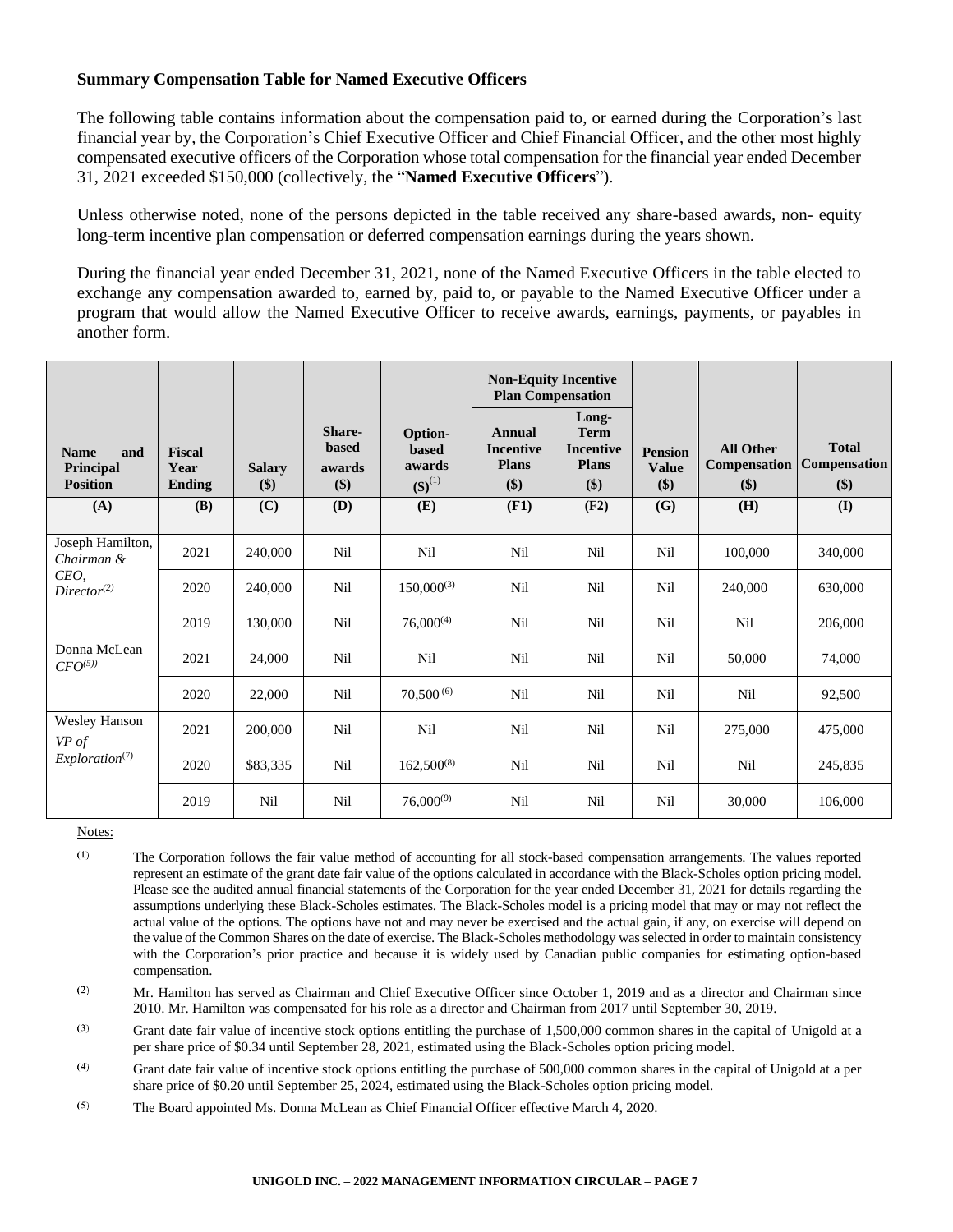### Summary Compensation Table for Named Executive Officers

The following table contains information about the compensation paid to, or earned during the Corporation's last financial year by, the Corporation's Chief Executive Officer and Chief Financial Officer, and the other most highly compensated executive officers of the Corporation whose total compensation for the financial year ended December 31, 2021 exceeded $150,000 (collectively, the "**Named Executive Officers**").

Unless otherwise noted, none of the persons depicted in the table received any share-based awards, non- equity long-term incentive plan compensation or deferred compensation earnings during the years shown.

During the financial year ended December 31, 2021, none of the Named Executive Officers in the table elected to exchange any compensation awarded to, earned by, paid to, or payable to the Named Executive Officer under a program that would allow the Named Executive Officer to receive awards, earnings, payments, or payables in another form.

| Name and Principal Position | Fiscal Year Ending | Salary ($) | Share-based awards ($) | Option-based awards ($)[1] | Non-Equity Incentive Plan Compensation | | Pension Value ($) | All Other Compensation ($) | Total Compensation ($) |
|---|---|---|---|---|---|---|---|---|---|
| | | | | | Annual Incentive Plans ($) | Long-Term Incentive Plans ($) | | | |
| (A) | (B) | (C) | (D) | (E) | (F1) | (F2) | (G) | (H) | (I) |
| Joseph Hamilton, *Chairman & CEO, Director*[2] | 2021 | 240,000 | Nil | Nil | Nil | Nil | Nil | 100,000 | 340,000 |
| | 2020 | 240,000 | Nil | 150,000[3] | Nil | Nil | Nil | 240,000 | 630,000 |
| | 2019 | 130,000 | Nil | 76,000[4] | Nil | Nil | Nil | Nil | 206,000 |
| Donna McLean *CFO*[5] | 2021 | 24,000 | Nil | Nil | Nil | Nil | Nil | 50,000 | 74,000 |
| | 2020 | 22,000 | Nil | 70,500[6] | Nil | Nil | Nil | Nil | 92,500 |
| Wesley Hanson *VP of Exploration*[7] | 2021 | 200,000 | Nil | Nil | Nil | Nil | Nil | 275,000 | 475,000 |
| | 2020 | $83,335 | Nil | 162,500[8] | Nil | Nil | Nil | Nil | 245,835 |
| | 2019 | Nil | Nil | 76,000[9] | Nil | Nil | Nil | 30,000 | 106,000 |

Notes:

(1) The Corporation follows the fair value method of accounting for all stock-based compensation arrangements. The values reported represent an estimate of the grant date fair value of the options calculated in accordance with the Black-Scholes option pricing model. Please see the audited annual financial statements of the Corporation for the year ended December 31, 2021 for details regarding the assumptions underlying these Black-Scholes estimates. The Black-Scholes model is a pricing model that may or may not reflect the actual value of the options. The options have not and may never be exercised and the actual gain, if any, on exercise will depend on the value of the Common Shares on the date of exercise. The Black-Scholes methodology was selected in order to maintain consistency with the Corporation's prior practice and because it is widely used by Canadian public companies for estimating option-based compensation.

(2) Mr. Hamilton has served as Chairman and Chief Executive Officer since October 1, 2019 and as a director and Chairman since 2010. Mr. Hamilton was compensated for his role as a director and Chairman from 2017 until September 30, 2019.

(3) Grant date fair value of incentive stock options entitling the purchase of 1,500,000 common shares in the capital of Unigold at a per share price of $0.34 until September 28, 2021, estimated using the Black-Scholes option pricing model.

(4) Grant date fair value of incentive stock options entitling the purchase of 500,000 common shares in the capital of Unigold at a per share price of $0.20 until September 25, 2024, estimated using the Black-Scholes option pricing model.

(5) The Board appointed Ms. Donna McLean as Chief Financial Officer effective March 4, 2020.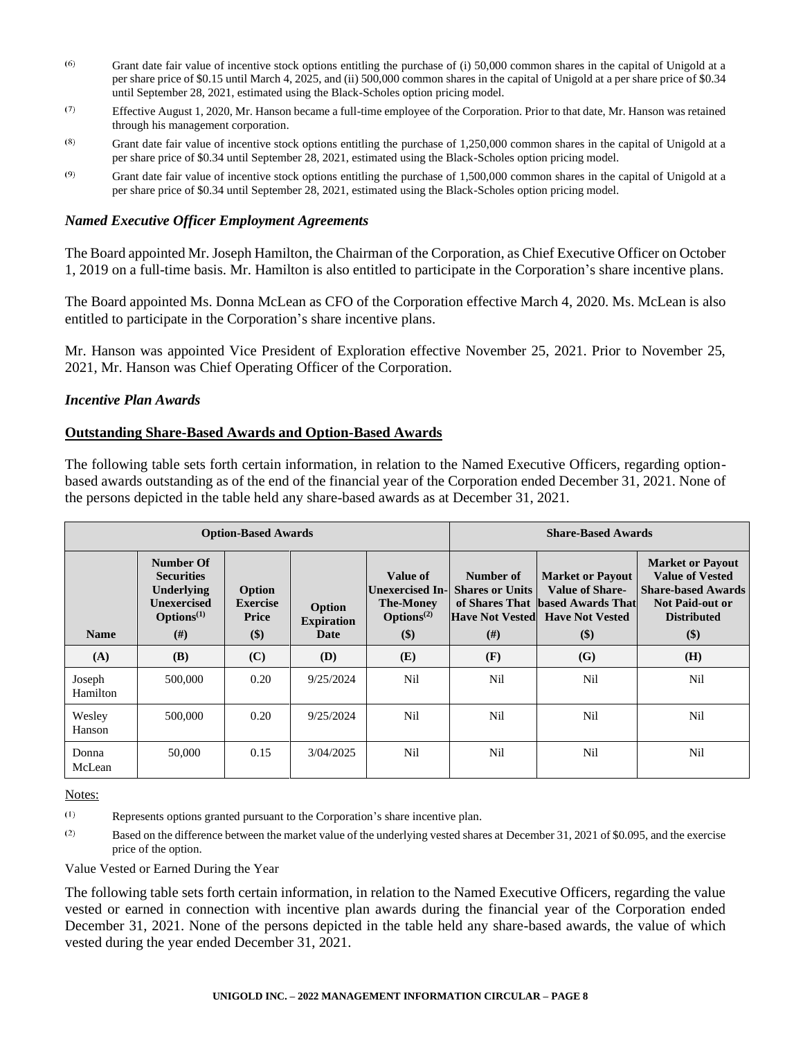(6) Grant date fair value of incentive stock options entitling the purchase of (i) 50,000 common shares in the capital of Unigold at a per share price of $0.15 until March 4, 2025, and (ii) 500,000 common shares in the capital of Unigold at a per share price of $0.34 until September 28, 2021, estimated using the Black-Scholes option pricing model.

(7) Effective August 1, 2020, Mr. Hanson became a full-time employee of the Corporation. Prior to that date, Mr. Hanson was retained through his management corporation.

(8) Grant date fair value of incentive stock options entitling the purchase of 1,250,000 common shares in the capital of Unigold at a per share price of $0.34 until September 28, 2021, estimated using the Black-Scholes option pricing model.

(9) Grant date fair value of incentive stock options entitling the purchase of 1,500,000 common shares in the capital of Unigold at a per share price of $0.34 until September 28, 2021, estimated using the Black-Scholes option pricing model.

### *Named Executive Officer Employment Agreements*

The Board appointed Mr. Joseph Hamilton, the Chairman of the Corporation, as Chief Executive Officer on October 1, 2019 on a full-time basis. Mr. Hamilton is also entitled to participate in the Corporation's share incentive plans.

The Board appointed Ms. Donna McLean as CFO of the Corporation effective March 4, 2020. Ms. McLean is also entitled to participate in the Corporation's share incentive plans.

Mr. Hanson was appointed Vice President of Exploration effective November 25, 2021. Prior to November 25, 2021, Mr. Hanson was Chief Operating Officer of the Corporation.

### *Incentive Plan Awards*

#### Outstanding Share-Based Awards and Option-Based Awards

The following table sets forth certain information, in relation to the Named Executive Officers, regarding option-based awards outstanding as of the end of the financial year of the Corporation ended December 31, 2021. None of the persons depicted in the table held any share-based awards as at December 31, 2021.

| Option-Based Awards | | | | | Share-Based Awards | | |
|---|---|---|---|---|---|---|---|
| **Name** | **Number Of Securities Underlying Unexercised Options(1) (#)** | **Option Exercise Price ($)** | **Option Expiration Date** | **Value of Unexercised In-The-Money Options(2) ($)** | **Number of Shares or Units of Shares That Have Not Vested (#)** | **Market or Payout Value of Share-based Awards That Have Not Vested ($)** | **Market or Payout Value of Vested Share-based Awards Not Paid-out or Distributed ($)** |
| **(A)** | **(B)** | **(C)** | **(D)** | **(E)** | **(F)** | **(G)** | **(H)** |
| Joseph Hamilton | 500,000 | 0.20 | 9/25/2024 | Nil | Nil | Nil | Nil |
| Wesley Hanson | 500,000 | 0.20 | 9/25/2024 | Nil | Nil | Nil | Nil |
| Donna McLean | 50,000 | 0.15 | 3/04/2025 | Nil | Nil | Nil | Nil |

Notes:

(1) Represents options granted pursuant to the Corporation's share incentive plan.

(2) Based on the difference between the market value of the underlying vested shares at December 31, 2021 of $0.095, and the exercise price of the option.

Value Vested or Earned During the Year

The following table sets forth certain information, in relation to the Named Executive Officers, regarding the value vested or earned in connection with incentive plan awards during the financial year of the Corporation ended December 31, 2021. None of the persons depicted in the table held any share-based awards, the value of which vested during the year ended December 31, 2021.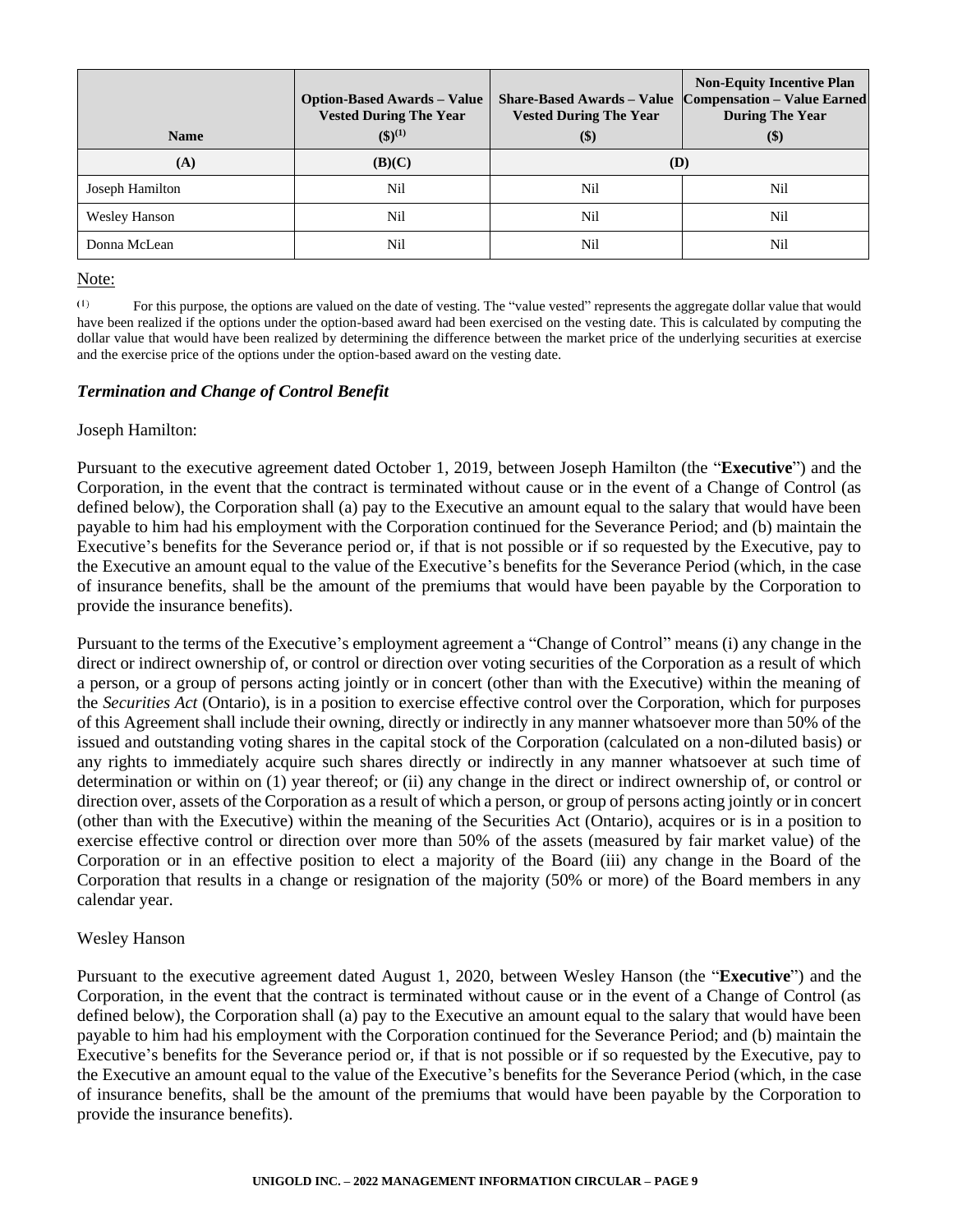| Name | Option-Based Awards – Value Vested During The Year ($)[(1)] | Share-Based Awards – Value Vested During The Year ($) | Non-Equity Incentive Plan Compensation – Value Earned During The Year ($) |
|---|---|---|---|
| (A) | (B)(C) | (D) | |
| Joseph Hamilton | Nil | Nil | Nil |
| Wesley Hanson | Nil | Nil | Nil |
| Donna McLean | Nil | Nil | Nil |

Note:

(1) For this purpose, the options are valued on the date of vesting. The "value vested" represents the aggregate dollar value that would have been realized if the options under the option-based award had been exercised on the vesting date. This is calculated by computing the dollar value that would have been realized by determining the difference between the market price of the underlying securities at exercise and the exercise price of the options under the option-based award on the vesting date.

### *Termination and Change of Control Benefit*

Joseph Hamilton:

Pursuant to the executive agreement dated October 1, 2019, between Joseph Hamilton (the "**Executive**") and the Corporation, in the event that the contract is terminated without cause or in the event of a Change of Control (as defined below), the Corporation shall (a) pay to the Executive an amount equal to the salary that would have been payable to him had his employment with the Corporation continued for the Severance Period; and (b) maintain the Executive's benefits for the Severance period or, if that is not possible or if so requested by the Executive, pay to the Executive an amount equal to the value of the Executive's benefits for the Severance Period (which, in the case of insurance benefits, shall be the amount of the premiums that would have been payable by the Corporation to provide the insurance benefits).

Pursuant to the terms of the Executive's employment agreement a "Change of Control" means (i) any change in the direct or indirect ownership of, or control or direction over voting securities of the Corporation as a result of which a person, or a group of persons acting jointly or in concert (other than with the Executive) within the meaning of the *Securities Act* (Ontario), is in a position to exercise effective control over the Corporation, which for purposes of this Agreement shall include their owning, directly or indirectly in any manner whatsoever more than 50% of the issued and outstanding voting shares in the capital stock of the Corporation (calculated on a non-diluted basis) or any rights to immediately acquire such shares directly or indirectly in any manner whatsoever at such time of determination or within on (1) year thereof; or (ii) any change in the direct or indirect ownership of, or control or direction over, assets of the Corporation as a result of which a person, or group of persons acting jointly or in concert (other than with the Executive) within the meaning of the Securities Act (Ontario), acquires or is in a position to exercise effective control or direction over more than 50% of the assets (measured by fair market value) of the Corporation or in an effective position to elect a majority of the Board (iii) any change in the Board of the Corporation that results in a change or resignation of the majority (50% or more) of the Board members in any calendar year.

Wesley Hanson

Pursuant to the executive agreement dated August 1, 2020, between Wesley Hanson (the "**Executive**") and the Corporation, in the event that the contract is terminated without cause or in the event of a Change of Control (as defined below), the Corporation shall (a) pay to the Executive an amount equal to the salary that would have been payable to him had his employment with the Corporation continued for the Severance Period; and (b) maintain the Executive's benefits for the Severance period or, if that is not possible or if so requested by the Executive, pay to the Executive an amount equal to the value of the Executive's benefits for the Severance Period (which, in the case of insurance benefits, shall be the amount of the premiums that would have been payable by the Corporation to provide the insurance benefits).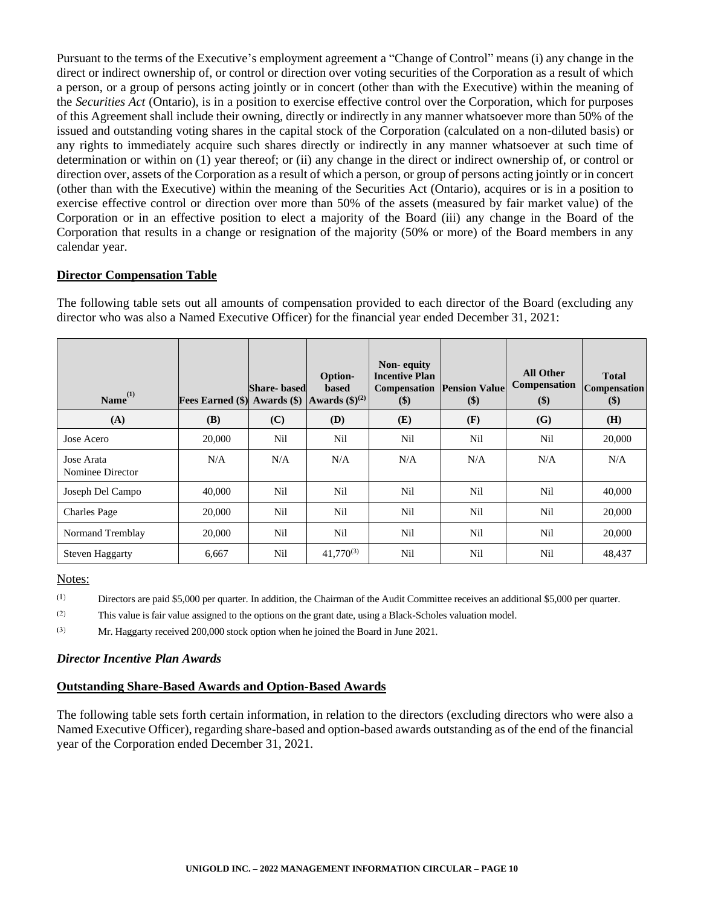Pursuant to the terms of the Executive's employment agreement a "Change of Control" means (i) any change in the direct or indirect ownership of, or control or direction over voting securities of the Corporation as a result of which a person, or a group of persons acting jointly or in concert (other than with the Executive) within the meaning of the *Securities Act* (Ontario), is in a position to exercise effective control over the Corporation, which for purposes of this Agreement shall include their owning, directly or indirectly in any manner whatsoever more than 50% of the issued and outstanding voting shares in the capital stock of the Corporation (calculated on a non-diluted basis) or any rights to immediately acquire such shares directly or indirectly in any manner whatsoever at such time of determination or within on (1) year thereof; or (ii) any change in the direct or indirect ownership of, or control or direction over, assets of the Corporation as a result of which a person, or group of persons acting jointly or in concert (other than with the Executive) within the meaning of the Securities Act (Ontario), acquires or is in a position to exercise effective control or direction over more than 50% of the assets (measured by fair market value) of the Corporation or in an effective position to elect a majority of the Board (iii) any change in the Board of the Corporation that results in a change or resignation of the majority (50% or more) of the Board members in any calendar year.

## Director Compensation Table

The following table sets out all amounts of compensation provided to each director of the Board (excluding any director who was also a Named Executive Officer) for the financial year ended December 31, 2021:

| Name[1] | Fees Earned ($) | Share- based Awards ($) | Option- based Awards ($)[2] | Non- equity Incentive Plan Compensation ($) | Pension Value ($) | All Other Compensation ($) | Total Compensation ($) |
|---|---|---|---|---|---|---|---|
| (A) | (B) | (C) | (D) | (E) | (F) | (G) | (H) |
| Jose Acero | 20,000 | Nil | Nil | Nil | Nil | Nil | 20,000 |
| Jose Arata Nominee Director | N/A | N/A | N/A | N/A | N/A | N/A | N/A |
| Joseph Del Campo | 40,000 | Nil | Nil | Nil | Nil | Nil | 40,000 |
| Charles Page | 20,000 | Nil | Nil | Nil | Nil | Nil | 20,000 |
| Normand Tremblay | 20,000 | Nil | Nil | Nil | Nil | Nil | 20,000 |
| Steven Haggarty | 6,667 | Nil | 41,770[3] | Nil | Nil | Nil | 48,437 |

Notes:

(1) Directors are paid $5,000 per quarter. In addition, the Chairman of the Audit Committee receives an additional $5,000 per quarter.

(2) This value is fair value assigned to the options on the grant date, using a Black-Scholes valuation model.

(3) Mr. Haggarty received 200,000 stock option when he joined the Board in June 2021.

### *Director Incentive Plan Awards*

## Outstanding Share-Based Awards and Option-Based Awards

The following table sets forth certain information, in relation to the directors (excluding directors who were also a Named Executive Officer), regarding share-based and option-based awards outstanding as of the end of the financial year of the Corporation ended December 31, 2021.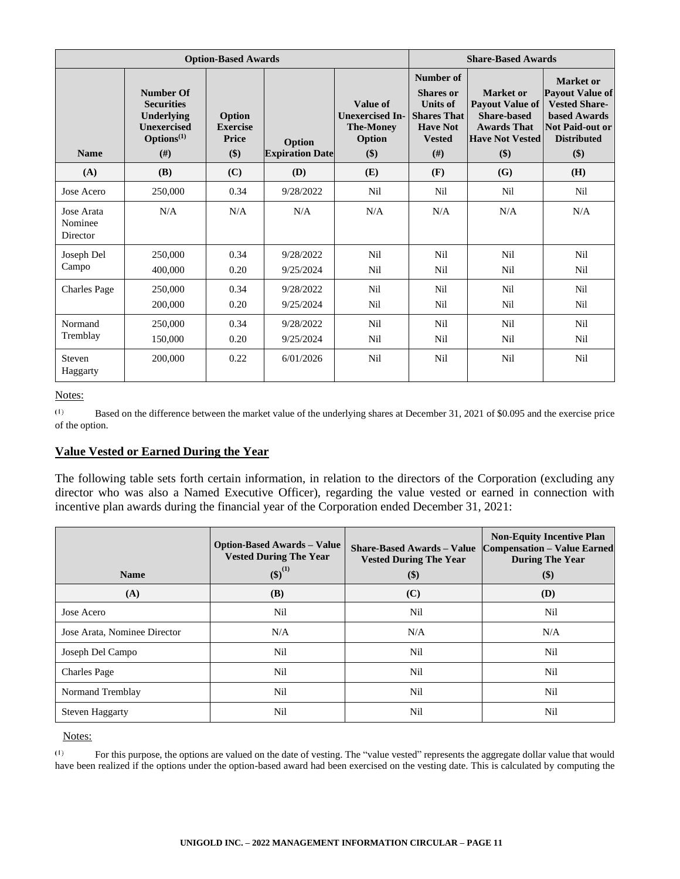| Option-Based Awards | | | | | Share-Based Awards | | |
|---|---|---|---|---|---|---|---|
| **Name** | **Number Of Securities Underlying Unexercised Options[(1)] (#)** | **Option Exercise Price ($)** | **Option Expiration Date** | **Value of Unexercised In-The-Money Option ($)** | **Number of Shares or Units of Shares That Have Not Vested (#)** | **Market or Payout Value of Share-based Awards That Have Not Vested ($)** | **Market or Payout Value of Vested Share-based Awards Not Paid-out or Distributed ($)** |
| **(A)** | **(B)** | **(C)** | **(D)** | **(E)** | **(F)** | **(G)** | **(H)** |
| Jose Acero | 250,000 | 0.34 | 9/28/2022 | Nil | Nil | Nil | Nil |
| Jose Arata Nominee Director | N/A | N/A | N/A | N/A | N/A | N/A | N/A |
| Joseph Del Campo | 250,000<br>400,000 | 0.34<br>0.20 | 9/28/2022<br>9/25/2024 | Nil<br>Nil | Nil<br>Nil | Nil<br>Nil | Nil<br>Nil |
| Charles Page | 250,000<br>200,000 | 0.34<br>0.20 | 9/28/2022<br>9/25/2024 | Nil<br>Nil | Nil<br>Nil | Nil<br>Nil | Nil<br>Nil |
| Normand Tremblay | 250,000<br>150,000 | 0.34<br>0.20 | 9/28/2022<br>9/25/2024 | Nil<br>Nil | Nil<br>Nil | Nil<br>Nil | Nil<br>Nil |
| Steven Haggarty | 200,000 | 0.22 | 6/01/2026 | Nil | Nil | Nil | Nil |

Notes:

(1) Based on the difference between the market value of the underlying shares at December 31, 2021 of $0.095 and the exercise price of the option.

## Value Vested or Earned During the Year

The following table sets forth certain information, in relation to the directors of the Corporation (excluding any director who was also a Named Executive Officer), regarding the value vested or earned in connection with incentive plan awards during the financial year of the Corporation ended December 31, 2021:

| Name | Option-Based Awards – Value Vested During The Year ($)[(1)] | Share-Based Awards – Value Vested During The Year ($) | Non-Equity Incentive Plan Compensation – Value Earned During The Year ($) |
|---|---|---|---|
| **(A)** | **(B)** | **(C)** | **(D)** |
| Jose Acero | Nil | Nil | Nil |
| Jose Arata, Nominee Director | N/A | N/A | N/A |
| Joseph Del Campo | Nil | Nil | Nil |
| Charles Page | Nil | Nil | Nil |
| Normand Tremblay | Nil | Nil | Nil |
| Steven Haggarty | Nil | Nil | Nil |

Notes:

(1) For this purpose, the options are valued on the date of vesting. The "value vested" represents the aggregate dollar value that would have been realized if the options under the option-based award had been exercised on the vesting date. This is calculated by computing the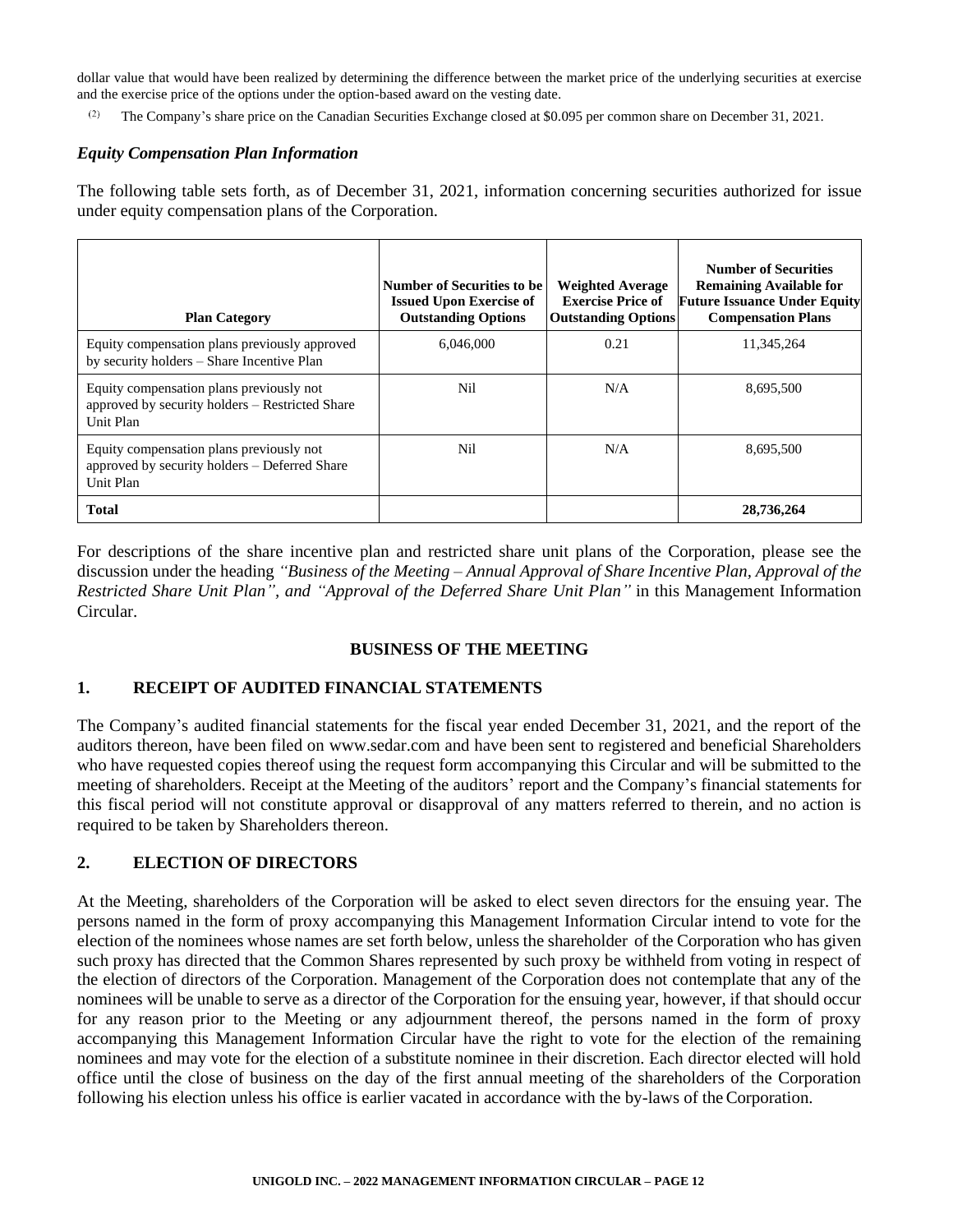dollar value that would have been realized by determining the difference between the market price of the underlying securities at exercise and the exercise price of the options under the option-based award on the vesting date.

(2) The Company's share price on the Canadian Securities Exchange closed at $0.095 per common share on December 31, 2021.

### *Equity Compensation Plan Information*

The following table sets forth, as of December 31, 2021, information concerning securities authorized for issue under equity compensation plans of the Corporation.

| Plan Category | Number of Securities to be Issued Upon Exercise of Outstanding Options | Weighted Average Exercise Price of Outstanding Options | Number of Securities Remaining Available for Future Issuance Under Equity Compensation Plans |
|---|---|---|---|
| Equity compensation plans previously approved by security holders – Share Incentive Plan | 6,046,000 | 0.21 | 11,345,264 |
| Equity compensation plans previously not approved by security holders – Restricted Share Unit Plan | Nil | N/A | 8,695,500 |
| Equity compensation plans previously not approved by security holders – Deferred Share Unit Plan | Nil | N/A | 8,695,500 |
| **Total** | | | **28,736,264** |

For descriptions of the share incentive plan and restricted share unit plans of the Corporation, please see the discussion under the heading *"Business of the Meeting – Annual Approval of Share Incentive Plan, Approval of the Restricted Share Unit Plan", and "Approval of the Deferred Share Unit Plan"* in this Management Information Circular.

## BUSINESS OF THE MEETING

### 1. RECEIPT OF AUDITED FINANCIAL STATEMENTS

The Company's audited financial statements for the fiscal year ended December 31, 2021, and the report of the auditors thereon, have been filed on www.sedar.com and have been sent to registered and beneficial Shareholders who have requested copies thereof using the request form accompanying this Circular and will be submitted to the meeting of shareholders. Receipt at the Meeting of the auditors' report and the Company's financial statements for this fiscal period will not constitute approval or disapproval of any matters referred to therein, and no action is required to be taken by Shareholders thereon.

### 2. ELECTION OF DIRECTORS

At the Meeting, shareholders of the Corporation will be asked to elect seven directors for the ensuing year. The persons named in the form of proxy accompanying this Management Information Circular intend to vote for the election of the nominees whose names are set forth below, unless the shareholder of the Corporation who has given such proxy has directed that the Common Shares represented by such proxy be withheld from voting in respect of the election of directors of the Corporation. Management of the Corporation does not contemplate that any of the nominees will be unable to serve as a director of the Corporation for the ensuing year, however, if that should occur for any reason prior to the Meeting or any adjournment thereof, the persons named in the form of proxy accompanying this Management Information Circular have the right to vote for the election of the remaining nominees and may vote for the election of a substitute nominee in their discretion. Each director elected will hold office until the close of business on the day of the first annual meeting of the shareholders of the Corporation following his election unless his office is earlier vacated in accordance with the by-laws of the Corporation.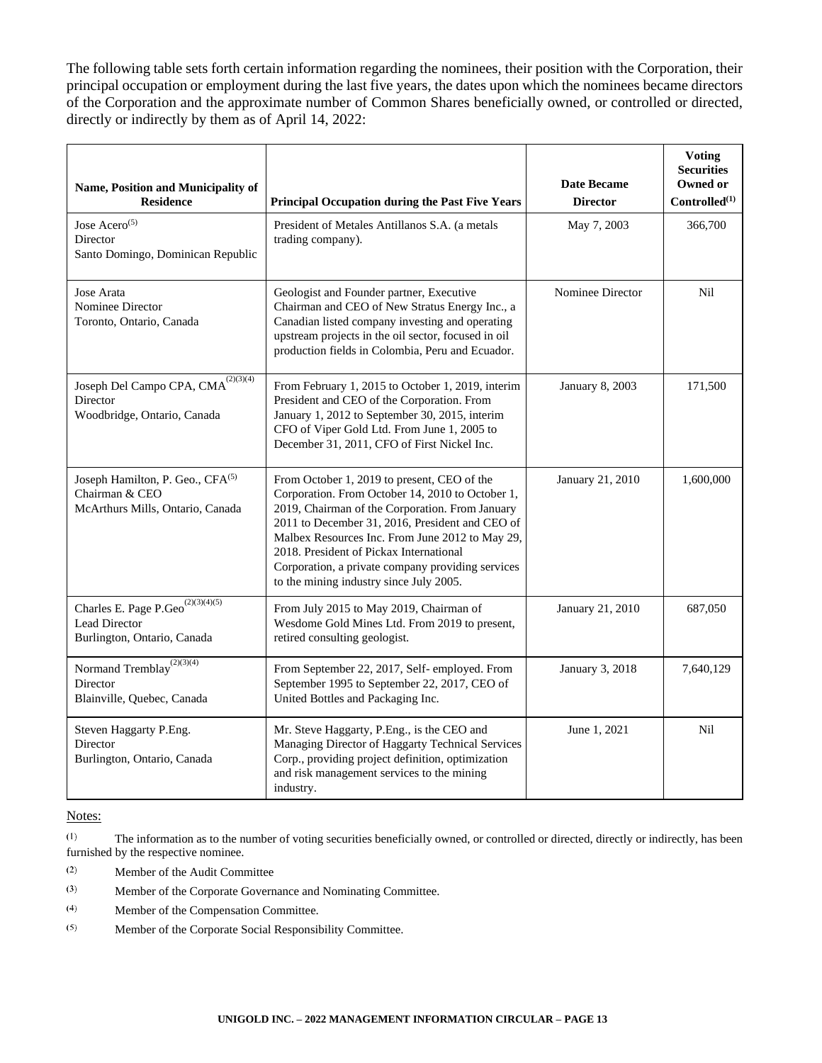The following table sets forth certain information regarding the nominees, their position with the Corporation, their principal occupation or employment during the last five years, the dates upon which the nominees became directors of the Corporation and the approximate number of Common Shares beneficially owned, or controlled or directed, directly or indirectly by them as of April 14, 2022:

| Name, Position and Municipality of Residence | Principal Occupation during the Past Five Years | Date Became Director | Voting Securities Owned or Controlled[(1)] |
|---|---|---|---|
| Jose Acero[(5)]<br>Director<br>Santo Domingo, Dominican Republic | President of Metales Antillanos S.A. (a metals trading company). | May 7, 2003 | 366,700 |
| Jose Arata<br>Nominee Director<br>Toronto, Ontario, Canada | Geologist and Founder partner, Executive Chairman and CEO of New Stratus Energy Inc., a Canadian listed company investing and operating upstream projects in the oil sector, focused in oil production fields in Colombia, Peru and Ecuador. | Nominee Director | Nil |
| Joseph Del Campo CPA, CMA[(2)(3)(4)]<br>Director<br>Woodbridge, Ontario, Canada | From February 1, 2015 to October 1, 2019, interim President and CEO of the Corporation. From January 1, 2012 to September 30, 2015, interim CFO of Viper Gold Ltd. From June 1, 2005 to December 31, 2011, CFO of First Nickel Inc. | January 8, 2003 | 171,500 |
| Joseph Hamilton, P. Geo., CFA[(5)]<br>Chairman & CEO<br>McArthurs Mills, Ontario, Canada | From October 1, 2019 to present, CEO of the Corporation. From October 14, 2010 to October 1, 2019, Chairman of the Corporation. From January 2011 to December 31, 2016, President and CEO of Malbex Resources Inc. From June 2012 to May 29, 2018. President of Pickax International Corporation, a private company providing services to the mining industry since July 2005. | January 21, 2010 | 1,600,000 |
| Charles E. Page P.Geo[(2)(3)(4)(5)]<br>Lead Director<br>Burlington, Ontario, Canada | From July 2015 to May 2019, Chairman of Wesdome Gold Mines Ltd. From 2019 to present, retired consulting geologist. | January 21, 2010 | 687,050 |
| Normand Tremblay[(2)(3)(4)]<br>Director<br>Blainville, Quebec, Canada | From September 22, 2017, Self- employed. From September 1995 to September 22, 2017, CEO of United Bottles and Packaging Inc. | January 3, 2018 | 7,640,129 |
| Steven Haggarty P.Eng.<br>Director<br>Burlington, Ontario, Canada | Mr. Steve Haggarty, P.Eng., is the CEO and Managing Director of Haggarty Technical Services Corp., providing project definition, optimization and risk management services to the mining industry. | June 1, 2021 | Nil |

Notes:

(1) The information as to the number of voting securities beneficially owned, or controlled or directed, directly or indirectly, has been furnished by the respective nominee.

(2) Member of the Audit Committee

(3) Member of the Corporate Governance and Nominating Committee.

(4) Member of the Compensation Committee.

(5) Member of the Corporate Social Responsibility Committee.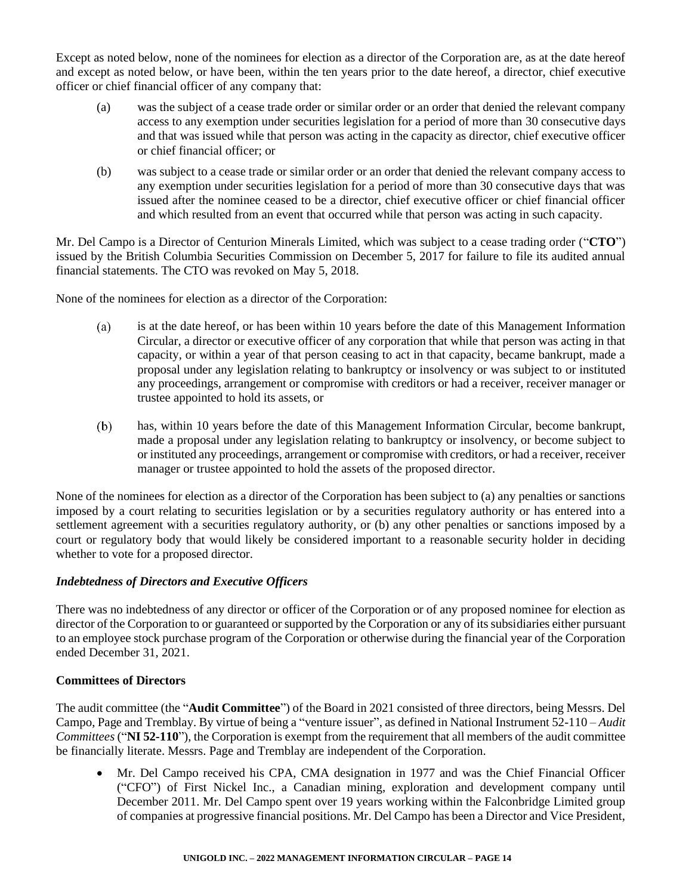Except as noted below, none of the nominees for election as a director of the Corporation are, as at the date hereof and except as noted below, or have been, within the ten years prior to the date hereof, a director, chief executive officer or chief financial officer of any company that:

(a) was the subject of a cease trade order or similar order or an order that denied the relevant company access to any exemption under securities legislation for a period of more than 30 consecutive days and that was issued while that person was acting in the capacity as director, chief executive officer or chief financial officer; or

(b) was subject to a cease trade or similar order or an order that denied the relevant company access to any exemption under securities legislation for a period of more than 30 consecutive days that was issued after the nominee ceased to be a director, chief executive officer or chief financial officer and which resulted from an event that occurred while that person was acting in such capacity.

Mr. Del Campo is a Director of Centurion Minerals Limited, which was subject to a cease trading order ("**CTO**") issued by the British Columbia Securities Commission on December 5, 2017 for failure to file its audited annual financial statements. The CTO was revoked on May 5, 2018.

None of the nominees for election as a director of the Corporation:

(a) is at the date hereof, or has been within 10 years before the date of this Management Information Circular, a director or executive officer of any corporation that while that person was acting in that capacity, or within a year of that person ceasing to act in that capacity, became bankrupt, made a proposal under any legislation relating to bankruptcy or insolvency or was subject to or instituted any proceedings, arrangement or compromise with creditors or had a receiver, receiver manager or trustee appointed to hold its assets, or

(b) has, within 10 years before the date of this Management Information Circular, become bankrupt, made a proposal under any legislation relating to bankruptcy or insolvency, or become subject to or instituted any proceedings, arrangement or compromise with creditors, or had a receiver, receiver manager or trustee appointed to hold the assets of the proposed director.

None of the nominees for election as a director of the Corporation has been subject to (a) any penalties or sanctions imposed by a court relating to securities legislation or by a securities regulatory authority or has entered into a settlement agreement with a securities regulatory authority, or (b) any other penalties or sanctions imposed by a court or regulatory body that would likely be considered important to a reasonable security holder in deciding whether to vote for a proposed director.

### *Indebtedness of Directors and Executive Officers*

There was no indebtedness of any director or officer of the Corporation or of any proposed nominee for election as director of the Corporation to or guaranteed or supported by the Corporation or any of its subsidiaries either pursuant to an employee stock purchase program of the Corporation or otherwise during the financial year of the Corporation ended December 31, 2021.

### **Committees of Directors**

The audit committee (the "**Audit Committee**") of the Board in 2021 consisted of three directors, being Messrs. Del Campo, Page and Tremblay. By virtue of being a "venture issuer", as defined in National Instrument 52-110 – *Audit Committees* ("**NI 52-110**"), the Corporation is exempt from the requirement that all members of the audit committee be financially literate. Messrs. Page and Tremblay are independent of the Corporation.

- Mr. Del Campo received his CPA, CMA designation in 1977 and was the Chief Financial Officer ("CFO") of First Nickel Inc., a Canadian mining, exploration and development company until December 2011. Mr. Del Campo spent over 19 years working within the Falconbridge Limited group of companies at progressive financial positions. Mr. Del Campo has been a Director and Vice President,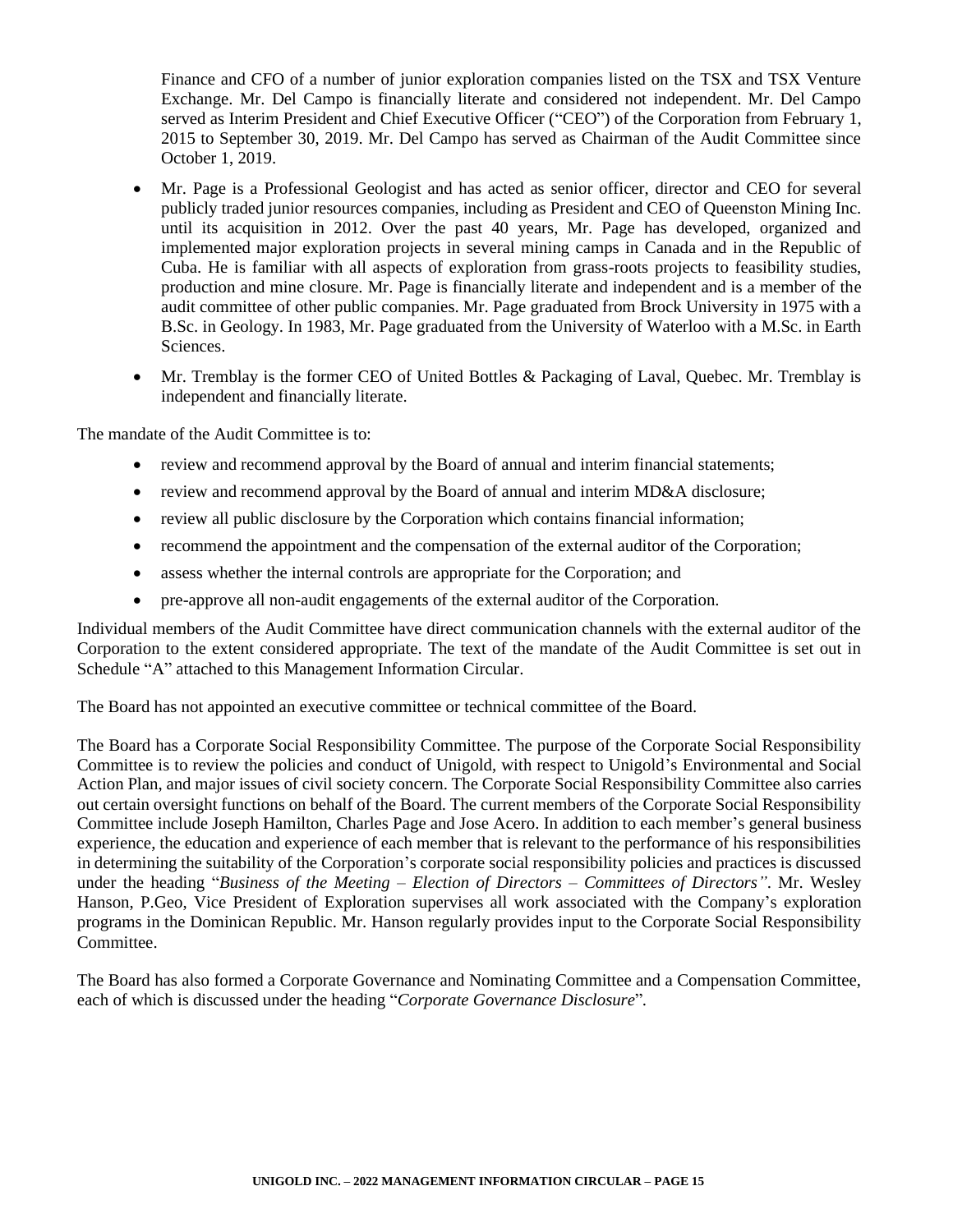Finance and CFO of a number of junior exploration companies listed on the TSX and TSX Venture Exchange. Mr. Del Campo is financially literate and considered not independent. Mr. Del Campo served as Interim President and Chief Executive Officer ("CEO") of the Corporation from February 1, 2015 to September 30, 2019. Mr. Del Campo has served as Chairman of the Audit Committee since October 1, 2019.

- Mr. Page is a Professional Geologist and has acted as senior officer, director and CEO for several publicly traded junior resources companies, including as President and CEO of Queenston Mining Inc. until its acquisition in 2012. Over the past 40 years, Mr. Page has developed, organized and implemented major exploration projects in several mining camps in Canada and in the Republic of Cuba. He is familiar with all aspects of exploration from grass-roots projects to feasibility studies, production and mine closure. Mr. Page is financially literate and independent and is a member of the audit committee of other public companies. Mr. Page graduated from Brock University in 1975 with a B.Sc. in Geology. In 1983, Mr. Page graduated from the University of Waterloo with a M.Sc. in Earth Sciences.
- Mr. Tremblay is the former CEO of United Bottles & Packaging of Laval, Quebec. Mr. Tremblay is independent and financially literate.

The mandate of the Audit Committee is to:

- review and recommend approval by the Board of annual and interim financial statements;
- review and recommend approval by the Board of annual and interim MD&A disclosure;
- review all public disclosure by the Corporation which contains financial information;
- recommend the appointment and the compensation of the external auditor of the Corporation;
- assess whether the internal controls are appropriate for the Corporation; and
- pre-approve all non-audit engagements of the external auditor of the Corporation.

Individual members of the Audit Committee have direct communication channels with the external auditor of the Corporation to the extent considered appropriate. The text of the mandate of the Audit Committee is set out in Schedule "A" attached to this Management Information Circular.

The Board has not appointed an executive committee or technical committee of the Board.

The Board has a Corporate Social Responsibility Committee. The purpose of the Corporate Social Responsibility Committee is to review the policies and conduct of Unigold, with respect to Unigold's Environmental and Social Action Plan, and major issues of civil society concern. The Corporate Social Responsibility Committee also carries out certain oversight functions on behalf of the Board. The current members of the Corporate Social Responsibility Committee include Joseph Hamilton, Charles Page and Jose Acero. In addition to each member's general business experience, the education and experience of each member that is relevant to the performance of his responsibilities in determining the suitability of the Corporation's corporate social responsibility policies and practices is discussed under the heading "*Business of the Meeting – Election of Directors – Committees of Directors"*. Mr. Wesley Hanson, P.Geo, Vice President of Exploration supervises all work associated with the Company's exploration programs in the Dominican Republic. Mr. Hanson regularly provides input to the Corporate Social Responsibility Committee.

The Board has also formed a Corporate Governance and Nominating Committee and a Compensation Committee, each of which is discussed under the heading "*Corporate Governance Disclosure*".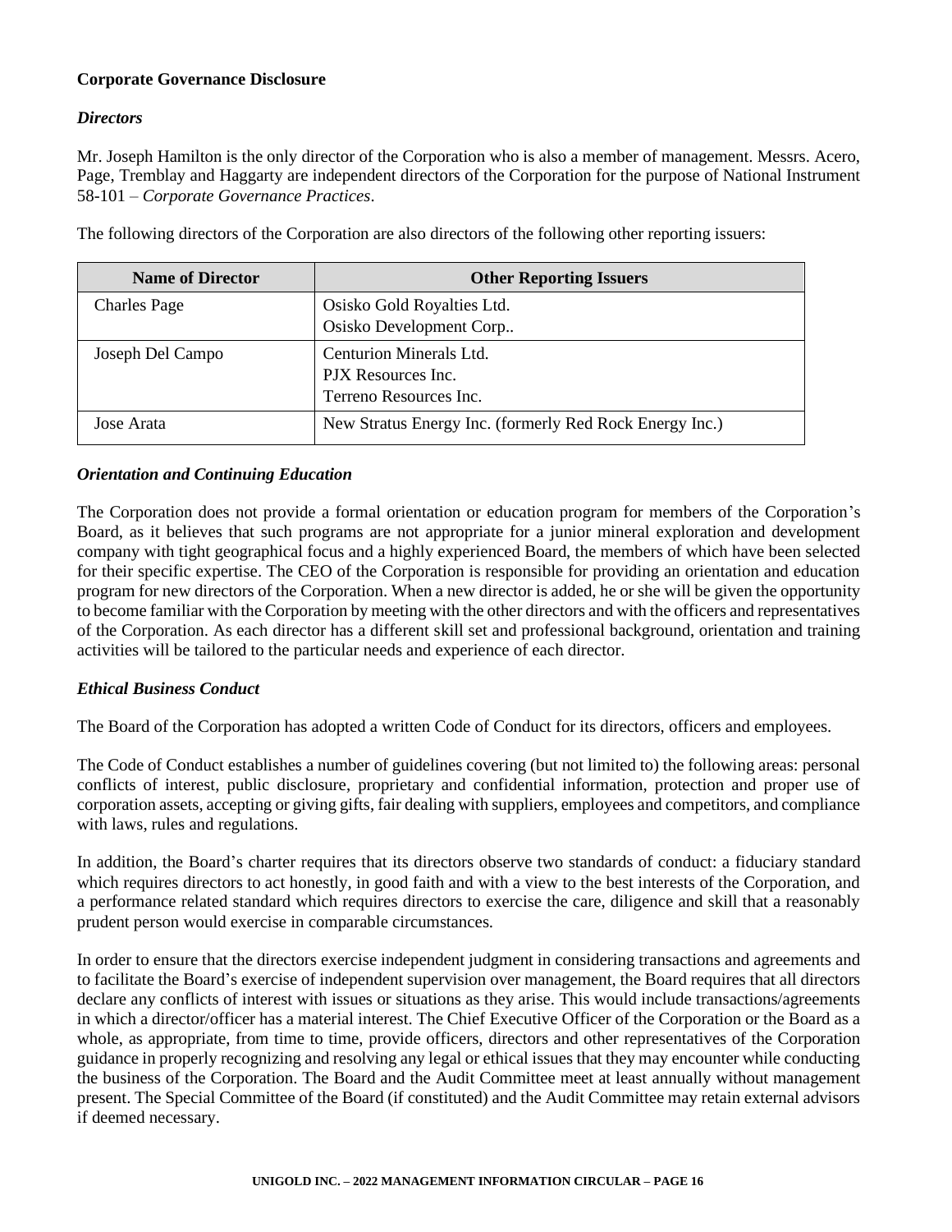**Corporate Governance Disclosure**

***Directors***

Mr. Joseph Hamilton is the only director of the Corporation who is also a member of management. Messrs. Acero, Page, Tremblay and Haggarty are independent directors of the Corporation for the purpose of National Instrument 58-101 – *Corporate Governance Practices*.

The following directors of the Corporation are also directors of the following other reporting issuers:

| Name of Director | Other Reporting Issuers |
|---|---|
| Charles Page | Osisko Gold Royalties Ltd.<br>Osisko Development Corp.. |
| Joseph Del Campo | Centurion Minerals Ltd.<br>PJX Resources Inc.<br>Terreno Resources Inc. |
| Jose Arata | New Stratus Energy Inc. (formerly Red Rock Energy Inc.) |

***Orientation and Continuing Education***

The Corporation does not provide a formal orientation or education program for members of the Corporation's Board, as it believes that such programs are not appropriate for a junior mineral exploration and development company with tight geographical focus and a highly experienced Board, the members of which have been selected for their specific expertise. The CEO of the Corporation is responsible for providing an orientation and education program for new directors of the Corporation. When a new director is added, he or she will be given the opportunity to become familiar with the Corporation by meeting with the other directors and with the officers and representatives of the Corporation. As each director has a different skill set and professional background, orientation and training activities will be tailored to the particular needs and experience of each director.

***Ethical Business Conduct***

The Board of the Corporation has adopted a written Code of Conduct for its directors, officers and employees.

The Code of Conduct establishes a number of guidelines covering (but not limited to) the following areas: personal conflicts of interest, public disclosure, proprietary and confidential information, protection and proper use of corporation assets, accepting or giving gifts, fair dealing with suppliers, employees and competitors, and compliance with laws, rules and regulations.

In addition, the Board's charter requires that its directors observe two standards of conduct: a fiduciary standard which requires directors to act honestly, in good faith and with a view to the best interests of the Corporation, and a performance related standard which requires directors to exercise the care, diligence and skill that a reasonably prudent person would exercise in comparable circumstances.

In order to ensure that the directors exercise independent judgment in considering transactions and agreements and to facilitate the Board's exercise of independent supervision over management, the Board requires that all directors declare any conflicts of interest with issues or situations as they arise. This would include transactions/agreements in which a director/officer has a material interest. The Chief Executive Officer of the Corporation or the Board as a whole, as appropriate, from time to time, provide officers, directors and other representatives of the Corporation guidance in properly recognizing and resolving any legal or ethical issues that they may encounter while conducting the business of the Corporation. The Board and the Audit Committee meet at least annually without management present. The Special Committee of the Board (if constituted) and the Audit Committee may retain external advisors if deemed necessary.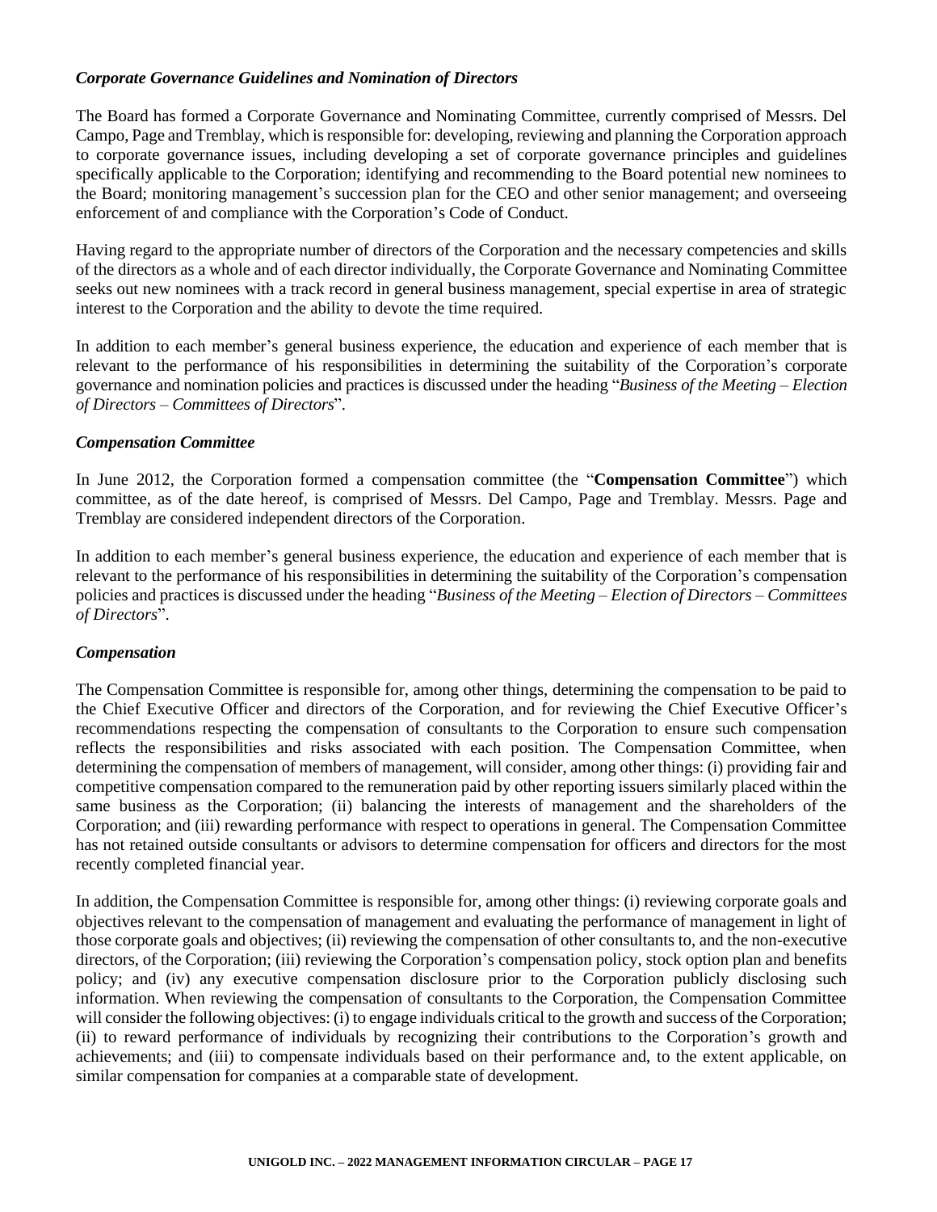### *Corporate Governance Guidelines and Nomination of Directors*

The Board has formed a Corporate Governance and Nominating Committee, currently comprised of Messrs. Del Campo, Page and Tremblay, which is responsible for: developing, reviewing and planning the Corporation approach to corporate governance issues, including developing a set of corporate governance principles and guidelines specifically applicable to the Corporation; identifying and recommending to the Board potential new nominees to the Board; monitoring management's succession plan for the CEO and other senior management; and overseeing enforcement of and compliance with the Corporation's Code of Conduct.

Having regard to the appropriate number of directors of the Corporation and the necessary competencies and skills of the directors as a whole and of each director individually, the Corporate Governance and Nominating Committee seeks out new nominees with a track record in general business management, special expertise in area of strategic interest to the Corporation and the ability to devote the time required.

In addition to each member's general business experience, the education and experience of each member that is relevant to the performance of his responsibilities in determining the suitability of the Corporation's corporate governance and nomination policies and practices is discussed under the heading "*Business of the Meeting – Election of Directors – Committees of Directors*".

### *Compensation Committee*

In June 2012, the Corporation formed a compensation committee (the "**Compensation Committee**") which committee, as of the date hereof, is comprised of Messrs. Del Campo, Page and Tremblay. Messrs. Page and Tremblay are considered independent directors of the Corporation.

In addition to each member's general business experience, the education and experience of each member that is relevant to the performance of his responsibilities in determining the suitability of the Corporation's compensation policies and practices is discussed under the heading "*Business of the Meeting – Election of Directors – Committees of Directors*".

### *Compensation*

The Compensation Committee is responsible for, among other things, determining the compensation to be paid to the Chief Executive Officer and directors of the Corporation, and for reviewing the Chief Executive Officer's recommendations respecting the compensation of consultants to the Corporation to ensure such compensation reflects the responsibilities and risks associated with each position. The Compensation Committee, when determining the compensation of members of management, will consider, among other things: (i) providing fair and competitive compensation compared to the remuneration paid by other reporting issuers similarly placed within the same business as the Corporation; (ii) balancing the interests of management and the shareholders of the Corporation; and (iii) rewarding performance with respect to operations in general. The Compensation Committee has not retained outside consultants or advisors to determine compensation for officers and directors for the most recently completed financial year.

In addition, the Compensation Committee is responsible for, among other things: (i) reviewing corporate goals and objectives relevant to the compensation of management and evaluating the performance of management in light of those corporate goals and objectives; (ii) reviewing the compensation of other consultants to, and the non-executive directors, of the Corporation; (iii) reviewing the Corporation's compensation policy, stock option plan and benefits policy; and (iv) any executive compensation disclosure prior to the Corporation publicly disclosing such information. When reviewing the compensation of consultants to the Corporation, the Compensation Committee will consider the following objectives: (i) to engage individuals critical to the growth and success of the Corporation; (ii) to reward performance of individuals by recognizing their contributions to the Corporation's growth and achievements; and (iii) to compensate individuals based on their performance and, to the extent applicable, on similar compensation for companies at a comparable state of development.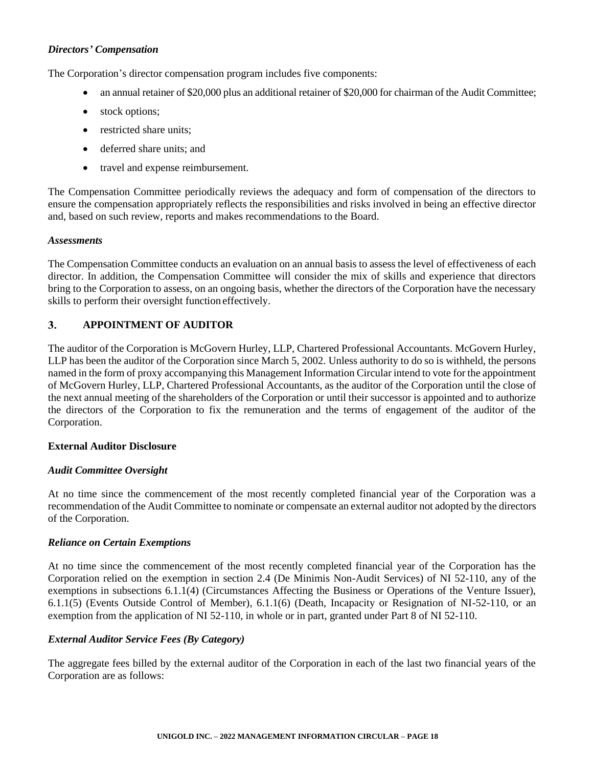***Directors' Compensation***

The Corporation's director compensation program includes five components:

- an annual retainer of $20,000 plus an additional retainer of $20,000 for chairman of the Audit Committee;
- stock options;
- restricted share units;
- deferred share units; and
- travel and expense reimbursement.

The Compensation Committee periodically reviews the adequacy and form of compensation of the directors to ensure the compensation appropriately reflects the responsibilities and risks involved in being an effective director and, based on such review, reports and makes recommendations to the Board.

***Assessments***

The Compensation Committee conducts an evaluation on an annual basis to assess the level of effectiveness of each director. In addition, the Compensation Committee will consider the mix of skills and experience that directors bring to the Corporation to assess, on an ongoing basis, whether the directors of the Corporation have the necessary skills to perform their oversight function effectively.

## 3. APPOINTMENT OF AUDITOR

The auditor of the Corporation is McGovern Hurley, LLP, Chartered Professional Accountants. McGovern Hurley, LLP has been the auditor of the Corporation since March 5, 2002. Unless authority to do so is withheld, the persons named in the form of proxy accompanying this Management Information Circular intend to vote for the appointment of McGovern Hurley, LLP, Chartered Professional Accountants, as the auditor of the Corporation until the close of the next annual meeting of the shareholders of the Corporation or until their successor is appointed and to authorize the directors of the Corporation to fix the remuneration and the terms of engagement of the auditor of the Corporation.

### External Auditor Disclosure

***Audit Committee Oversight***

At no time since the commencement of the most recently completed financial year of the Corporation was a recommendation of the Audit Committee to nominate or compensate an external auditor not adopted by the directors of the Corporation.

***Reliance on Certain Exemptions***

At no time since the commencement of the most recently completed financial year of the Corporation has the Corporation relied on the exemption in section 2.4 (De Minimis Non-Audit Services) of NI 52-110, any of the exemptions in subsections 6.1.1(4) (Circumstances Affecting the Business or Operations of the Venture Issuer), 6.1.1(5) (Events Outside Control of Member), 6.1.1(6) (Death, Incapacity or Resignation of NI-52-110, or an exemption from the application of NI 52-110, in whole or in part, granted under Part 8 of NI 52-110.

***External Auditor Service Fees (By Category)***

The aggregate fees billed by the external auditor of the Corporation in each of the last two financial years of the Corporation are as follows: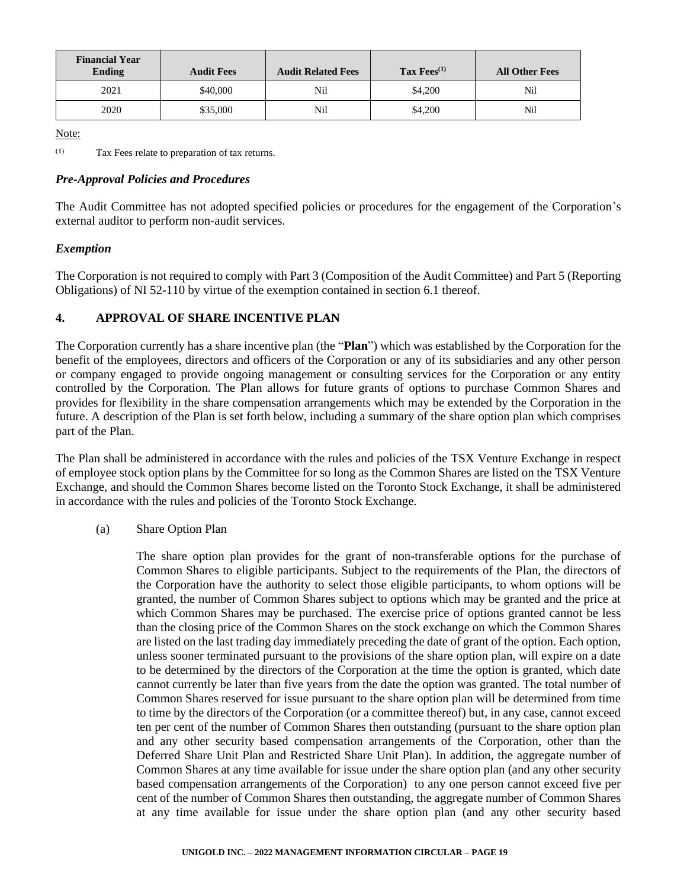| Financial Year Ending | Audit Fees | Audit Related Fees | Tax Fees(1) | All Other Fees |
|---|---|---|---|---|
| 2021 | $40,000 | Nil | $4,200 | Nil |
| 2020 | $35,000 | Nil | $4,200 | Nil |

Note:

(1) Tax Fees relate to preparation of tax returns.

### *Pre-Approval Policies and Procedures*

The Audit Committee has not adopted specified policies or procedures for the engagement of the Corporation's external auditor to perform non-audit services.

### *Exemption*

The Corporation is not required to comply with Part 3 (Composition of the Audit Committee) and Part 5 (Reporting Obligations) of NI 52-110 by virtue of the exemption contained in section 6.1 thereof.

## 4. APPROVAL OF SHARE INCENTIVE PLAN

The Corporation currently has a share incentive plan (the "**Plan**") which was established by the Corporation for the benefit of the employees, directors and officers of the Corporation or any of its subsidiaries and any other person or company engaged to provide ongoing management or consulting services for the Corporation or any entity controlled by the Corporation. The Plan allows for future grants of options to purchase Common Shares and provides for flexibility in the share compensation arrangements which may be extended by the Corporation in the future. A description of the Plan is set forth below, including a summary of the share option plan which comprises part of the Plan.

The Plan shall be administered in accordance with the rules and policies of the TSX Venture Exchange in respect of employee stock option plans by the Committee for so long as the Common Shares are listed on the TSX Venture Exchange, and should the Common Shares become listed on the Toronto Stock Exchange, it shall be administered in accordance with the rules and policies of the Toronto Stock Exchange.

(a) Share Option Plan

The share option plan provides for the grant of non-transferable options for the purchase of Common Shares to eligible participants. Subject to the requirements of the Plan, the directors of the Corporation have the authority to select those eligible participants, to whom options will be granted, the number of Common Shares subject to options which may be granted and the price at which Common Shares may be purchased. The exercise price of options granted cannot be less than the closing price of the Common Shares on the stock exchange on which the Common Shares are listed on the last trading day immediately preceding the date of grant of the option. Each option, unless sooner terminated pursuant to the provisions of the share option plan, will expire on a date to be determined by the directors of the Corporation at the time the option is granted, which date cannot currently be later than five years from the date the option was granted. The total number of Common Shares reserved for issue pursuant to the share option plan will be determined from time to time by the directors of the Corporation (or a committee thereof) but, in any case, cannot exceed ten per cent of the number of Common Shares then outstanding (pursuant to the share option plan and any other security based compensation arrangements of the Corporation, other than the Deferred Share Unit Plan and Restricted Share Unit Plan). In addition, the aggregate number of Common Shares at any time available for issue under the share option plan (and any other security based compensation arrangements of the Corporation) to any one person cannot exceed five per cent of the number of Common Shares then outstanding, the aggregate number of Common Shares at any time available for issue under the share option plan (and any other security based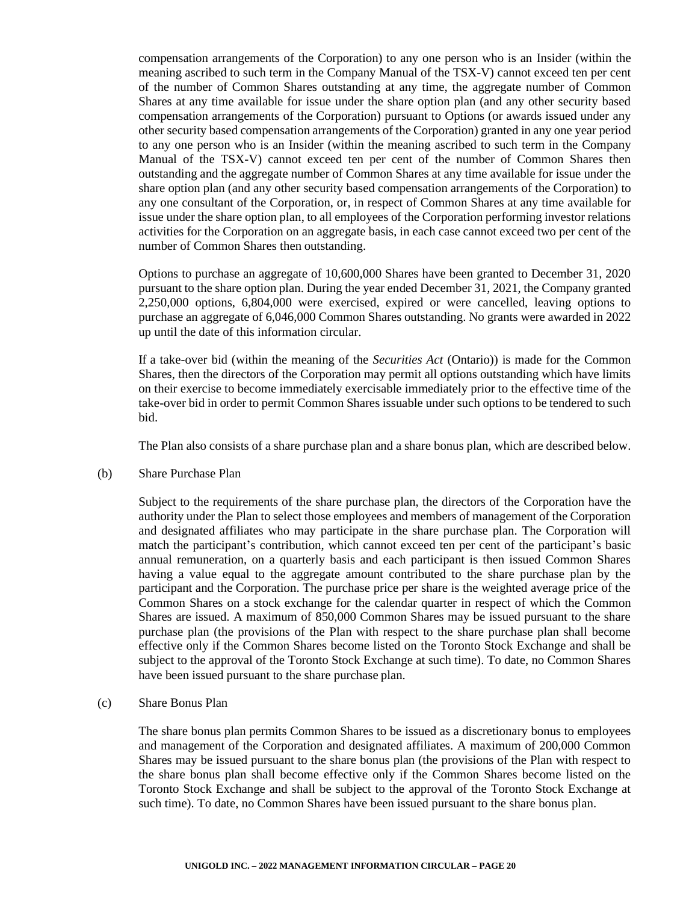compensation arrangements of the Corporation) to any one person who is an Insider (within the meaning ascribed to such term in the Company Manual of the TSX-V) cannot exceed ten per cent of the number of Common Shares outstanding at any time, the aggregate number of Common Shares at any time available for issue under the share option plan (and any other security based compensation arrangements of the Corporation) pursuant to Options (or awards issued under any other security based compensation arrangements of the Corporation) granted in any one year period to any one person who is an Insider (within the meaning ascribed to such term in the Company Manual of the TSX-V) cannot exceed ten per cent of the number of Common Shares then outstanding and the aggregate number of Common Shares at any time available for issue under the share option plan (and any other security based compensation arrangements of the Corporation) to any one consultant of the Corporation, or, in respect of Common Shares at any time available for issue under the share option plan, to all employees of the Corporation performing investor relations activities for the Corporation on an aggregate basis, in each case cannot exceed two per cent of the number of Common Shares then outstanding.

Options to purchase an aggregate of 10,600,000 Shares have been granted to December 31, 2020 pursuant to the share option plan. During the year ended December 31, 2021, the Company granted 2,250,000 options, 6,804,000 were exercised, expired or were cancelled, leaving options to purchase an aggregate of 6,046,000 Common Shares outstanding. No grants were awarded in 2022 up until the date of this information circular.

If a take-over bid (within the meaning of the *Securities Act* (Ontario)) is made for the Common Shares, then the directors of the Corporation may permit all options outstanding which have limits on their exercise to become immediately exercisable immediately prior to the effective time of the take-over bid in order to permit Common Shares issuable under such options to be tendered to such bid.

The Plan also consists of a share purchase plan and a share bonus plan, which are described below.

(b) Share Purchase Plan

Subject to the requirements of the share purchase plan, the directors of the Corporation have the authority under the Plan to select those employees and members of management of the Corporation and designated affiliates who may participate in the share purchase plan. The Corporation will match the participant's contribution, which cannot exceed ten per cent of the participant's basic annual remuneration, on a quarterly basis and each participant is then issued Common Shares having a value equal to the aggregate amount contributed to the share purchase plan by the participant and the Corporation. The purchase price per share is the weighted average price of the Common Shares on a stock exchange for the calendar quarter in respect of which the Common Shares are issued. A maximum of 850,000 Common Shares may be issued pursuant to the share purchase plan (the provisions of the Plan with respect to the share purchase plan shall become effective only if the Common Shares become listed on the Toronto Stock Exchange and shall be subject to the approval of the Toronto Stock Exchange at such time). To date, no Common Shares have been issued pursuant to the share purchase plan.

(c) Share Bonus Plan

The share bonus plan permits Common Shares to be issued as a discretionary bonus to employees and management of the Corporation and designated affiliates. A maximum of 200,000 Common Shares may be issued pursuant to the share bonus plan (the provisions of the Plan with respect to the share bonus plan shall become effective only if the Common Shares become listed on the Toronto Stock Exchange and shall be subject to the approval of the Toronto Stock Exchange at such time). To date, no Common Shares have been issued pursuant to the share bonus plan.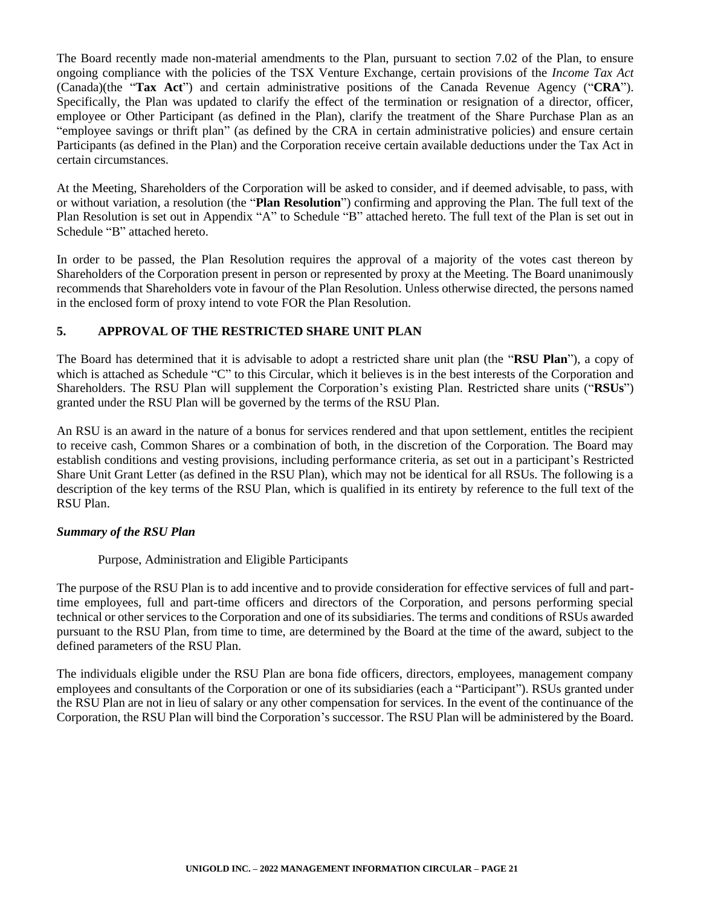The Board recently made non-material amendments to the Plan, pursuant to section 7.02 of the Plan, to ensure ongoing compliance with the policies of the TSX Venture Exchange, certain provisions of the *Income Tax Act* (Canada)(the "**Tax Act**") and certain administrative positions of the Canada Revenue Agency ("**CRA**"). Specifically, the Plan was updated to clarify the effect of the termination or resignation of a director, officer, employee or Other Participant (as defined in the Plan), clarify the treatment of the Share Purchase Plan as an "employee savings or thrift plan" (as defined by the CRA in certain administrative policies) and ensure certain Participants (as defined in the Plan) and the Corporation receive certain available deductions under the Tax Act in certain circumstances.

At the Meeting, Shareholders of the Corporation will be asked to consider, and if deemed advisable, to pass, with or without variation, a resolution (the "**Plan Resolution**") confirming and approving the Plan. The full text of the Plan Resolution is set out in Appendix "A" to Schedule "B" attached hereto. The full text of the Plan is set out in Schedule "B" attached hereto.

In order to be passed, the Plan Resolution requires the approval of a majority of the votes cast thereon by Shareholders of the Corporation present in person or represented by proxy at the Meeting. The Board unanimously recommends that Shareholders vote in favour of the Plan Resolution. Unless otherwise directed, the persons named in the enclosed form of proxy intend to vote FOR the Plan Resolution.

## 5. APPROVAL OF THE RESTRICTED SHARE UNIT PLAN

The Board has determined that it is advisable to adopt a restricted share unit plan (the "**RSU Plan**"), a copy of which is attached as Schedule "C" to this Circular, which it believes is in the best interests of the Corporation and Shareholders. The RSU Plan will supplement the Corporation's existing Plan. Restricted share units ("**RSUs**") granted under the RSU Plan will be governed by the terms of the RSU Plan.

An RSU is an award in the nature of a bonus for services rendered and that upon settlement, entitles the recipient to receive cash, Common Shares or a combination of both, in the discretion of the Corporation. The Board may establish conditions and vesting provisions, including performance criteria, as set out in a participant's Restricted Share Unit Grant Letter (as defined in the RSU Plan), which may not be identical for all RSUs. The following is a description of the key terms of the RSU Plan, which is qualified in its entirety by reference to the full text of the RSU Plan.

### *Summary of the RSU Plan*

Purpose, Administration and Eligible Participants

The purpose of the RSU Plan is to add incentive and to provide consideration for effective services of full and part-time employees, full and part-time officers and directors of the Corporation, and persons performing special technical or other services to the Corporation and one of its subsidiaries. The terms and conditions of RSUs awarded pursuant to the RSU Plan, from time to time, are determined by the Board at the time of the award, subject to the defined parameters of the RSU Plan.

The individuals eligible under the RSU Plan are bona fide officers, directors, employees, management company employees and consultants of the Corporation or one of its subsidiaries (each a "Participant"). RSUs granted under the RSU Plan are not in lieu of salary or any other compensation for services. In the event of the continuance of the Corporation, the RSU Plan will bind the Corporation's successor. The RSU Plan will be administered by the Board.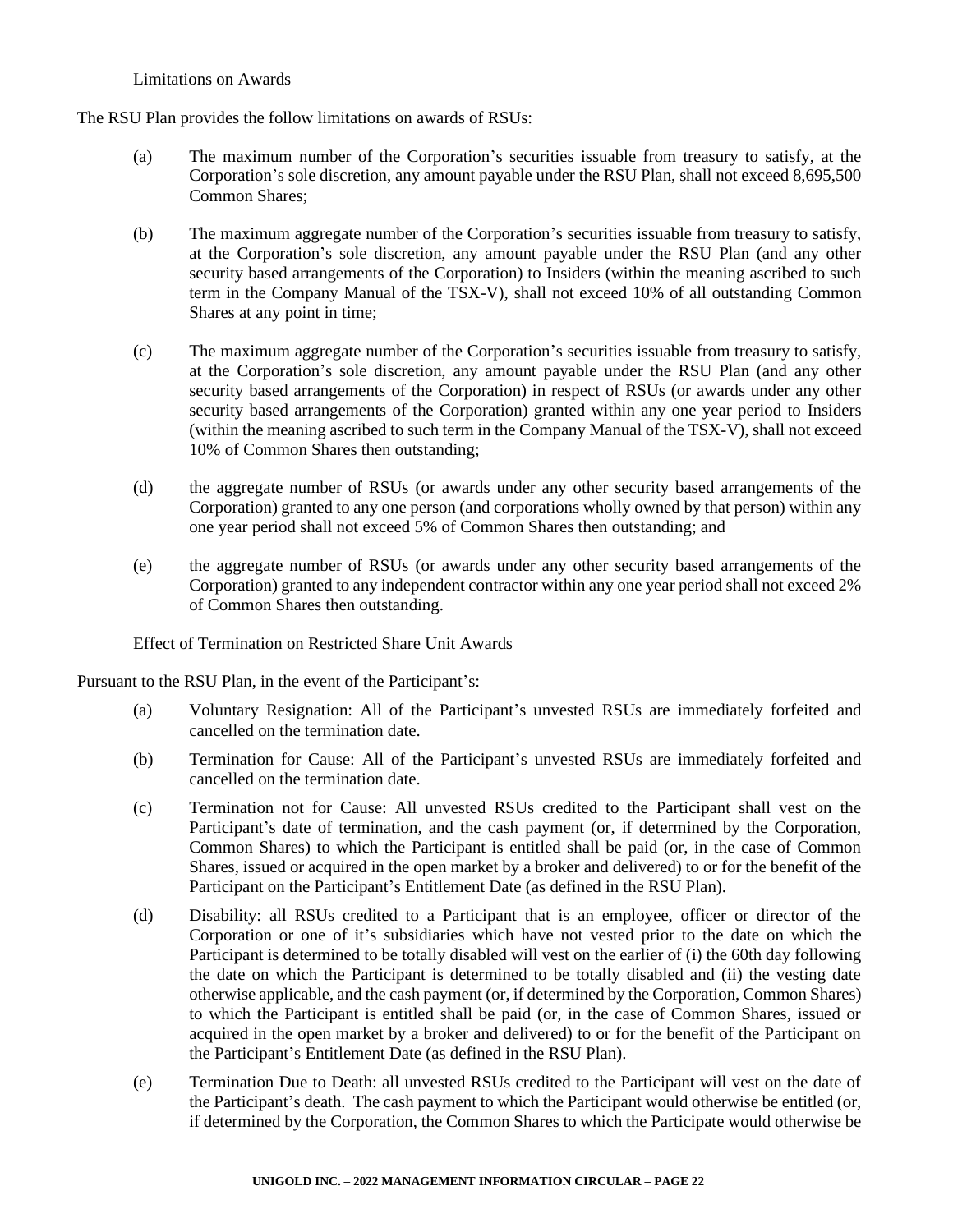Limitations on Awards

The RSU Plan provides the follow limitations on awards of RSUs:

(a) The maximum number of the Corporation's securities issuable from treasury to satisfy, at the Corporation's sole discretion, any amount payable under the RSU Plan, shall not exceed 8,695,500 Common Shares;

(b) The maximum aggregate number of the Corporation's securities issuable from treasury to satisfy, at the Corporation's sole discretion, any amount payable under the RSU Plan (and any other security based arrangements of the Corporation) to Insiders (within the meaning ascribed to such term in the Company Manual of the TSX-V), shall not exceed 10% of all outstanding Common Shares at any point in time;

(c) The maximum aggregate number of the Corporation's securities issuable from treasury to satisfy, at the Corporation's sole discretion, any amount payable under the RSU Plan (and any other security based arrangements of the Corporation) in respect of RSUs (or awards under any other security based arrangements of the Corporation) granted within any one year period to Insiders (within the meaning ascribed to such term in the Company Manual of the TSX-V), shall not exceed 10% of Common Shares then outstanding;

(d) the aggregate number of RSUs (or awards under any other security based arrangements of the Corporation) granted to any one person (and corporations wholly owned by that person) within any one year period shall not exceed 5% of Common Shares then outstanding; and

(e) the aggregate number of RSUs (or awards under any other security based arrangements of the Corporation) granted to any independent contractor within any one year period shall not exceed 2% of Common Shares then outstanding.

Effect of Termination on Restricted Share Unit Awards

Pursuant to the RSU Plan, in the event of the Participant's:

(a) Voluntary Resignation: All of the Participant's unvested RSUs are immediately forfeited and cancelled on the termination date.

(b) Termination for Cause: All of the Participant's unvested RSUs are immediately forfeited and cancelled on the termination date.

(c) Termination not for Cause: All unvested RSUs credited to the Participant shall vest on the Participant's date of termination, and the cash payment (or, if determined by the Corporation, Common Shares) to which the Participant is entitled shall be paid (or, in the case of Common Shares, issued or acquired in the open market by a broker and delivered) to or for the benefit of the Participant on the Participant's Entitlement Date (as defined in the RSU Plan).

(d) Disability: all RSUs credited to a Participant that is an employee, officer or director of the Corporation or one of it's subsidiaries which have not vested prior to the date on which the Participant is determined to be totally disabled will vest on the earlier of (i) the 60th day following the date on which the Participant is determined to be totally disabled and (ii) the vesting date otherwise applicable, and the cash payment (or, if determined by the Corporation, Common Shares) to which the Participant is entitled shall be paid (or, in the case of Common Shares, issued or acquired in the open market by a broker and delivered) to or for the benefit of the Participant on the Participant's Entitlement Date (as defined in the RSU Plan).

(e) Termination Due to Death: all unvested RSUs credited to the Participant will vest on the date of the Participant's death. The cash payment to which the Participant would otherwise be entitled (or, if determined by the Corporation, the Common Shares to which the Participate would otherwise be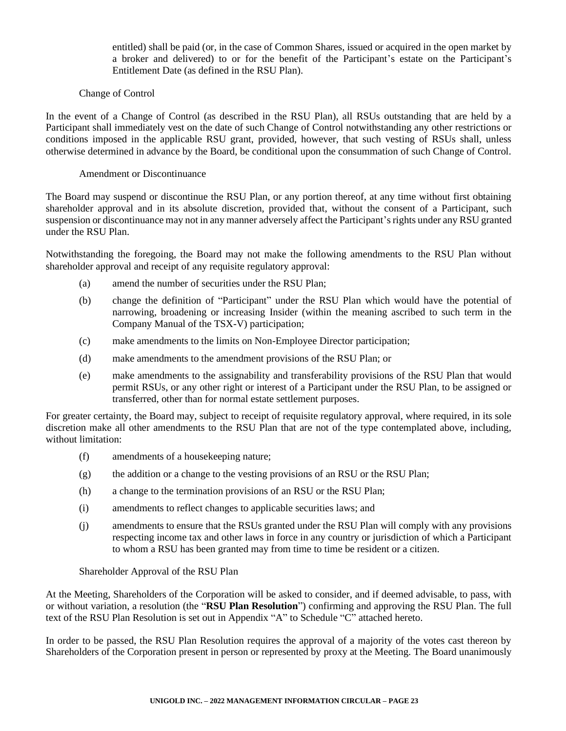entitled) shall be paid (or, in the case of Common Shares, issued or acquired in the open market by a broker and delivered) to or for the benefit of the Participant's estate on the Participant's Entitlement Date (as defined in the RSU Plan).

Change of Control

In the event of a Change of Control (as described in the RSU Plan), all RSUs outstanding that are held by a Participant shall immediately vest on the date of such Change of Control notwithstanding any other restrictions or conditions imposed in the applicable RSU grant, provided, however, that such vesting of RSUs shall, unless otherwise determined in advance by the Board, be conditional upon the consummation of such Change of Control.

Amendment or Discontinuance

The Board may suspend or discontinue the RSU Plan, or any portion thereof, at any time without first obtaining shareholder approval and in its absolute discretion, provided that, without the consent of a Participant, such suspension or discontinuance may not in any manner adversely affect the Participant's rights under any RSU granted under the RSU Plan.

Notwithstanding the foregoing, the Board may not make the following amendments to the RSU Plan without shareholder approval and receipt of any requisite regulatory approval:

(a) amend the number of securities under the RSU Plan;

(b) change the definition of "Participant" under the RSU Plan which would have the potential of narrowing, broadening or increasing Insider (within the meaning ascribed to such term in the Company Manual of the TSX-V) participation;

(c) make amendments to the limits on Non-Employee Director participation;

(d) make amendments to the amendment provisions of the RSU Plan; or

(e) make amendments to the assignability and transferability provisions of the RSU Plan that would permit RSUs, or any other right or interest of a Participant under the RSU Plan, to be assigned or transferred, other than for normal estate settlement purposes.

For greater certainty, the Board may, subject to receipt of requisite regulatory approval, where required, in its sole discretion make all other amendments to the RSU Plan that are not of the type contemplated above, including, without limitation:

(f) amendments of a housekeeping nature;

(g) the addition or a change to the vesting provisions of an RSU or the RSU Plan;

(h) a change to the termination provisions of an RSU or the RSU Plan;

(i) amendments to reflect changes to applicable securities laws; and

(j) amendments to ensure that the RSUs granted under the RSU Plan will comply with any provisions respecting income tax and other laws in force in any country or jurisdiction of which a Participant to whom a RSU has been granted may from time to time be resident or a citizen.

Shareholder Approval of the RSU Plan

At the Meeting, Shareholders of the Corporation will be asked to consider, and if deemed advisable, to pass, with or without variation, a resolution (the "**RSU Plan Resolution**") confirming and approving the RSU Plan. The full text of the RSU Plan Resolution is set out in Appendix "A" to Schedule "C" attached hereto.

In order to be passed, the RSU Plan Resolution requires the approval of a majority of the votes cast thereon by Shareholders of the Corporation present in person or represented by proxy at the Meeting. The Board unanimously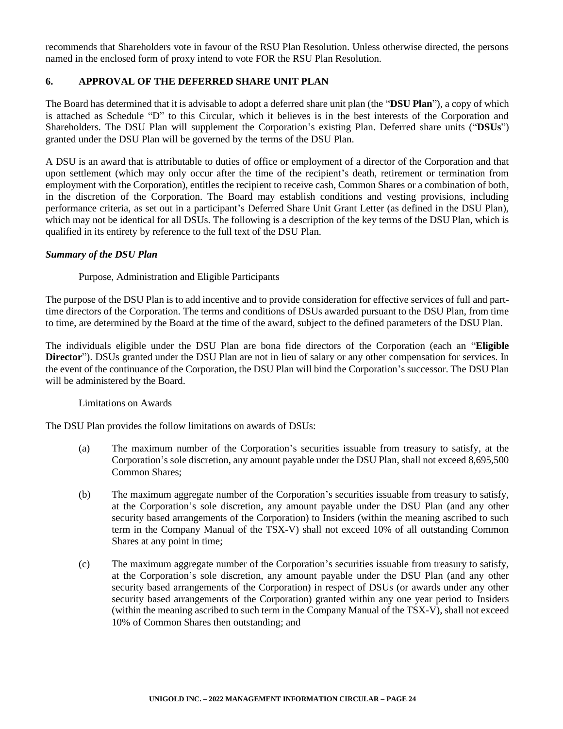recommends that Shareholders vote in favour of the RSU Plan Resolution. Unless otherwise directed, the persons named in the enclosed form of proxy intend to vote FOR the RSU Plan Resolution.

## 6. APPROVAL OF THE DEFERRED SHARE UNIT PLAN

The Board has determined that it is advisable to adopt a deferred share unit plan (the "**DSU Plan**"), a copy of which is attached as Schedule "D" to this Circular, which it believes is in the best interests of the Corporation and Shareholders. The DSU Plan will supplement the Corporation's existing Plan. Deferred share units ("**DSUs**") granted under the DSU Plan will be governed by the terms of the DSU Plan.

A DSU is an award that is attributable to duties of office or employment of a director of the Corporation and that upon settlement (which may only occur after the time of the recipient's death, retirement or termination from employment with the Corporation), entitles the recipient to receive cash, Common Shares or a combination of both, in the discretion of the Corporation. The Board may establish conditions and vesting provisions, including performance criteria, as set out in a participant's Deferred Share Unit Grant Letter (as defined in the DSU Plan), which may not be identical for all DSUs. The following is a description of the key terms of the DSU Plan, which is qualified in its entirety by reference to the full text of the DSU Plan.

### *Summary of the DSU Plan*

Purpose, Administration and Eligible Participants

The purpose of the DSU Plan is to add incentive and to provide consideration for effective services of full and part-time directors of the Corporation. The terms and conditions of DSUs awarded pursuant to the DSU Plan, from time to time, are determined by the Board at the time of the award, subject to the defined parameters of the DSU Plan.

The individuals eligible under the DSU Plan are bona fide directors of the Corporation (each an "**Eligible Director**"). DSUs granted under the DSU Plan are not in lieu of salary or any other compensation for services. In the event of the continuance of the Corporation, the DSU Plan will bind the Corporation's successor. The DSU Plan will be administered by the Board.

Limitations on Awards

The DSU Plan provides the follow limitations on awards of DSUs:

(a) The maximum number of the Corporation's securities issuable from treasury to satisfy, at the Corporation's sole discretion, any amount payable under the DSU Plan, shall not exceed 8,695,500 Common Shares;

(b) The maximum aggregate number of the Corporation's securities issuable from treasury to satisfy, at the Corporation's sole discretion, any amount payable under the DSU Plan (and any other security based arrangements of the Corporation) to Insiders (within the meaning ascribed to such term in the Company Manual of the TSX-V) shall not exceed 10% of all outstanding Common Shares at any point in time;

(c) The maximum aggregate number of the Corporation's securities issuable from treasury to satisfy, at the Corporation's sole discretion, any amount payable under the DSU Plan (and any other security based arrangements of the Corporation) in respect of DSUs (or awards under any other security based arrangements of the Corporation) granted within any one year period to Insiders (within the meaning ascribed to such term in the Company Manual of the TSX-V), shall not exceed 10% of Common Shares then outstanding; and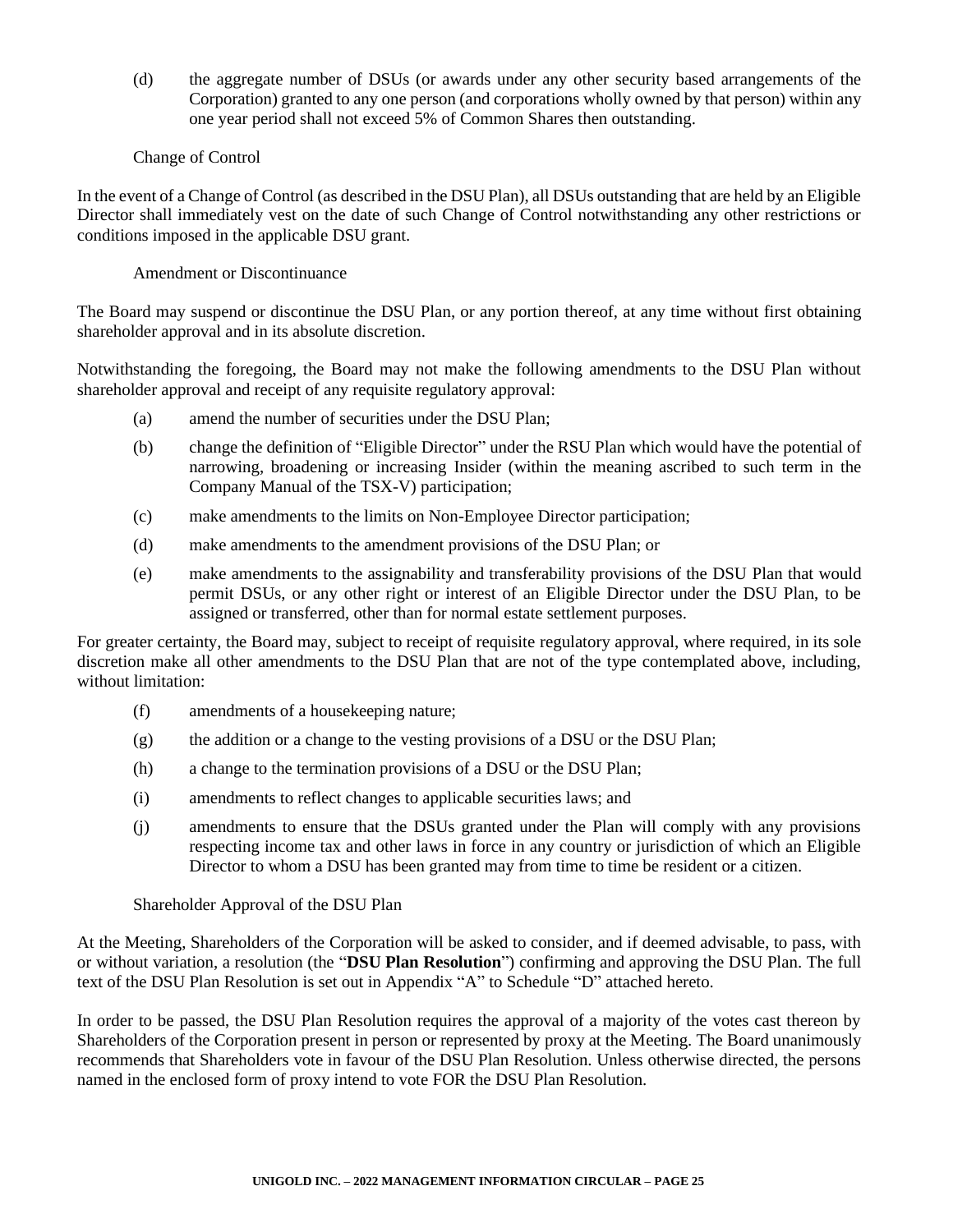(d) the aggregate number of DSUs (or awards under any other security based arrangements of the Corporation) granted to any one person (and corporations wholly owned by that person) within any one year period shall not exceed 5% of Common Shares then outstanding.

Change of Control

In the event of a Change of Control (as described in the DSU Plan), all DSUs outstanding that are held by an Eligible Director shall immediately vest on the date of such Change of Control notwithstanding any other restrictions or conditions imposed in the applicable DSU grant.

Amendment or Discontinuance

The Board may suspend or discontinue the DSU Plan, or any portion thereof, at any time without first obtaining shareholder approval and in its absolute discretion.

Notwithstanding the foregoing, the Board may not make the following amendments to the DSU Plan without shareholder approval and receipt of any requisite regulatory approval:

(a) amend the number of securities under the DSU Plan;

(b) change the definition of "Eligible Director" under the RSU Plan which would have the potential of narrowing, broadening or increasing Insider (within the meaning ascribed to such term in the Company Manual of the TSX-V) participation;

(c) make amendments to the limits on Non-Employee Director participation;

(d) make amendments to the amendment provisions of the DSU Plan; or

(e) make amendments to the assignability and transferability provisions of the DSU Plan that would permit DSUs, or any other right or interest of an Eligible Director under the DSU Plan, to be assigned or transferred, other than for normal estate settlement purposes.

For greater certainty, the Board may, subject to receipt of requisite regulatory approval, where required, in its sole discretion make all other amendments to the DSU Plan that are not of the type contemplated above, including, without limitation:

(f) amendments of a housekeeping nature;

(g) the addition or a change to the vesting provisions of a DSU or the DSU Plan;

(h) a change to the termination provisions of a DSU or the DSU Plan;

(i) amendments to reflect changes to applicable securities laws; and

(j) amendments to ensure that the DSUs granted under the Plan will comply with any provisions respecting income tax and other laws in force in any country or jurisdiction of which an Eligible Director to whom a DSU has been granted may from time to time be resident or a citizen.

Shareholder Approval of the DSU Plan

At the Meeting, Shareholders of the Corporation will be asked to consider, and if deemed advisable, to pass, with or without variation, a resolution (the "**DSU Plan Resolution**") confirming and approving the DSU Plan. The full text of the DSU Plan Resolution is set out in Appendix "A" to Schedule "D" attached hereto.

In order to be passed, the DSU Plan Resolution requires the approval of a majority of the votes cast thereon by Shareholders of the Corporation present in person or represented by proxy at the Meeting. The Board unanimously recommends that Shareholders vote in favour of the DSU Plan Resolution. Unless otherwise directed, the persons named in the enclosed form of proxy intend to vote FOR the DSU Plan Resolution.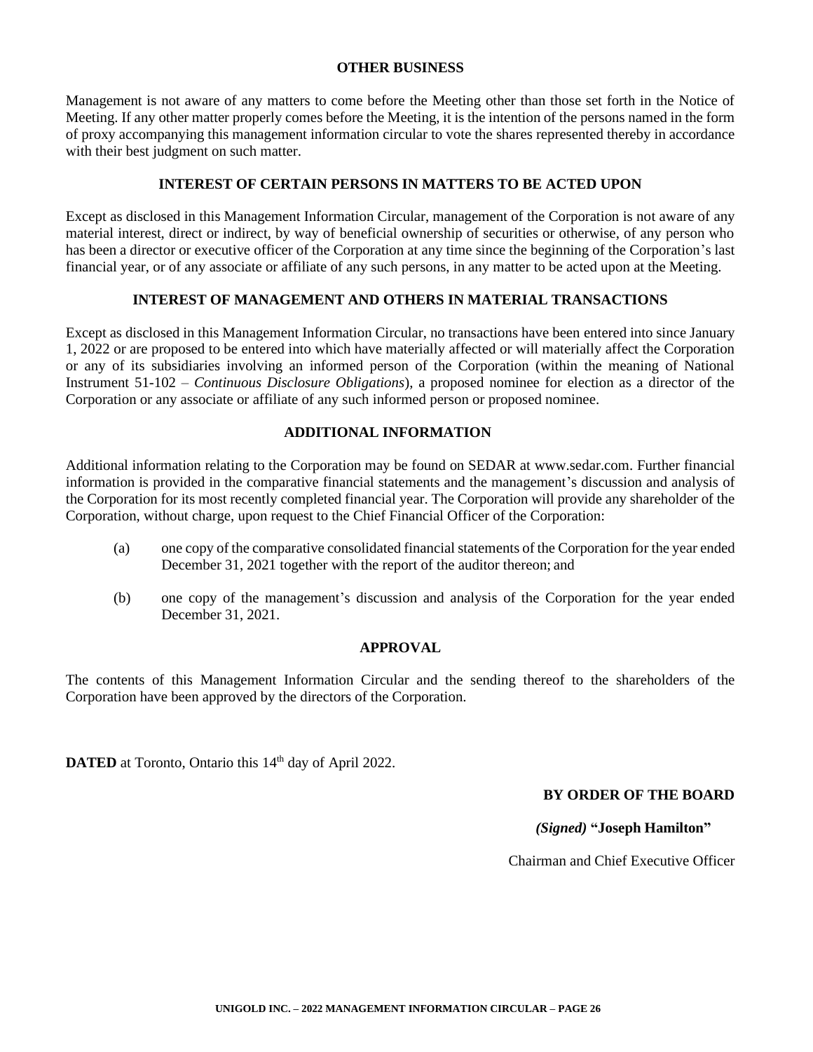## OTHER BUSINESS

Management is not aware of any matters to come before the Meeting other than those set forth in the Notice of Meeting. If any other matter properly comes before the Meeting, it is the intention of the persons named in the form of proxy accompanying this management information circular to vote the shares represented thereby in accordance with their best judgment on such matter.

## INTEREST OF CERTAIN PERSONS IN MATTERS TO BE ACTED UPON

Except as disclosed in this Management Information Circular, management of the Corporation is not aware of any material interest, direct or indirect, by way of beneficial ownership of securities or otherwise, of any person who has been a director or executive officer of the Corporation at any time since the beginning of the Corporation's last financial year, or of any associate or affiliate of any such persons, in any matter to be acted upon at the Meeting.

## INTEREST OF MANAGEMENT AND OTHERS IN MATERIAL TRANSACTIONS

Except as disclosed in this Management Information Circular, no transactions have been entered into since January 1, 2022 or are proposed to be entered into which have materially affected or will materially affect the Corporation or any of its subsidiaries involving an informed person of the Corporation (within the meaning of National Instrument 51-102 – *Continuous Disclosure Obligations*), a proposed nominee for election as a director of the Corporation or any associate or affiliate of any such informed person or proposed nominee.

## ADDITIONAL INFORMATION

Additional information relating to the Corporation may be found on SEDAR at www.sedar.com. Further financial information is provided in the comparative financial statements and the management's discussion and analysis of the Corporation for its most recently completed financial year. The Corporation will provide any shareholder of the Corporation, without charge, upon request to the Chief Financial Officer of the Corporation:

(a) one copy of the comparative consolidated financial statements of the Corporation for the year ended December 31, 2021 together with the report of the auditor thereon; and

(b) one copy of the management's discussion and analysis of the Corporation for the year ended December 31, 2021.

## APPROVAL

The contents of this Management Information Circular and the sending thereof to the shareholders of the Corporation have been approved by the directors of the Corporation.

**DATED** at Toronto, Ontario this 14th day of April 2022.

**BY ORDER OF THE BOARD**

*(Signed)* **"Joseph Hamilton"**

Chairman and Chief Executive Officer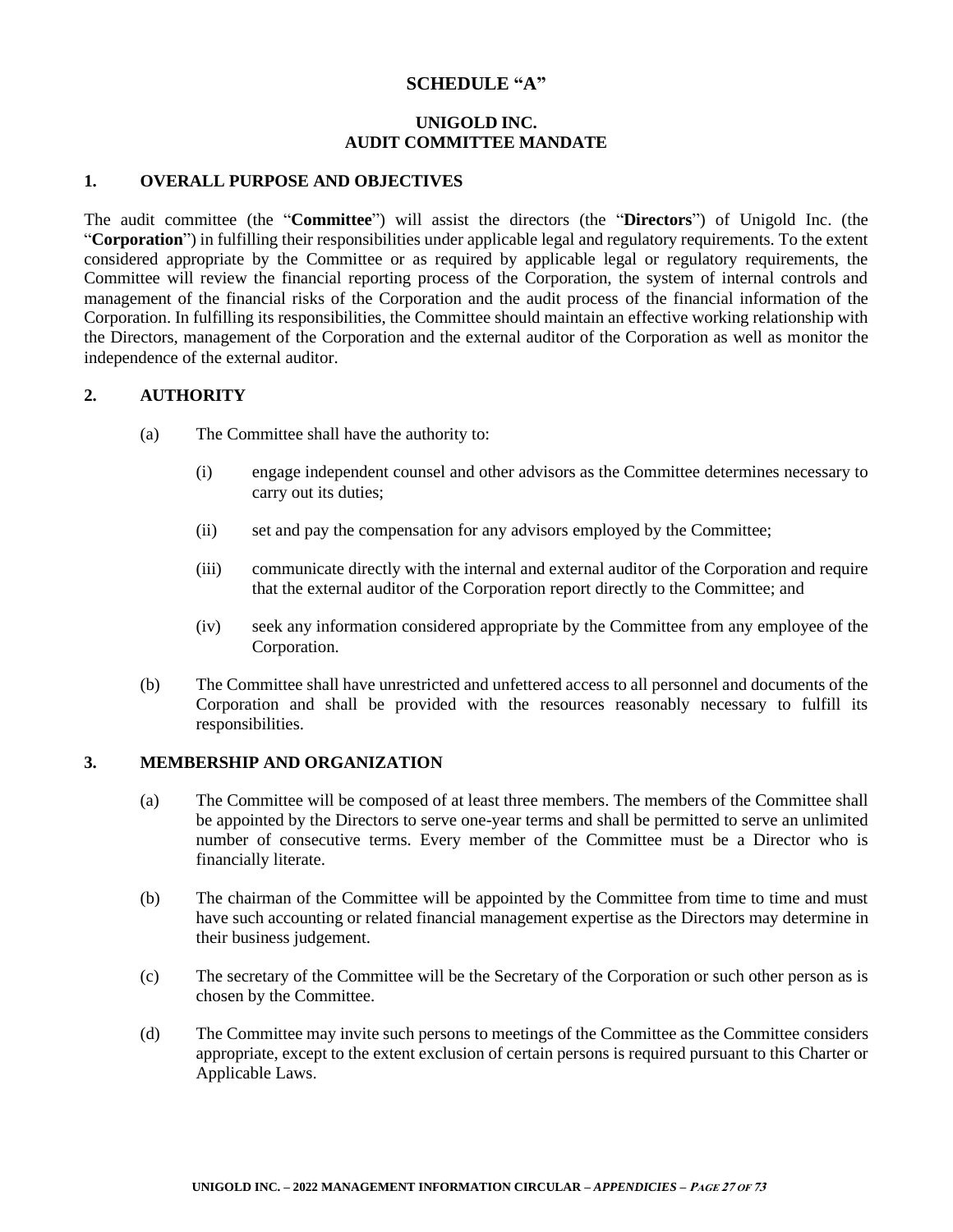# SCHEDULE "A"

## UNIGOLD INC.
## AUDIT COMMITTEE MANDATE

### 1. OVERALL PURPOSE AND OBJECTIVES

The audit committee (the "**Committee**") will assist the directors (the "**Directors**") of Unigold Inc. (the "**Corporation**") in fulfilling their responsibilities under applicable legal and regulatory requirements. To the extent considered appropriate by the Committee or as required by applicable legal or regulatory requirements, the Committee will review the financial reporting process of the Corporation, the system of internal controls and management of the financial risks of the Corporation and the audit process of the financial information of the Corporation. In fulfilling its responsibilities, the Committee should maintain an effective working relationship with the Directors, management of the Corporation and the external auditor of the Corporation as well as monitor the independence of the external auditor.

### 2. AUTHORITY

(a) The Committee shall have the authority to:

  (i) engage independent counsel and other advisors as the Committee determines necessary to carry out its duties;

  (ii) set and pay the compensation for any advisors employed by the Committee;

  (iii) communicate directly with the internal and external auditor of the Corporation and require that the external auditor of the Corporation report directly to the Committee; and

  (iv) seek any information considered appropriate by the Committee from any employee of the Corporation.

(b) The Committee shall have unrestricted and unfettered access to all personnel and documents of the Corporation and shall be provided with the resources reasonably necessary to fulfill its responsibilities.

### 3. MEMBERSHIP AND ORGANIZATION

(a) The Committee will be composed of at least three members. The members of the Committee shall be appointed by the Directors to serve one-year terms and shall be permitted to serve an unlimited number of consecutive terms. Every member of the Committee must be a Director who is financially literate.

(b) The chairman of the Committee will be appointed by the Committee from time to time and must have such accounting or related financial management expertise as the Directors may determine in their business judgement.

(c) The secretary of the Committee will be the Secretary of the Corporation or such other person as is chosen by the Committee.

(d) The Committee may invite such persons to meetings of the Committee as the Committee considers appropriate, except to the extent exclusion of certain persons is required pursuant to this Charter or Applicable Laws.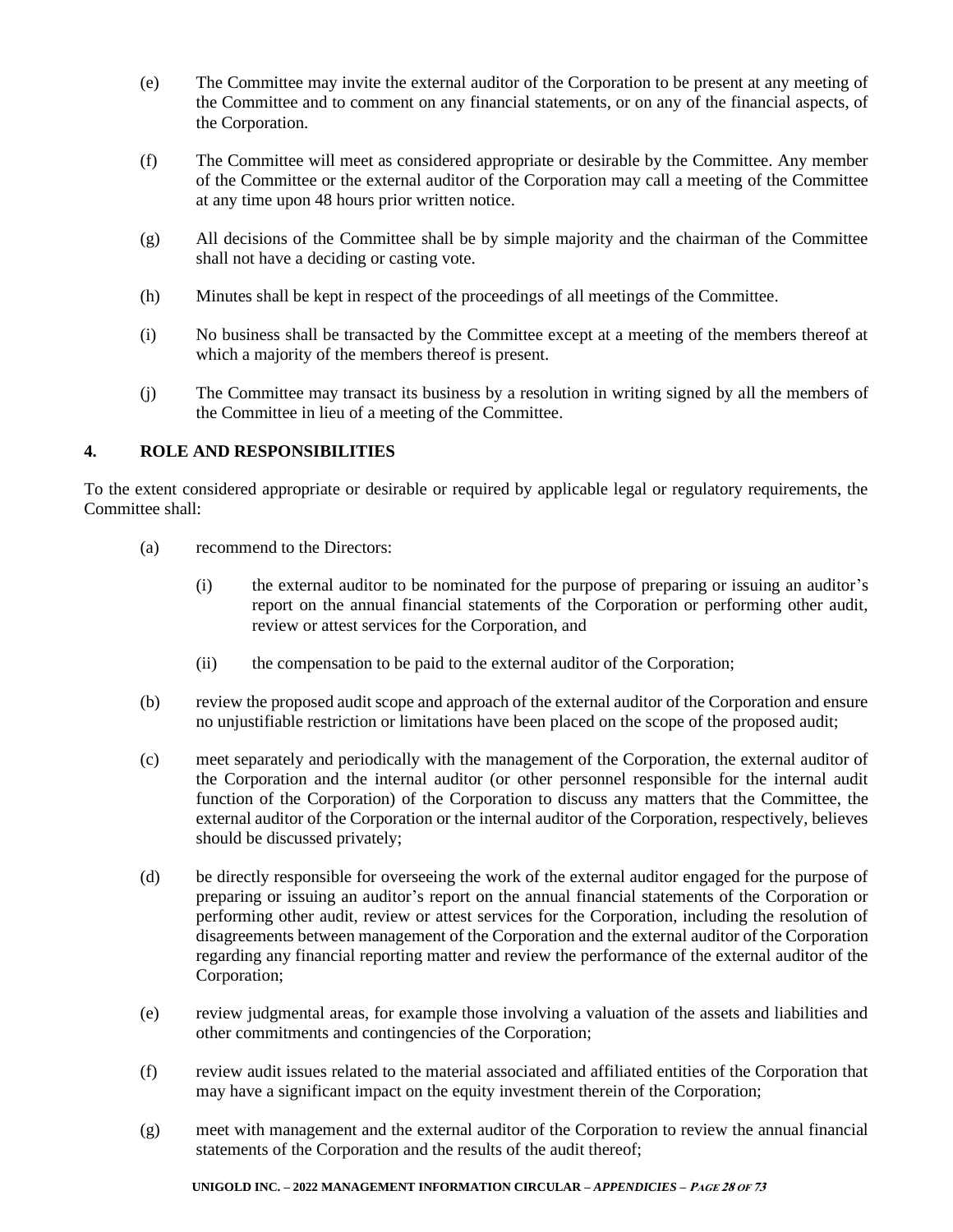(e) The Committee may invite the external auditor of the Corporation to be present at any meeting of the Committee and to comment on any financial statements, or on any of the financial aspects, of the Corporation.

(f) The Committee will meet as considered appropriate or desirable by the Committee. Any member of the Committee or the external auditor of the Corporation may call a meeting of the Committee at any time upon 48 hours prior written notice.

(g) All decisions of the Committee shall be by simple majority and the chairman of the Committee shall not have a deciding or casting vote.

(h) Minutes shall be kept in respect of the proceedings of all meetings of the Committee.

(i) No business shall be transacted by the Committee except at a meeting of the members thereof at which a majority of the members thereof is present.

(j) The Committee may transact its business by a resolution in writing signed by all the members of the Committee in lieu of a meeting of the Committee.

## 4. ROLE AND RESPONSIBILITIES

To the extent considered appropriate or desirable or required by applicable legal or regulatory requirements, the Committee shall:

(a) recommend to the Directors:

(i) the external auditor to be nominated for the purpose of preparing or issuing an auditor's report on the annual financial statements of the Corporation or performing other audit, review or attest services for the Corporation, and

(ii) the compensation to be paid to the external auditor of the Corporation;

(b) review the proposed audit scope and approach of the external auditor of the Corporation and ensure no unjustifiable restriction or limitations have been placed on the scope of the proposed audit;

(c) meet separately and periodically with the management of the Corporation, the external auditor of the Corporation and the internal auditor (or other personnel responsible for the internal audit function of the Corporation) of the Corporation to discuss any matters that the Committee, the external auditor of the Corporation or the internal auditor of the Corporation, respectively, believes should be discussed privately;

(d) be directly responsible for overseeing the work of the external auditor engaged for the purpose of preparing or issuing an auditor's report on the annual financial statements of the Corporation or performing other audit, review or attest services for the Corporation, including the resolution of disagreements between management of the Corporation and the external auditor of the Corporation regarding any financial reporting matter and review the performance of the external auditor of the Corporation;

(e) review judgmental areas, for example those involving a valuation of the assets and liabilities and other commitments and contingencies of the Corporation;

(f) review audit issues related to the material associated and affiliated entities of the Corporation that may have a significant impact on the equity investment therein of the Corporation;

(g) meet with management and the external auditor of the Corporation to review the annual financial statements of the Corporation and the results of the audit thereof;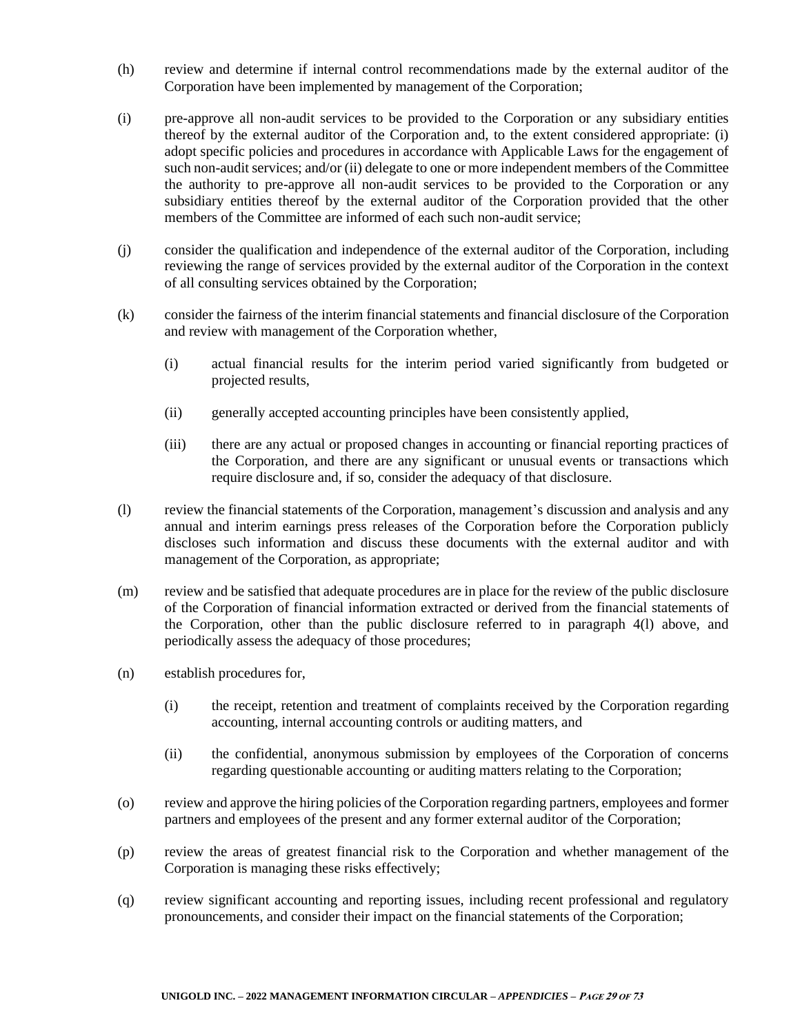(h) review and determine if internal control recommendations made by the external auditor of the Corporation have been implemented by management of the Corporation;

(i) pre-approve all non-audit services to be provided to the Corporation or any subsidiary entities thereof by the external auditor of the Corporation and, to the extent considered appropriate: (i) adopt specific policies and procedures in accordance with Applicable Laws for the engagement of such non-audit services; and/or (ii) delegate to one or more independent members of the Committee the authority to pre-approve all non-audit services to be provided to the Corporation or any subsidiary entities thereof by the external auditor of the Corporation provided that the other members of the Committee are informed of each such non-audit service;

(j) consider the qualification and independence of the external auditor of the Corporation, including reviewing the range of services provided by the external auditor of the Corporation in the context of all consulting services obtained by the Corporation;

(k) consider the fairness of the interim financial statements and financial disclosure of the Corporation and review with management of the Corporation whether,

   (i) actual financial results for the interim period varied significantly from budgeted or projected results,

   (ii) generally accepted accounting principles have been consistently applied,

   (iii) there are any actual or proposed changes in accounting or financial reporting practices of the Corporation, and there are any significant or unusual events or transactions which require disclosure and, if so, consider the adequacy of that disclosure.

(l) review the financial statements of the Corporation, management's discussion and analysis and any annual and interim earnings press releases of the Corporation before the Corporation publicly discloses such information and discuss these documents with the external auditor and with management of the Corporation, as appropriate;

(m) review and be satisfied that adequate procedures are in place for the review of the public disclosure of the Corporation of financial information extracted or derived from the financial statements of the Corporation, other than the public disclosure referred to in paragraph 4(l) above, and periodically assess the adequacy of those procedures;

(n) establish procedures for,

   (i) the receipt, retention and treatment of complaints received by the Corporation regarding accounting, internal accounting controls or auditing matters, and

   (ii) the confidential, anonymous submission by employees of the Corporation of concerns regarding questionable accounting or auditing matters relating to the Corporation;

(o) review and approve the hiring policies of the Corporation regarding partners, employees and former partners and employees of the present and any former external auditor of the Corporation;

(p) review the areas of greatest financial risk to the Corporation and whether management of the Corporation is managing these risks effectively;

(q) review significant accounting and reporting issues, including recent professional and regulatory pronouncements, and consider their impact on the financial statements of the Corporation;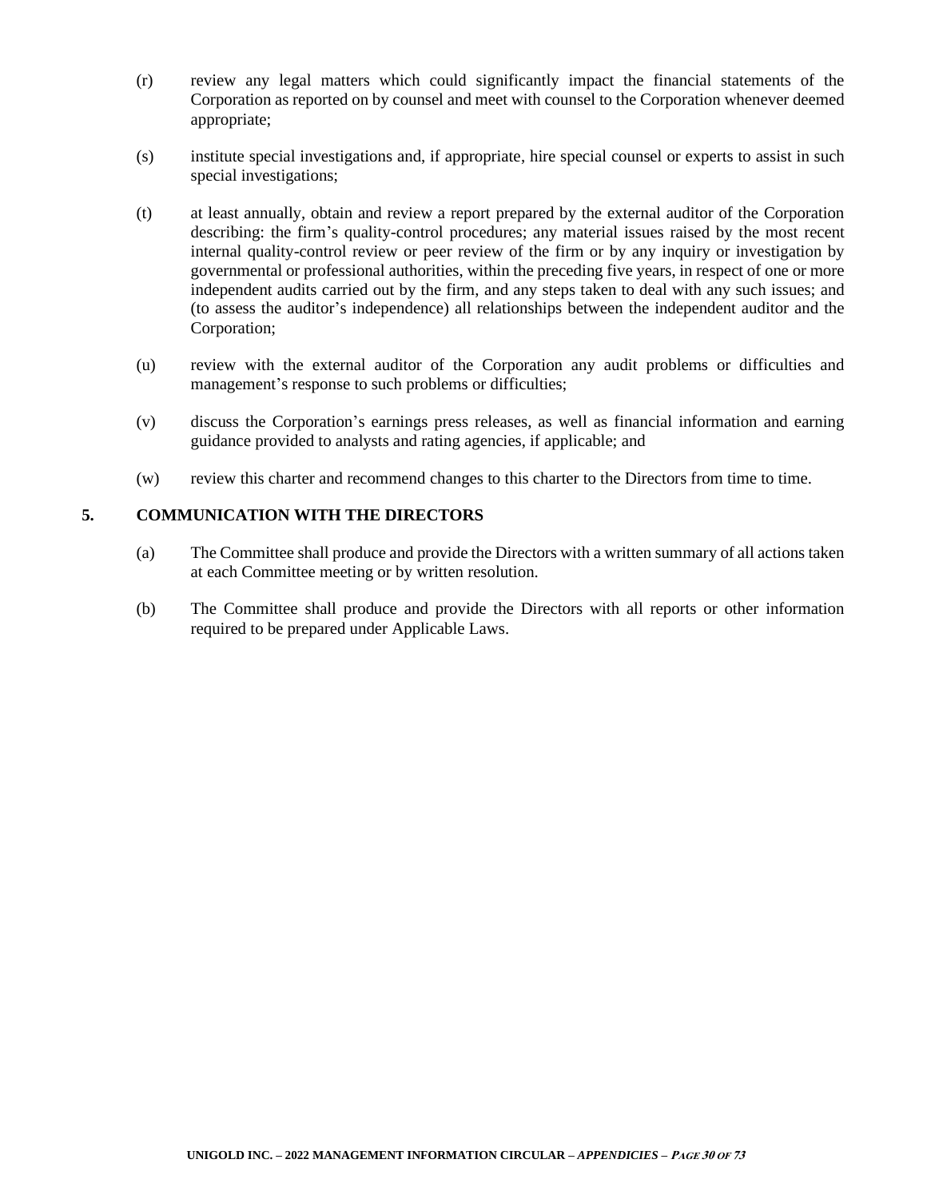(r) review any legal matters which could significantly impact the financial statements of the Corporation as reported on by counsel and meet with counsel to the Corporation whenever deemed appropriate;

(s) institute special investigations and, if appropriate, hire special counsel or experts to assist in such special investigations;

(t) at least annually, obtain and review a report prepared by the external auditor of the Corporation describing: the firm's quality-control procedures; any material issues raised by the most recent internal quality-control review or peer review of the firm or by any inquiry or investigation by governmental or professional authorities, within the preceding five years, in respect of one or more independent audits carried out by the firm, and any steps taken to deal with any such issues; and (to assess the auditor's independence) all relationships between the independent auditor and the Corporation;

(u) review with the external auditor of the Corporation any audit problems or difficulties and management's response to such problems or difficulties;

(v) discuss the Corporation's earnings press releases, as well as financial information and earning guidance provided to analysts and rating agencies, if applicable; and

(w) review this charter and recommend changes to this charter to the Directors from time to time.

## 5. COMMUNICATION WITH THE DIRECTORS

(a) The Committee shall produce and provide the Directors with a written summary of all actions taken at each Committee meeting or by written resolution.

(b) The Committee shall produce and provide the Directors with all reports or other information required to be prepared under Applicable Laws.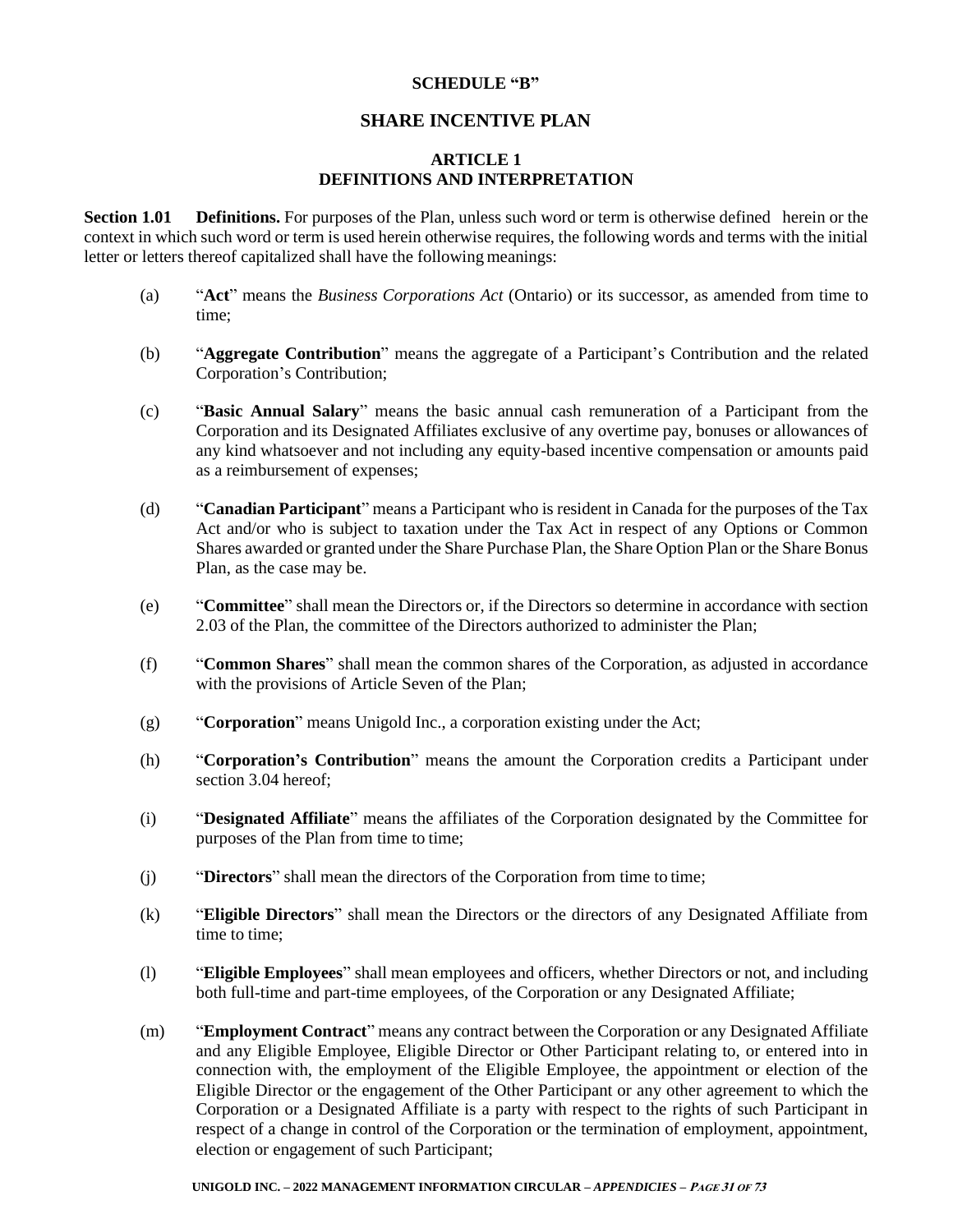**SCHEDULE "B"**

## SHARE INCENTIVE PLAN

### ARTICLE 1
### DEFINITIONS AND INTERPRETATION

**Section 1.01 Definitions.** For purposes of the Plan, unless such word or term is otherwise defined herein or the context in which such word or term is used herein otherwise requires, the following words and terms with the initial letter or letters thereof capitalized shall have the following meanings:

(a) "**Act**" means the *Business Corporations Act* (Ontario) or its successor, as amended from time to time;

(b) "**Aggregate Contribution**" means the aggregate of a Participant's Contribution and the related Corporation's Contribution;

(c) "**Basic Annual Salary**" means the basic annual cash remuneration of a Participant from the Corporation and its Designated Affiliates exclusive of any overtime pay, bonuses or allowances of any kind whatsoever and not including any equity-based incentive compensation or amounts paid as a reimbursement of expenses;

(d) "**Canadian Participant**" means a Participant who is resident in Canada for the purposes of the Tax Act and/or who is subject to taxation under the Tax Act in respect of any Options or Common Shares awarded or granted under the Share Purchase Plan, the Share Option Plan or the Share Bonus Plan, as the case may be.

(e) "**Committee**" shall mean the Directors or, if the Directors so determine in accordance with section 2.03 of the Plan, the committee of the Directors authorized to administer the Plan;

(f) "**Common Shares**" shall mean the common shares of the Corporation, as adjusted in accordance with the provisions of Article Seven of the Plan;

(g) "**Corporation**" means Unigold Inc., a corporation existing under the Act;

(h) "**Corporation's Contribution**" means the amount the Corporation credits a Participant under section 3.04 hereof;

(i) "**Designated Affiliate**" means the affiliates of the Corporation designated by the Committee for purposes of the Plan from time to time;

(j) "**Directors**" shall mean the directors of the Corporation from time to time;

(k) "**Eligible Directors**" shall mean the Directors or the directors of any Designated Affiliate from time to time;

(l) "**Eligible Employees**" shall mean employees and officers, whether Directors or not, and including both full-time and part-time employees, of the Corporation or any Designated Affiliate;

(m) "**Employment Contract**" means any contract between the Corporation or any Designated Affiliate and any Eligible Employee, Eligible Director or Other Participant relating to, or entered into in connection with, the employment of the Eligible Employee, the appointment or election of the Eligible Director or the engagement of the Other Participant or any other agreement to which the Corporation or a Designated Affiliate is a party with respect to the rights of such Participant in respect of a change in control of the Corporation or the termination of employment, appointment, election or engagement of such Participant;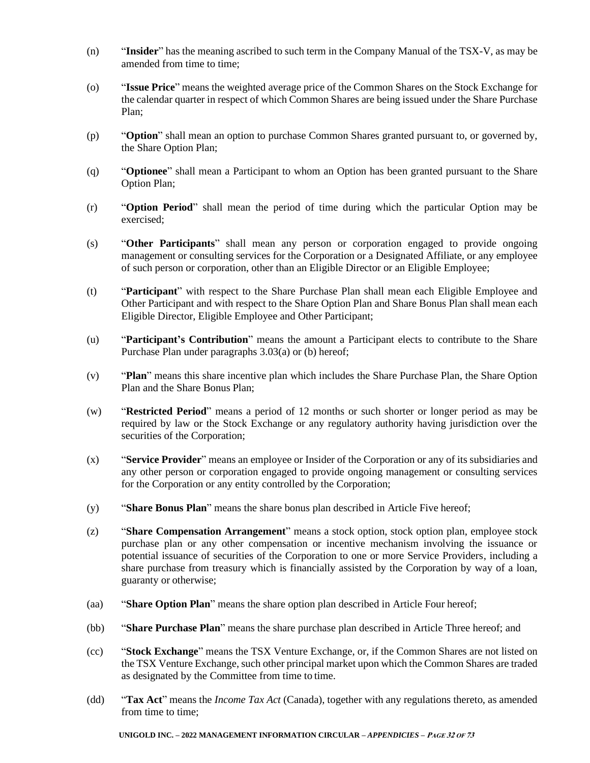(n) "**Insider**" has the meaning ascribed to such term in the Company Manual of the TSX-V, as may be amended from time to time;

(o) "**Issue Price**" means the weighted average price of the Common Shares on the Stock Exchange for the calendar quarter in respect of which Common Shares are being issued under the Share Purchase Plan;

(p) "**Option**" shall mean an option to purchase Common Shares granted pursuant to, or governed by, the Share Option Plan;

(q) "**Optionee**" shall mean a Participant to whom an Option has been granted pursuant to the Share Option Plan;

(r) "**Option Period**" shall mean the period of time during which the particular Option may be exercised;

(s) "**Other Participants**" shall mean any person or corporation engaged to provide ongoing management or consulting services for the Corporation or a Designated Affiliate, or any employee of such person or corporation, other than an Eligible Director or an Eligible Employee;

(t) "**Participant**" with respect to the Share Purchase Plan shall mean each Eligible Employee and Other Participant and with respect to the Share Option Plan and Share Bonus Plan shall mean each Eligible Director, Eligible Employee and Other Participant;

(u) "**Participant's Contribution**" means the amount a Participant elects to contribute to the Share Purchase Plan under paragraphs 3.03(a) or (b) hereof;

(v) "**Plan**" means this share incentive plan which includes the Share Purchase Plan, the Share Option Plan and the Share Bonus Plan;

(w) "**Restricted Period**" means a period of 12 months or such shorter or longer period as may be required by law or the Stock Exchange or any regulatory authority having jurisdiction over the securities of the Corporation;

(x) "**Service Provider**" means an employee or Insider of the Corporation or any of its subsidiaries and any other person or corporation engaged to provide ongoing management or consulting services for the Corporation or any entity controlled by the Corporation;

(y) "**Share Bonus Plan**" means the share bonus plan described in Article Five hereof;

(z) "**Share Compensation Arrangement**" means a stock option, stock option plan, employee stock purchase plan or any other compensation or incentive mechanism involving the issuance or potential issuance of securities of the Corporation to one or more Service Providers, including a share purchase from treasury which is financially assisted by the Corporation by way of a loan, guaranty or otherwise;

(aa) "**Share Option Plan**" means the share option plan described in Article Four hereof;

(bb) "**Share Purchase Plan**" means the share purchase plan described in Article Three hereof; and

(cc) "**Stock Exchange**" means the TSX Venture Exchange, or, if the Common Shares are not listed on the TSX Venture Exchange, such other principal market upon which the Common Shares are traded as designated by the Committee from time to time.

(dd) "**Tax Act**" means the *Income Tax Act* (Canada), together with any regulations thereto, as amended from time to time;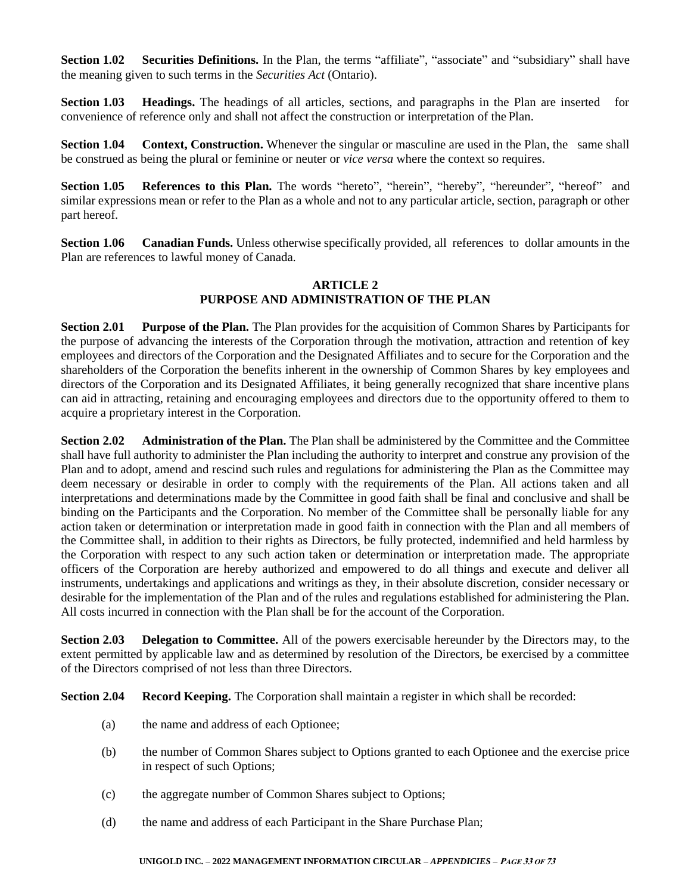**Section 1.02 Securities Definitions.** In the Plan, the terms "affiliate", "associate" and "subsidiary" shall have the meaning given to such terms in the *Securities Act* (Ontario).

**Section 1.03 Headings.** The headings of all articles, sections, and paragraphs in the Plan are inserted for convenience of reference only and shall not affect the construction or interpretation of the Plan.

**Section 1.04 Context, Construction.** Whenever the singular or masculine are used in the Plan, the same shall be construed as being the plural or feminine or neuter or *vice versa* where the context so requires.

**Section 1.05 References to this Plan.** The words "hereto", "herein", "hereby", "hereunder", "hereof" and similar expressions mean or refer to the Plan as a whole and not to any particular article, section, paragraph or other part hereof.

**Section 1.06 Canadian Funds.** Unless otherwise specifically provided, all references to dollar amounts in the Plan are references to lawful money of Canada.

## ARTICLE 2
## PURPOSE AND ADMINISTRATION OF THE PLAN

**Section 2.01 Purpose of the Plan.** The Plan provides for the acquisition of Common Shares by Participants for the purpose of advancing the interests of the Corporation through the motivation, attraction and retention of key employees and directors of the Corporation and the Designated Affiliates and to secure for the Corporation and the shareholders of the Corporation the benefits inherent in the ownership of Common Shares by key employees and directors of the Corporation and its Designated Affiliates, it being generally recognized that share incentive plans can aid in attracting, retaining and encouraging employees and directors due to the opportunity offered to them to acquire a proprietary interest in the Corporation.

**Section 2.02 Administration of the Plan.** The Plan shall be administered by the Committee and the Committee shall have full authority to administer the Plan including the authority to interpret and construe any provision of the Plan and to adopt, amend and rescind such rules and regulations for administering the Plan as the Committee may deem necessary or desirable in order to comply with the requirements of the Plan. All actions taken and all interpretations and determinations made by the Committee in good faith shall be final and conclusive and shall be binding on the Participants and the Corporation. No member of the Committee shall be personally liable for any action taken or determination or interpretation made in good faith in connection with the Plan and all members of the Committee shall, in addition to their rights as Directors, be fully protected, indemnified and held harmless by the Corporation with respect to any such action taken or determination or interpretation made. The appropriate officers of the Corporation are hereby authorized and empowered to do all things and execute and deliver all instruments, undertakings and applications and writings as they, in their absolute discretion, consider necessary or desirable for the implementation of the Plan and of the rules and regulations established for administering the Plan. All costs incurred in connection with the Plan shall be for the account of the Corporation.

**Section 2.03 Delegation to Committee.** All of the powers exercisable hereunder by the Directors may, to the extent permitted by applicable law and as determined by resolution of the Directors, be exercised by a committee of the Directors comprised of not less than three Directors.

**Section 2.04 Record Keeping.** The Corporation shall maintain a register in which shall be recorded:

(a) the name and address of each Optionee;

(b) the number of Common Shares subject to Options granted to each Optionee and the exercise price in respect of such Options;

(c) the aggregate number of Common Shares subject to Options;

(d) the name and address of each Participant in the Share Purchase Plan;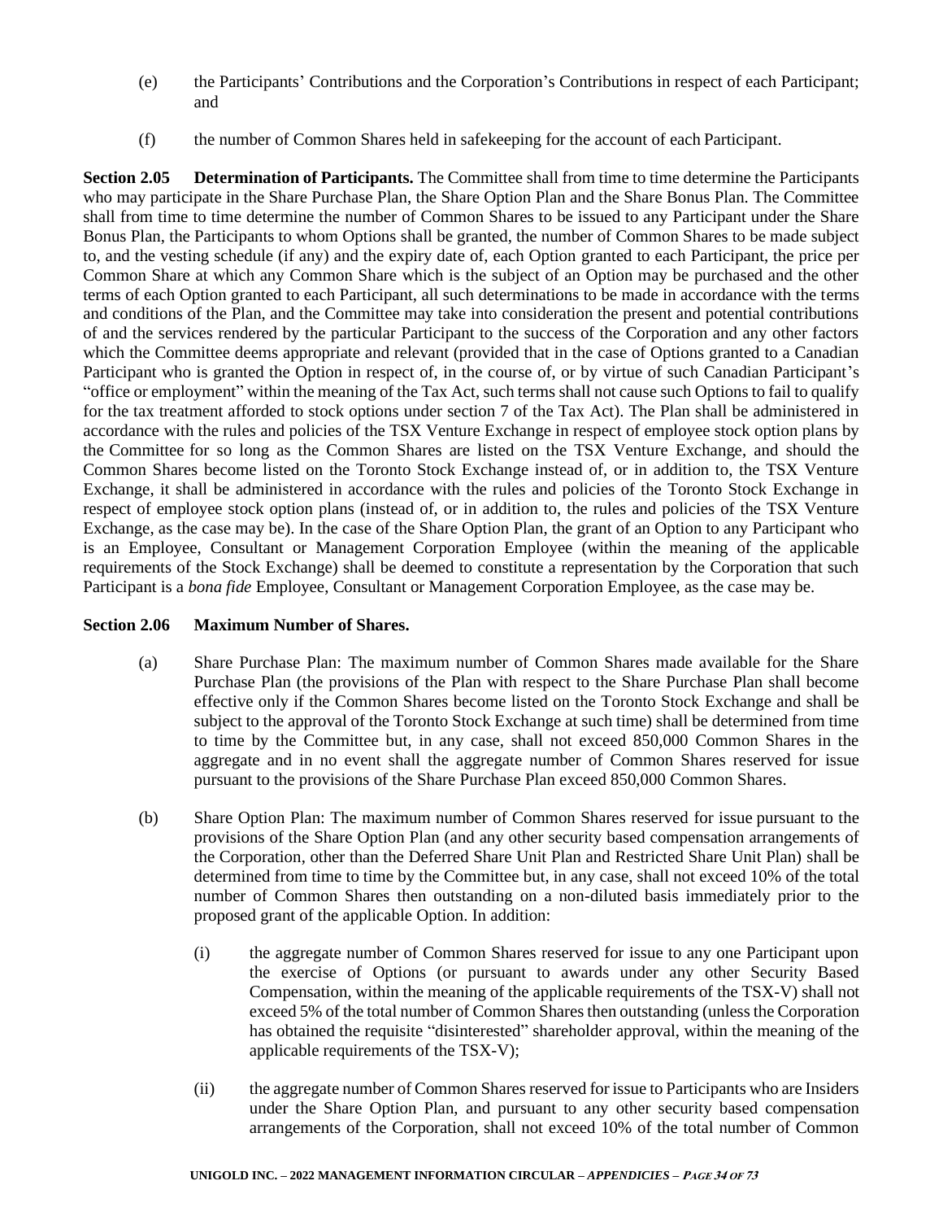(e) the Participants' Contributions and the Corporation's Contributions in respect of each Participant; and

(f) the number of Common Shares held in safekeeping for the account of each Participant.

**Section 2.05 Determination of Participants.** The Committee shall from time to time determine the Participants who may participate in the Share Purchase Plan, the Share Option Plan and the Share Bonus Plan. The Committee shall from time to time determine the number of Common Shares to be issued to any Participant under the Share Bonus Plan, the Participants to whom Options shall be granted, the number of Common Shares to be made subject to, and the vesting schedule (if any) and the expiry date of, each Option granted to each Participant, the price per Common Share at which any Common Share which is the subject of an Option may be purchased and the other terms of each Option granted to each Participant, all such determinations to be made in accordance with the terms and conditions of the Plan, and the Committee may take into consideration the present and potential contributions of and the services rendered by the particular Participant to the success of the Corporation and any other factors which the Committee deems appropriate and relevant (provided that in the case of Options granted to a Canadian Participant who is granted the Option in respect of, in the course of, or by virtue of such Canadian Participant's "office or employment" within the meaning of the Tax Act, such terms shall not cause such Options to fail to qualify for the tax treatment afforded to stock options under section 7 of the Tax Act). The Plan shall be administered in accordance with the rules and policies of the TSX Venture Exchange in respect of employee stock option plans by the Committee for so long as the Common Shares are listed on the TSX Venture Exchange, and should the Common Shares become listed on the Toronto Stock Exchange instead of, or in addition to, the TSX Venture Exchange, it shall be administered in accordance with the rules and policies of the Toronto Stock Exchange in respect of employee stock option plans (instead of, or in addition to, the rules and policies of the TSX Venture Exchange, as the case may be). In the case of the Share Option Plan, the grant of an Option to any Participant who is an Employee, Consultant or Management Corporation Employee (within the meaning of the applicable requirements of the Stock Exchange) shall be deemed to constitute a representation by the Corporation that such Participant is a *bona fide* Employee, Consultant or Management Corporation Employee, as the case may be.

**Section 2.06 Maximum Number of Shares.**

(a) Share Purchase Plan: The maximum number of Common Shares made available for the Share Purchase Plan (the provisions of the Plan with respect to the Share Purchase Plan shall become effective only if the Common Shares become listed on the Toronto Stock Exchange and shall be subject to the approval of the Toronto Stock Exchange at such time) shall be determined from time to time by the Committee but, in any case, shall not exceed 850,000 Common Shares in the aggregate and in no event shall the aggregate number of Common Shares reserved for issue pursuant to the provisions of the Share Purchase Plan exceed 850,000 Common Shares.

(b) Share Option Plan: The maximum number of Common Shares reserved for issue pursuant to the provisions of the Share Option Plan (and any other security based compensation arrangements of the Corporation, other than the Deferred Share Unit Plan and Restricted Share Unit Plan) shall be determined from time to time by the Committee but, in any case, shall not exceed 10% of the total number of Common Shares then outstanding on a non-diluted basis immediately prior to the proposed grant of the applicable Option. In addition:

  (i) the aggregate number of Common Shares reserved for issue to any one Participant upon the exercise of Options (or pursuant to awards under any other Security Based Compensation, within the meaning of the applicable requirements of the TSX-V) shall not exceed 5% of the total number of Common Shares then outstanding (unless the Corporation has obtained the requisite "disinterested" shareholder approval, within the meaning of the applicable requirements of the TSX-V);

  (ii) the aggregate number of Common Shares reserved for issue to Participants who are Insiders under the Share Option Plan, and pursuant to any other security based compensation arrangements of the Corporation, shall not exceed 10% of the total number of Common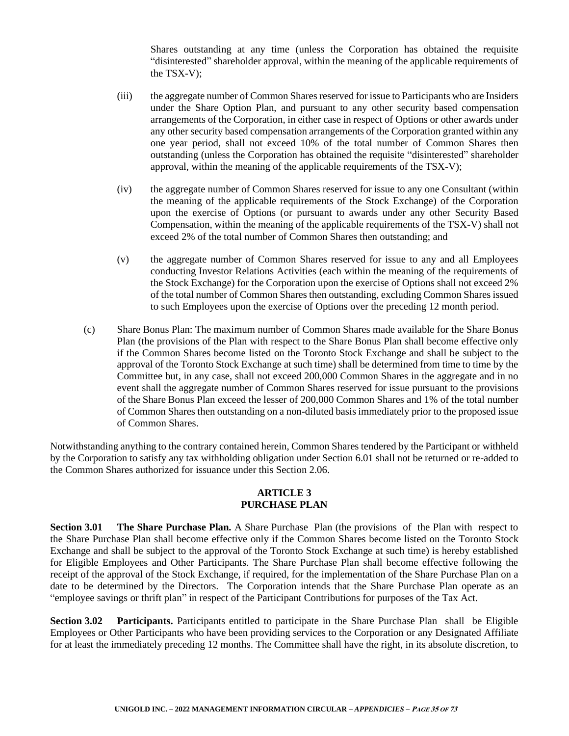Shares outstanding at any time (unless the Corporation has obtained the requisite "disinterested" shareholder approval, within the meaning of the applicable requirements of the TSX-V);

(iii) the aggregate number of Common Shares reserved for issue to Participants who are Insiders under the Share Option Plan, and pursuant to any other security based compensation arrangements of the Corporation, in either case in respect of Options or other awards under any other security based compensation arrangements of the Corporation granted within any one year period, shall not exceed 10% of the total number of Common Shares then outstanding (unless the Corporation has obtained the requisite "disinterested" shareholder approval, within the meaning of the applicable requirements of the TSX-V);

(iv) the aggregate number of Common Shares reserved for issue to any one Consultant (within the meaning of the applicable requirements of the Stock Exchange) of the Corporation upon the exercise of Options (or pursuant to awards under any other Security Based Compensation, within the meaning of the applicable requirements of the TSX-V) shall not exceed 2% of the total number of Common Shares then outstanding; and

(v) the aggregate number of Common Shares reserved for issue to any and all Employees conducting Investor Relations Activities (each within the meaning of the requirements of the Stock Exchange) for the Corporation upon the exercise of Options shall not exceed 2% of the total number of Common Shares then outstanding, excluding Common Shares issued to such Employees upon the exercise of Options over the preceding 12 month period.

(c) Share Bonus Plan: The maximum number of Common Shares made available for the Share Bonus Plan (the provisions of the Plan with respect to the Share Bonus Plan shall become effective only if the Common Shares become listed on the Toronto Stock Exchange and shall be subject to the approval of the Toronto Stock Exchange at such time) shall be determined from time to time by the Committee but, in any case, shall not exceed 200,000 Common Shares in the aggregate and in no event shall the aggregate number of Common Shares reserved for issue pursuant to the provisions of the Share Bonus Plan exceed the lesser of 200,000 Common Shares and 1% of the total number of Common Shares then outstanding on a non-diluted basis immediately prior to the proposed issue of Common Shares.

Notwithstanding anything to the contrary contained herein, Common Shares tendered by the Participant or withheld by the Corporation to satisfy any tax withholding obligation under Section 6.01 shall not be returned or re-added to the Common Shares authorized for issuance under this Section 2.06.

## ARTICLE 3
## PURCHASE PLAN

**Section 3.01 The Share Purchase Plan.** A Share Purchase Plan (the provisions of the Plan with respect to the Share Purchase Plan shall become effective only if the Common Shares become listed on the Toronto Stock Exchange and shall be subject to the approval of the Toronto Stock Exchange at such time) is hereby established for Eligible Employees and Other Participants. The Share Purchase Plan shall become effective following the receipt of the approval of the Stock Exchange, if required, for the implementation of the Share Purchase Plan on a date to be determined by the Directors. The Corporation intends that the Share Purchase Plan operate as an "employee savings or thrift plan" in respect of the Participant Contributions for purposes of the Tax Act.

**Section 3.02 Participants.** Participants entitled to participate in the Share Purchase Plan shall be Eligible Employees or Other Participants who have been providing services to the Corporation or any Designated Affiliate for at least the immediately preceding 12 months. The Committee shall have the right, in its absolute discretion, to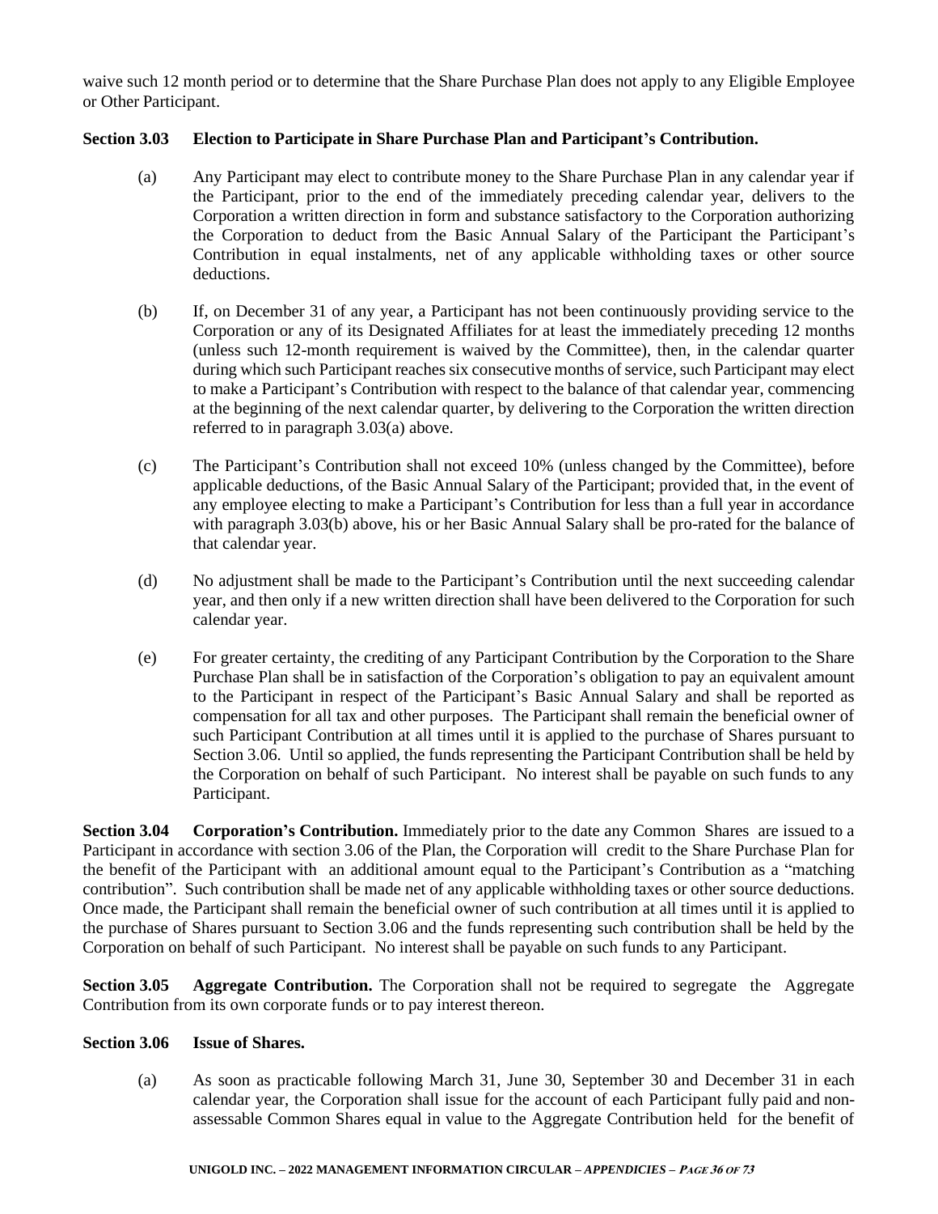waive such 12 month period or to determine that the Share Purchase Plan does not apply to any Eligible Employee or Other Participant.

**Section 3.03 Election to Participate in Share Purchase Plan and Participant's Contribution.**

(a) Any Participant may elect to contribute money to the Share Purchase Plan in any calendar year if the Participant, prior to the end of the immediately preceding calendar year, delivers to the Corporation a written direction in form and substance satisfactory to the Corporation authorizing the Corporation to deduct from the Basic Annual Salary of the Participant the Participant's Contribution in equal instalments, net of any applicable withholding taxes or other source deductions.

(b) If, on December 31 of any year, a Participant has not been continuously providing service to the Corporation or any of its Designated Affiliates for at least the immediately preceding 12 months (unless such 12-month requirement is waived by the Committee), then, in the calendar quarter during which such Participant reaches six consecutive months of service, such Participant may elect to make a Participant's Contribution with respect to the balance of that calendar year, commencing at the beginning of the next calendar quarter, by delivering to the Corporation the written direction referred to in paragraph 3.03(a) above.

(c) The Participant's Contribution shall not exceed 10% (unless changed by the Committee), before applicable deductions, of the Basic Annual Salary of the Participant; provided that, in the event of any employee electing to make a Participant's Contribution for less than a full year in accordance with paragraph 3.03(b) above, his or her Basic Annual Salary shall be pro-rated for the balance of that calendar year.

(d) No adjustment shall be made to the Participant's Contribution until the next succeeding calendar year, and then only if a new written direction shall have been delivered to the Corporation for such calendar year.

(e) For greater certainty, the crediting of any Participant Contribution by the Corporation to the Share Purchase Plan shall be in satisfaction of the Corporation's obligation to pay an equivalent amount to the Participant in respect of the Participant's Basic Annual Salary and shall be reported as compensation for all tax and other purposes. The Participant shall remain the beneficial owner of such Participant Contribution at all times until it is applied to the purchase of Shares pursuant to Section 3.06. Until so applied, the funds representing the Participant Contribution shall be held by the Corporation on behalf of such Participant. No interest shall be payable on such funds to any Participant.

**Section 3.04 Corporation's Contribution.** Immediately prior to the date any Common Shares are issued to a Participant in accordance with section 3.06 of the Plan, the Corporation will credit to the Share Purchase Plan for the benefit of the Participant with an additional amount equal to the Participant's Contribution as a "matching contribution". Such contribution shall be made net of any applicable withholding taxes or other source deductions. Once made, the Participant shall remain the beneficial owner of such contribution at all times until it is applied to the purchase of Shares pursuant to Section 3.06 and the funds representing such contribution shall be held by the Corporation on behalf of such Participant. No interest shall be payable on such funds to any Participant.

**Section 3.05 Aggregate Contribution.** The Corporation shall not be required to segregate the Aggregate Contribution from its own corporate funds or to pay interest thereon.

**Section 3.06 Issue of Shares.**

(a) As soon as practicable following March 31, June 30, September 30 and December 31 in each calendar year, the Corporation shall issue for the account of each Participant fully paid and non-assessable Common Shares equal in value to the Aggregate Contribution held for the benefit of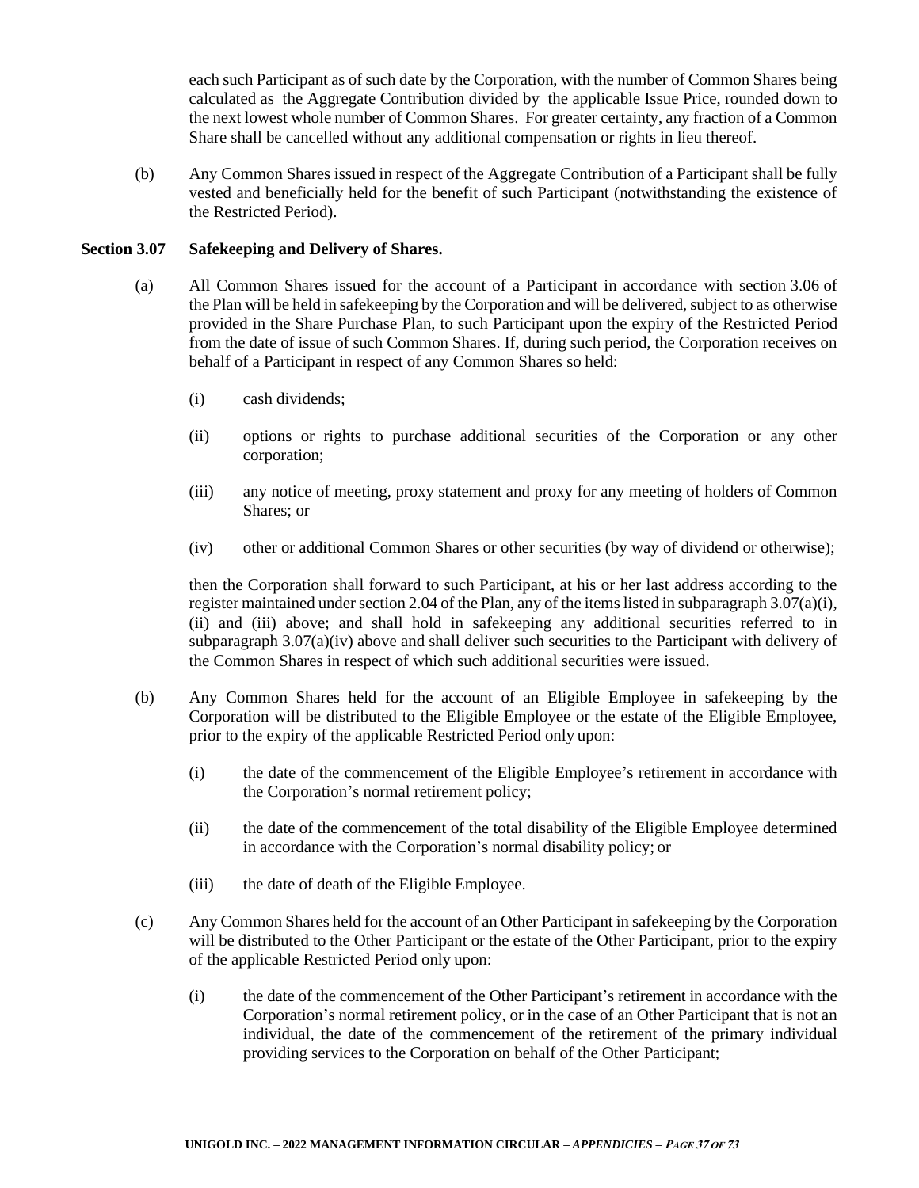each such Participant as of such date by the Corporation, with the number of Common Shares being calculated as the Aggregate Contribution divided by the applicable Issue Price, rounded down to the next lowest whole number of Common Shares. For greater certainty, any fraction of a Common Share shall be cancelled without any additional compensation or rights in lieu thereof.

(b) Any Common Shares issued in respect of the Aggregate Contribution of a Participant shall be fully vested and beneficially held for the benefit of such Participant (notwithstanding the existence of the Restricted Period).

**Section 3.07 Safekeeping and Delivery of Shares.**

(a) All Common Shares issued for the account of a Participant in accordance with section 3.06 of the Plan will be held in safekeeping by the Corporation and will be delivered, subject to as otherwise provided in the Share Purchase Plan, to such Participant upon the expiry of the Restricted Period from the date of issue of such Common Shares. If, during such period, the Corporation receives on behalf of a Participant in respect of any Common Shares so held:

(i) cash dividends;

(ii) options or rights to purchase additional securities of the Corporation or any other corporation;

(iii) any notice of meeting, proxy statement and proxy for any meeting of holders of Common Shares; or

(iv) other or additional Common Shares or other securities (by way of dividend or otherwise);

then the Corporation shall forward to such Participant, at his or her last address according to the register maintained under section 2.04 of the Plan, any of the items listed in subparagraph 3.07(a)(i), (ii) and (iii) above; and shall hold in safekeeping any additional securities referred to in subparagraph 3.07(a)(iv) above and shall deliver such securities to the Participant with delivery of the Common Shares in respect of which such additional securities were issued.

(b) Any Common Shares held for the account of an Eligible Employee in safekeeping by the Corporation will be distributed to the Eligible Employee or the estate of the Eligible Employee, prior to the expiry of the applicable Restricted Period only upon:

(i) the date of the commencement of the Eligible Employee's retirement in accordance with the Corporation's normal retirement policy;

(ii) the date of the commencement of the total disability of the Eligible Employee determined in accordance with the Corporation's normal disability policy; or

(iii) the date of death of the Eligible Employee.

(c) Any Common Shares held for the account of an Other Participant in safekeeping by the Corporation will be distributed to the Other Participant or the estate of the Other Participant, prior to the expiry of the applicable Restricted Period only upon:

(i) the date of the commencement of the Other Participant's retirement in accordance with the Corporation's normal retirement policy, or in the case of an Other Participant that is not an individual, the date of the commencement of the retirement of the primary individual providing services to the Corporation on behalf of the Other Participant;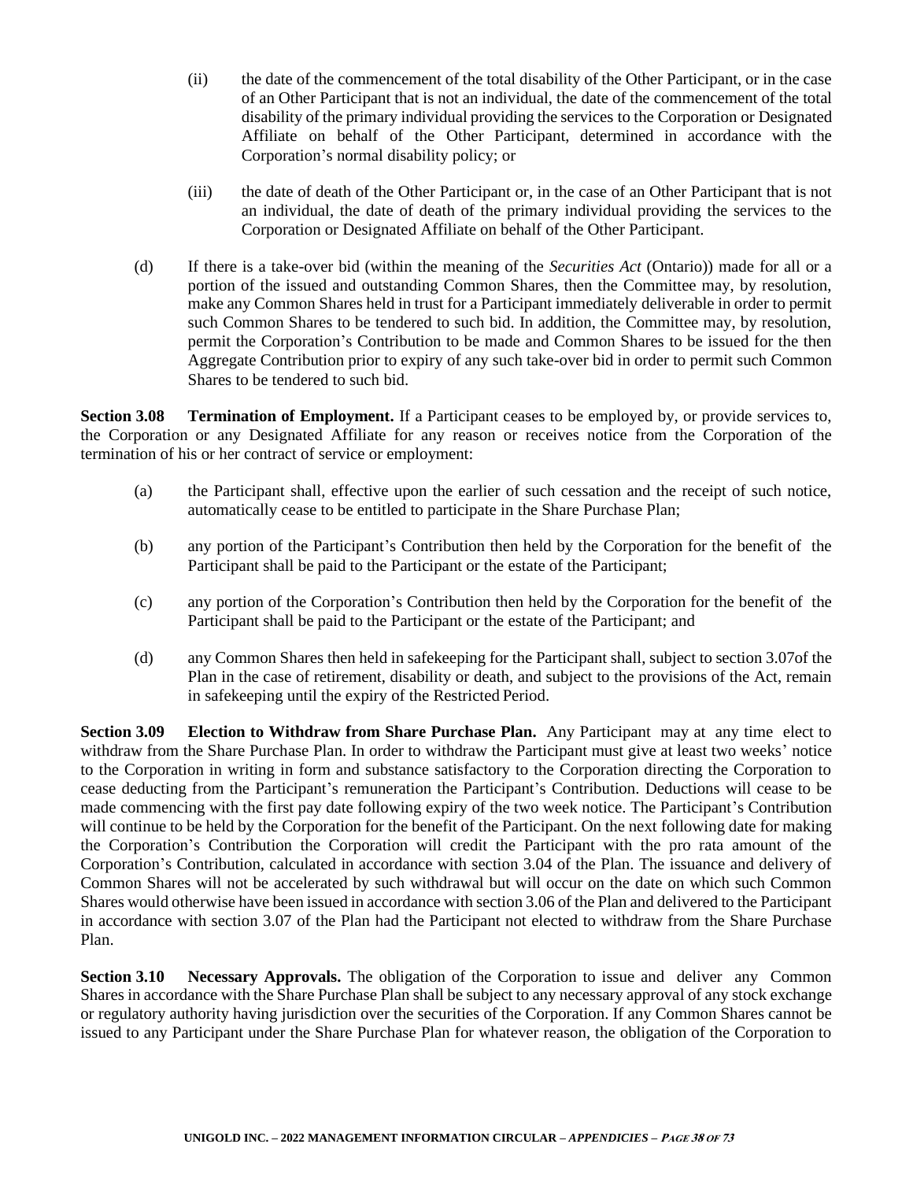(ii) the date of the commencement of the total disability of the Other Participant, or in the case of an Other Participant that is not an individual, the date of the commencement of the total disability of the primary individual providing the services to the Corporation or Designated Affiliate on behalf of the Other Participant, determined in accordance with the Corporation's normal disability policy; or

(iii) the date of death of the Other Participant or, in the case of an Other Participant that is not an individual, the date of death of the primary individual providing the services to the Corporation or Designated Affiliate on behalf of the Other Participant.

(d) If there is a take-over bid (within the meaning of the *Securities Act* (Ontario)) made for all or a portion of the issued and outstanding Common Shares, then the Committee may, by resolution, make any Common Shares held in trust for a Participant immediately deliverable in order to permit such Common Shares to be tendered to such bid. In addition, the Committee may, by resolution, permit the Corporation's Contribution to be made and Common Shares to be issued for the then Aggregate Contribution prior to expiry of any such take-over bid in order to permit such Common Shares to be tendered to such bid.

**Section 3.08 Termination of Employment.** If a Participant ceases to be employed by, or provide services to, the Corporation or any Designated Affiliate for any reason or receives notice from the Corporation of the termination of his or her contract of service or employment:

(a) the Participant shall, effective upon the earlier of such cessation and the receipt of such notice, automatically cease to be entitled to participate in the Share Purchase Plan;

(b) any portion of the Participant's Contribution then held by the Corporation for the benefit of the Participant shall be paid to the Participant or the estate of the Participant;

(c) any portion of the Corporation's Contribution then held by the Corporation for the benefit of the Participant shall be paid to the Participant or the estate of the Participant; and

(d) any Common Shares then held in safekeeping for the Participant shall, subject to section 3.07of the Plan in the case of retirement, disability or death, and subject to the provisions of the Act, remain in safekeeping until the expiry of the Restricted Period.

**Section 3.09 Election to Withdraw from Share Purchase Plan.** Any Participant may at any time elect to withdraw from the Share Purchase Plan. In order to withdraw the Participant must give at least two weeks' notice to the Corporation in writing in form and substance satisfactory to the Corporation directing the Corporation to cease deducting from the Participant's remuneration the Participant's Contribution. Deductions will cease to be made commencing with the first pay date following expiry of the two week notice. The Participant's Contribution will continue to be held by the Corporation for the benefit of the Participant. On the next following date for making the Corporation's Contribution the Corporation will credit the Participant with the pro rata amount of the Corporation's Contribution, calculated in accordance with section 3.04 of the Plan. The issuance and delivery of Common Shares will not be accelerated by such withdrawal but will occur on the date on which such Common Shares would otherwise have been issued in accordance with section 3.06 of the Plan and delivered to the Participant in accordance with section 3.07 of the Plan had the Participant not elected to withdraw from the Share Purchase Plan.

**Section 3.10 Necessary Approvals.** The obligation of the Corporation to issue and deliver any Common Shares in accordance with the Share Purchase Plan shall be subject to any necessary approval of any stock exchange or regulatory authority having jurisdiction over the securities of the Corporation. If any Common Shares cannot be issued to any Participant under the Share Purchase Plan for whatever reason, the obligation of the Corporation to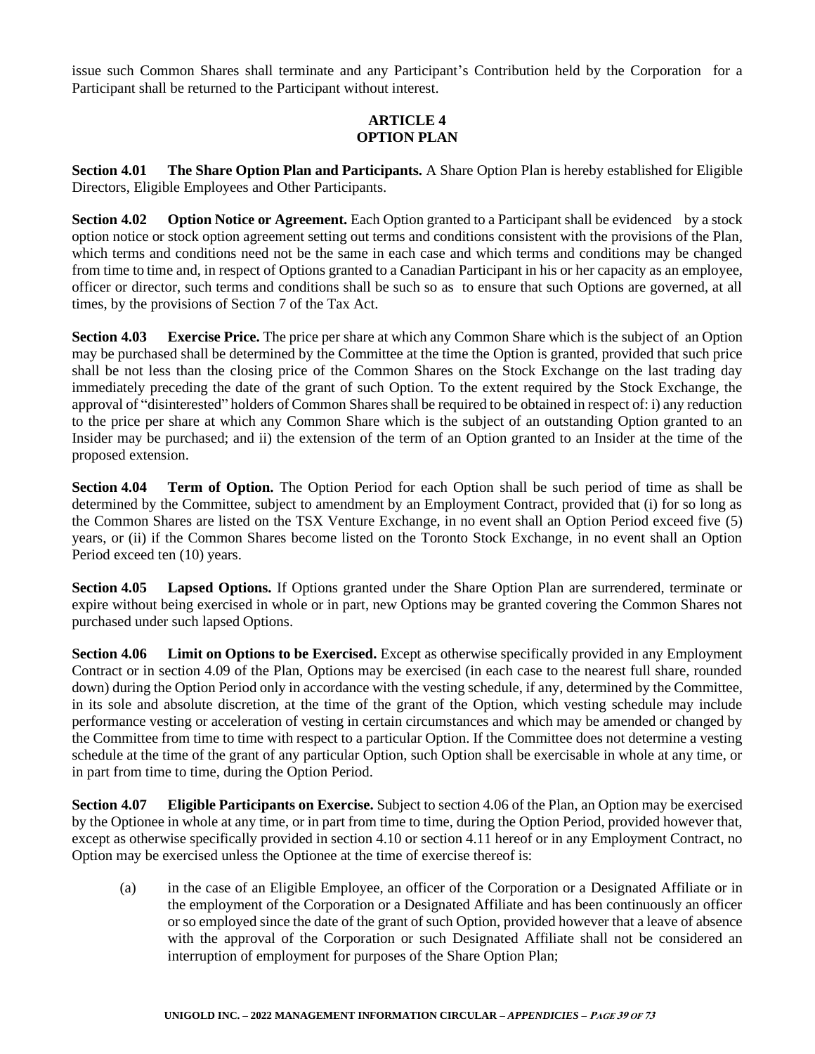issue such Common Shares shall terminate and any Participant's Contribution held by the Corporation for a Participant shall be returned to the Participant without interest.

## ARTICLE 4
## OPTION PLAN

**Section 4.01 The Share Option Plan and Participants.** A Share Option Plan is hereby established for Eligible Directors, Eligible Employees and Other Participants.

**Section 4.02 Option Notice or Agreement.** Each Option granted to a Participant shall be evidenced by a stock option notice or stock option agreement setting out terms and conditions consistent with the provisions of the Plan, which terms and conditions need not be the same in each case and which terms and conditions may be changed from time to time and, in respect of Options granted to a Canadian Participant in his or her capacity as an employee, officer or director, such terms and conditions shall be such so as to ensure that such Options are governed, at all times, by the provisions of Section 7 of the Tax Act.

**Section 4.03 Exercise Price.** The price per share at which any Common Share which is the subject of an Option may be purchased shall be determined by the Committee at the time the Option is granted, provided that such price shall be not less than the closing price of the Common Shares on the Stock Exchange on the last trading day immediately preceding the date of the grant of such Option. To the extent required by the Stock Exchange, the approval of "disinterested" holders of Common Shares shall be required to be obtained in respect of: i) any reduction to the price per share at which any Common Share which is the subject of an outstanding Option granted to an Insider may be purchased; and ii) the extension of the term of an Option granted to an Insider at the time of the proposed extension.

**Section 4.04 Term of Option.** The Option Period for each Option shall be such period of time as shall be determined by the Committee, subject to amendment by an Employment Contract, provided that (i) for so long as the Common Shares are listed on the TSX Venture Exchange, in no event shall an Option Period exceed five (5) years, or (ii) if the Common Shares become listed on the Toronto Stock Exchange, in no event shall an Option Period exceed ten (10) years.

**Section 4.05 Lapsed Options.** If Options granted under the Share Option Plan are surrendered, terminate or expire without being exercised in whole or in part, new Options may be granted covering the Common Shares not purchased under such lapsed Options.

**Section 4.06 Limit on Options to be Exercised.** Except as otherwise specifically provided in any Employment Contract or in section 4.09 of the Plan, Options may be exercised (in each case to the nearest full share, rounded down) during the Option Period only in accordance with the vesting schedule, if any, determined by the Committee, in its sole and absolute discretion, at the time of the grant of the Option, which vesting schedule may include performance vesting or acceleration of vesting in certain circumstances and which may be amended or changed by the Committee from time to time with respect to a particular Option. If the Committee does not determine a vesting schedule at the time of the grant of any particular Option, such Option shall be exercisable in whole at any time, or in part from time to time, during the Option Period.

**Section 4.07 Eligible Participants on Exercise.** Subject to section 4.06 of the Plan, an Option may be exercised by the Optionee in whole at any time, or in part from time to time, during the Option Period, provided however that, except as otherwise specifically provided in section 4.10 or section 4.11 hereof or in any Employment Contract, no Option may be exercised unless the Optionee at the time of exercise thereof is:

(a) in the case of an Eligible Employee, an officer of the Corporation or a Designated Affiliate or in the employment of the Corporation or a Designated Affiliate and has been continuously an officer or so employed since the date of the grant of such Option, provided however that a leave of absence with the approval of the Corporation or such Designated Affiliate shall not be considered an interruption of employment for purposes of the Share Option Plan;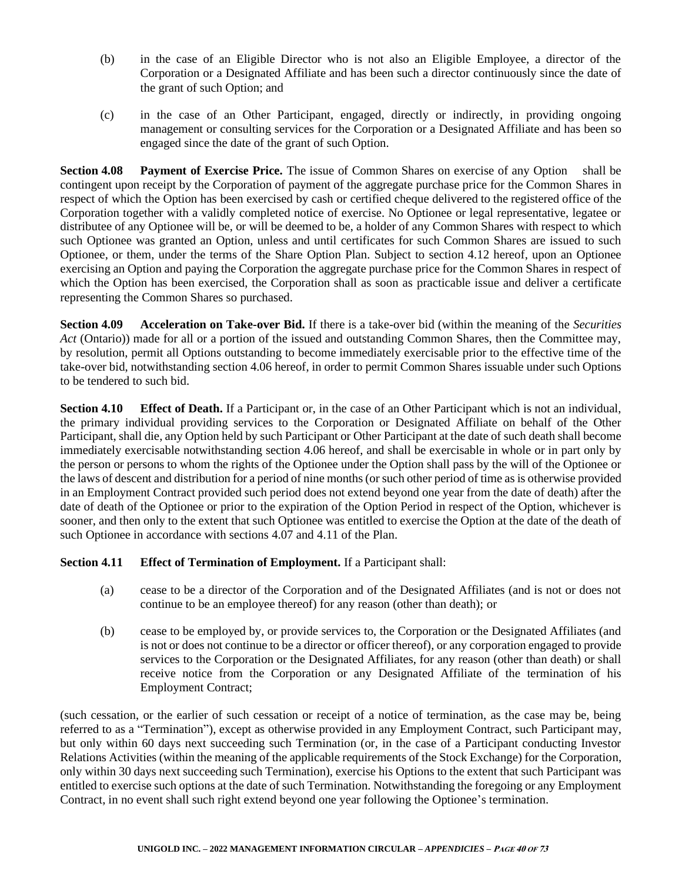(b) in the case of an Eligible Director who is not also an Eligible Employee, a director of the Corporation or a Designated Affiliate and has been such a director continuously since the date of the grant of such Option; and

(c) in the case of an Other Participant, engaged, directly or indirectly, in providing ongoing management or consulting services for the Corporation or a Designated Affiliate and has been so engaged since the date of the grant of such Option.

**Section 4.08 Payment of Exercise Price.** The issue of Common Shares on exercise of any Option shall be contingent upon receipt by the Corporation of payment of the aggregate purchase price for the Common Shares in respect of which the Option has been exercised by cash or certified cheque delivered to the registered office of the Corporation together with a validly completed notice of exercise. No Optionee or legal representative, legatee or distributee of any Optionee will be, or will be deemed to be, a holder of any Common Shares with respect to which such Optionee was granted an Option, unless and until certificates for such Common Shares are issued to such Optionee, or them, under the terms of the Share Option Plan. Subject to section 4.12 hereof, upon an Optionee exercising an Option and paying the Corporation the aggregate purchase price for the Common Shares in respect of which the Option has been exercised, the Corporation shall as soon as practicable issue and deliver a certificate representing the Common Shares so purchased.

**Section 4.09 Acceleration on Take-over Bid.** If there is a take-over bid (within the meaning of the *Securities Act* (Ontario)) made for all or a portion of the issued and outstanding Common Shares, then the Committee may, by resolution, permit all Options outstanding to become immediately exercisable prior to the effective time of the take-over bid, notwithstanding section 4.06 hereof, in order to permit Common Shares issuable under such Options to be tendered to such bid.

**Section 4.10 Effect of Death.** If a Participant or, in the case of an Other Participant which is not an individual, the primary individual providing services to the Corporation or Designated Affiliate on behalf of the Other Participant, shall die, any Option held by such Participant or Other Participant at the date of such death shall become immediately exercisable notwithstanding section 4.06 hereof, and shall be exercisable in whole or in part only by the person or persons to whom the rights of the Optionee under the Option shall pass by the will of the Optionee or the laws of descent and distribution for a period of nine months (or such other period of time as is otherwise provided in an Employment Contract provided such period does not extend beyond one year from the date of death) after the date of death of the Optionee or prior to the expiration of the Option Period in respect of the Option, whichever is sooner, and then only to the extent that such Optionee was entitled to exercise the Option at the date of the death of such Optionee in accordance with sections 4.07 and 4.11 of the Plan.

**Section 4.11 Effect of Termination of Employment.** If a Participant shall:

(a) cease to be a director of the Corporation and of the Designated Affiliates (and is not or does not continue to be an employee thereof) for any reason (other than death); or

(b) cease to be employed by, or provide services to, the Corporation or the Designated Affiliates (and is not or does not continue to be a director or officer thereof), or any corporation engaged to provide services to the Corporation or the Designated Affiliates, for any reason (other than death) or shall receive notice from the Corporation or any Designated Affiliate of the termination of his Employment Contract;

(such cessation, or the earlier of such cessation or receipt of a notice of termination, as the case may be, being referred to as a "Termination"), except as otherwise provided in any Employment Contract, such Participant may, but only within 60 days next succeeding such Termination (or, in the case of a Participant conducting Investor Relations Activities (within the meaning of the applicable requirements of the Stock Exchange) for the Corporation, only within 30 days next succeeding such Termination), exercise his Options to the extent that such Participant was entitled to exercise such options at the date of such Termination. Notwithstanding the foregoing or any Employment Contract, in no event shall such right extend beyond one year following the Optionee's termination.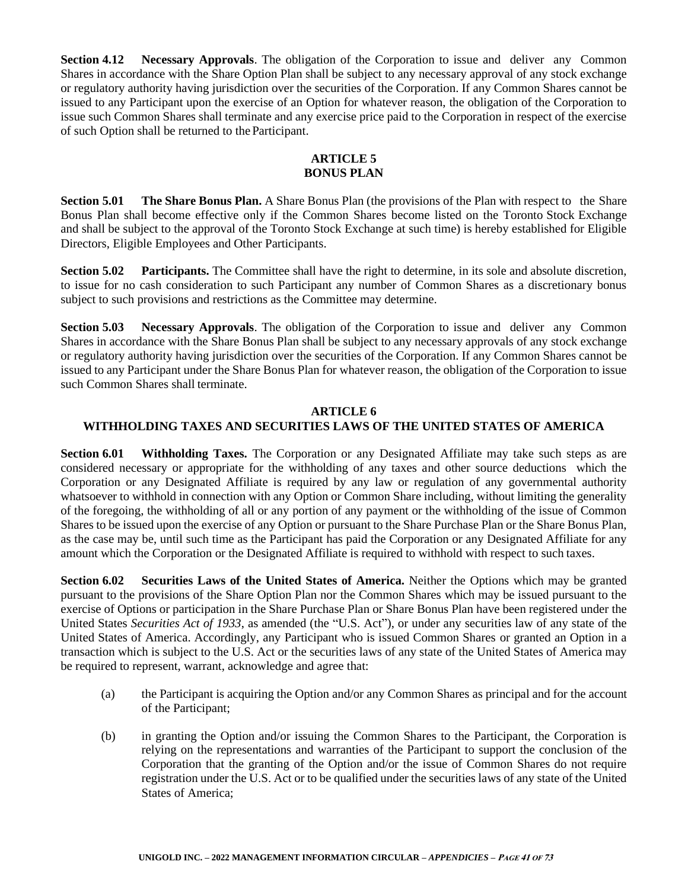**Section 4.12 Necessary Approvals**. The obligation of the Corporation to issue and deliver any Common Shares in accordance with the Share Option Plan shall be subject to any necessary approval of any stock exchange or regulatory authority having jurisdiction over the securities of the Corporation. If any Common Shares cannot be issued to any Participant upon the exercise of an Option for whatever reason, the obligation of the Corporation to issue such Common Shares shall terminate and any exercise price paid to the Corporation in respect of the exercise of such Option shall be returned to the Participant.

## ARTICLE 5
## BONUS PLAN

**Section 5.01 The Share Bonus Plan.** A Share Bonus Plan (the provisions of the Plan with respect to the Share Bonus Plan shall become effective only if the Common Shares become listed on the Toronto Stock Exchange and shall be subject to the approval of the Toronto Stock Exchange at such time) is hereby established for Eligible Directors, Eligible Employees and Other Participants.

**Section 5.02 Participants.** The Committee shall have the right to determine, in its sole and absolute discretion, to issue for no cash consideration to such Participant any number of Common Shares as a discretionary bonus subject to such provisions and restrictions as the Committee may determine.

**Section 5.03 Necessary Approvals**. The obligation of the Corporation to issue and deliver any Common Shares in accordance with the Share Bonus Plan shall be subject to any necessary approvals of any stock exchange or regulatory authority having jurisdiction over the securities of the Corporation. If any Common Shares cannot be issued to any Participant under the Share Bonus Plan for whatever reason, the obligation of the Corporation to issue such Common Shares shall terminate.

## ARTICLE 6
## WITHHOLDING TAXES AND SECURITIES LAWS OF THE UNITED STATES OF AMERICA

**Section 6.01 Withholding Taxes.** The Corporation or any Designated Affiliate may take such steps as are considered necessary or appropriate for the withholding of any taxes and other source deductions which the Corporation or any Designated Affiliate is required by any law or regulation of any governmental authority whatsoever to withhold in connection with any Option or Common Share including, without limiting the generality of the foregoing, the withholding of all or any portion of any payment or the withholding of the issue of Common Shares to be issued upon the exercise of any Option or pursuant to the Share Purchase Plan or the Share Bonus Plan, as the case may be, until such time as the Participant has paid the Corporation or any Designated Affiliate for any amount which the Corporation or the Designated Affiliate is required to withhold with respect to such taxes.

**Section 6.02 Securities Laws of the United States of America.** Neither the Options which may be granted pursuant to the provisions of the Share Option Plan nor the Common Shares which may be issued pursuant to the exercise of Options or participation in the Share Purchase Plan or Share Bonus Plan have been registered under the United States *Securities Act of 1933*, as amended (the "U.S. Act"), or under any securities law of any state of the United States of America. Accordingly, any Participant who is issued Common Shares or granted an Option in a transaction which is subject to the U.S. Act or the securities laws of any state of the United States of America may be required to represent, warrant, acknowledge and agree that:

(a) the Participant is acquiring the Option and/or any Common Shares as principal and for the account of the Participant;

(b) in granting the Option and/or issuing the Common Shares to the Participant, the Corporation is relying on the representations and warranties of the Participant to support the conclusion of the Corporation that the granting of the Option and/or the issue of Common Shares do not require registration under the U.S. Act or to be qualified under the securities laws of any state of the United States of America;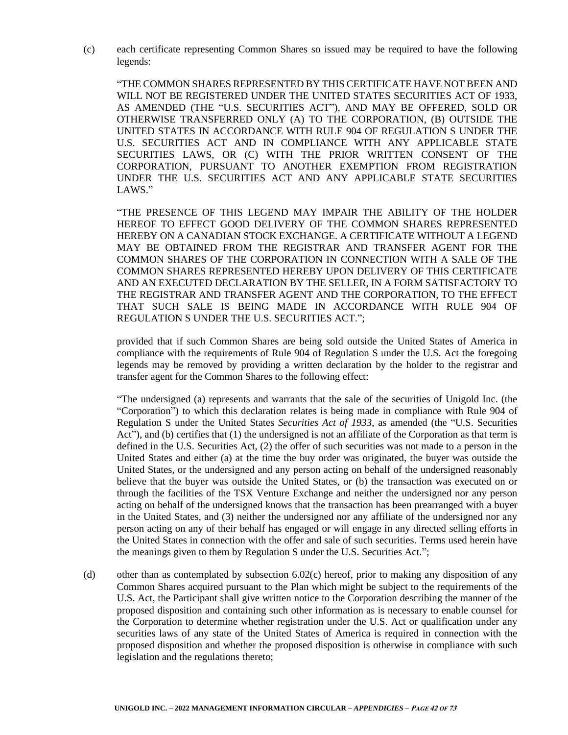(c) each certificate representing Common Shares so issued may be required to have the following legends:

> "THE COMMON SHARES REPRESENTED BY THIS CERTIFICATE HAVE NOT BEEN AND WILL NOT BE REGISTERED UNDER THE UNITED STATES SECURITIES ACT OF 1933, AS AMENDED (THE "U.S. SECURITIES ACT"), AND MAY BE OFFERED, SOLD OR OTHERWISE TRANSFERRED ONLY (A) TO THE CORPORATION, (B) OUTSIDE THE UNITED STATES IN ACCORDANCE WITH RULE 904 OF REGULATION S UNDER THE U.S. SECURITIES ACT AND IN COMPLIANCE WITH ANY APPLICABLE STATE SECURITIES LAWS, OR (C) WITH THE PRIOR WRITTEN CONSENT OF THE CORPORATION, PURSUANT TO ANOTHER EXEMPTION FROM REGISTRATION UNDER THE U.S. SECURITIES ACT AND ANY APPLICABLE STATE SECURITIES LAWS."
>
> "THE PRESENCE OF THIS LEGEND MAY IMPAIR THE ABILITY OF THE HOLDER HEREOF TO EFFECT GOOD DELIVERY OF THE COMMON SHARES REPRESENTED HEREBY ON A CANADIAN STOCK EXCHANGE. A CERTIFICATE WITHOUT A LEGEND MAY BE OBTAINED FROM THE REGISTRAR AND TRANSFER AGENT FOR THE COMMON SHARES OF THE CORPORATION IN CONNECTION WITH A SALE OF THE COMMON SHARES REPRESENTED HEREBY UPON DELIVERY OF THIS CERTIFICATE AND AN EXECUTED DECLARATION BY THE SELLER, IN A FORM SATISFACTORY TO THE REGISTRAR AND TRANSFER AGENT AND THE CORPORATION, TO THE EFFECT THAT SUCH SALE IS BEING MADE IN ACCORDANCE WITH RULE 904 OF REGULATION S UNDER THE U.S. SECURITIES ACT.";

provided that if such Common Shares are being sold outside the United States of America in compliance with the requirements of Rule 904 of Regulation S under the U.S. Act the foregoing legends may be removed by providing a written declaration by the holder to the registrar and transfer agent for the Common Shares to the following effect:

> "The undersigned (a) represents and warrants that the sale of the securities of Unigold Inc. (the "Corporation") to which this declaration relates is being made in compliance with Rule 904 of Regulation S under the United States *Securities Act of 1933*, as amended (the "U.S. Securities Act"), and (b) certifies that (1) the undersigned is not an affiliate of the Corporation as that term is defined in the U.S. Securities Act, (2) the offer of such securities was not made to a person in the United States and either (a) at the time the buy order was originated, the buyer was outside the United States, or the undersigned and any person acting on behalf of the undersigned reasonably believe that the buyer was outside the United States, or (b) the transaction was executed on or through the facilities of the TSX Venture Exchange and neither the undersigned nor any person acting on behalf of the undersigned knows that the transaction has been prearranged with a buyer in the United States, and (3) neither the undersigned nor any affiliate of the undersigned nor any person acting on any of their behalf has engaged or will engage in any directed selling efforts in the United States in connection with the offer and sale of such securities. Terms used herein have the meanings given to them by Regulation S under the U.S. Securities Act.";

(d) other than as contemplated by subsection 6.02(c) hereof, prior to making any disposition of any Common Shares acquired pursuant to the Plan which might be subject to the requirements of the U.S. Act, the Participant shall give written notice to the Corporation describing the manner of the proposed disposition and containing such other information as is necessary to enable counsel for the Corporation to determine whether registration under the U.S. Act or qualification under any securities laws of any state of the United States of America is required in connection with the proposed disposition and whether the proposed disposition is otherwise in compliance with such legislation and the regulations thereto;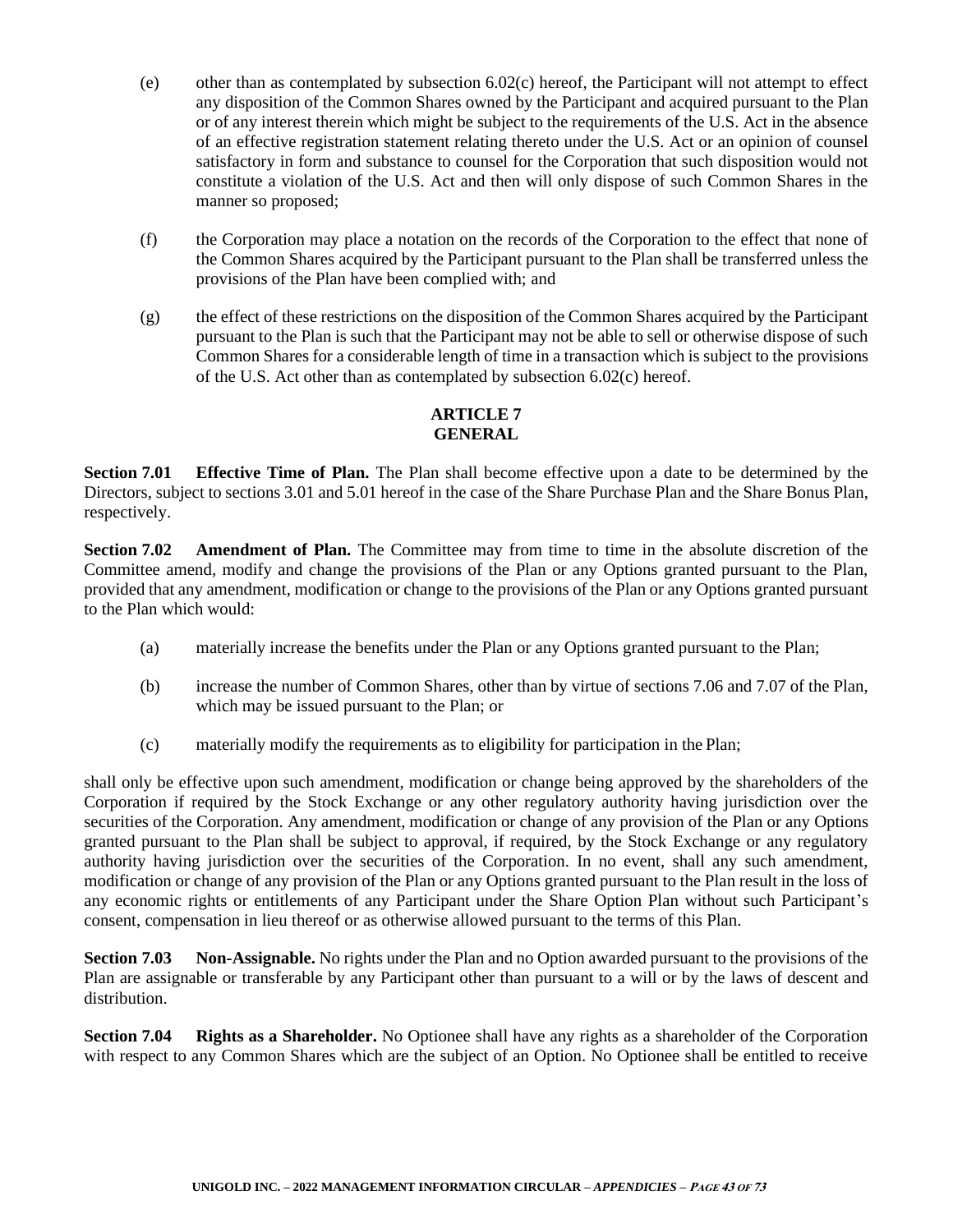(e) other than as contemplated by subsection 6.02(c) hereof, the Participant will not attempt to effect any disposition of the Common Shares owned by the Participant and acquired pursuant to the Plan or of any interest therein which might be subject to the requirements of the U.S. Act in the absence of an effective registration statement relating thereto under the U.S. Act or an opinion of counsel satisfactory in form and substance to counsel for the Corporation that such disposition would not constitute a violation of the U.S. Act and then will only dispose of such Common Shares in the manner so proposed;

(f) the Corporation may place a notation on the records of the Corporation to the effect that none of the Common Shares acquired by the Participant pursuant to the Plan shall be transferred unless the provisions of the Plan have been complied with; and

(g) the effect of these restrictions on the disposition of the Common Shares acquired by the Participant pursuant to the Plan is such that the Participant may not be able to sell or otherwise dispose of such Common Shares for a considerable length of time in a transaction which is subject to the provisions of the U.S. Act other than as contemplated by subsection 6.02(c) hereof.

## ARTICLE 7
## GENERAL

**Section 7.01 Effective Time of Plan.** The Plan shall become effective upon a date to be determined by the Directors, subject to sections 3.01 and 5.01 hereof in the case of the Share Purchase Plan and the Share Bonus Plan, respectively.

**Section 7.02 Amendment of Plan.** The Committee may from time to time in the absolute discretion of the Committee amend, modify and change the provisions of the Plan or any Options granted pursuant to the Plan, provided that any amendment, modification or change to the provisions of the Plan or any Options granted pursuant to the Plan which would:

(a) materially increase the benefits under the Plan or any Options granted pursuant to the Plan;

(b) increase the number of Common Shares, other than by virtue of sections 7.06 and 7.07 of the Plan, which may be issued pursuant to the Plan; or

(c) materially modify the requirements as to eligibility for participation in the Plan;

shall only be effective upon such amendment, modification or change being approved by the shareholders of the Corporation if required by the Stock Exchange or any other regulatory authority having jurisdiction over the securities of the Corporation. Any amendment, modification or change of any provision of the Plan or any Options granted pursuant to the Plan shall be subject to approval, if required, by the Stock Exchange or any regulatory authority having jurisdiction over the securities of the Corporation. In no event, shall any such amendment, modification or change of any provision of the Plan or any Options granted pursuant to the Plan result in the loss of any economic rights or entitlements of any Participant under the Share Option Plan without such Participant's consent, compensation in lieu thereof or as otherwise allowed pursuant to the terms of this Plan.

**Section 7.03 Non-Assignable.** No rights under the Plan and no Option awarded pursuant to the provisions of the Plan are assignable or transferable by any Participant other than pursuant to a will or by the laws of descent and distribution.

**Section 7.04 Rights as a Shareholder.** No Optionee shall have any rights as a shareholder of the Corporation with respect to any Common Shares which are the subject of an Option. No Optionee shall be entitled to receive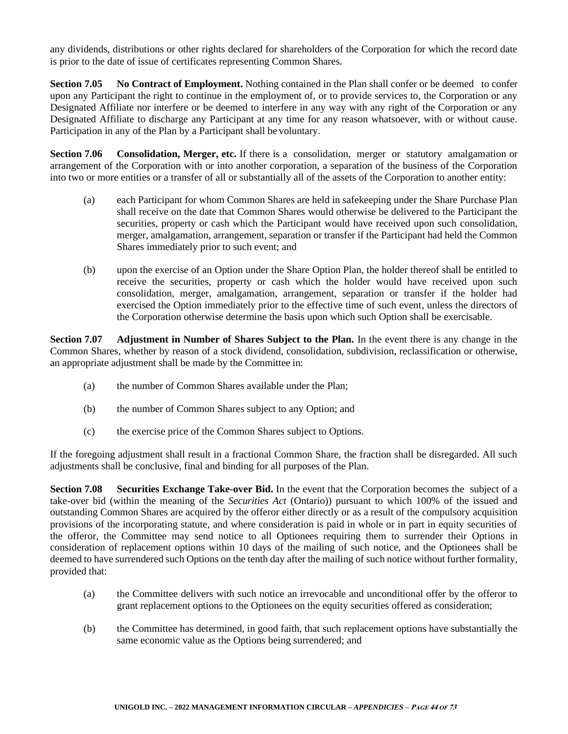any dividends, distributions or other rights declared for shareholders of the Corporation for which the record date is prior to the date of issue of certificates representing Common Shares.

**Section 7.05 No Contract of Employment.** Nothing contained in the Plan shall confer or be deemed to confer upon any Participant the right to continue in the employment of, or to provide services to, the Corporation or any Designated Affiliate nor interfere or be deemed to interfere in any way with any right of the Corporation or any Designated Affiliate to discharge any Participant at any time for any reason whatsoever, with or without cause. Participation in any of the Plan by a Participant shall be voluntary.

**Section 7.06 Consolidation, Merger, etc.** If there is a consolidation, merger or statutory amalgamation or arrangement of the Corporation with or into another corporation, a separation of the business of the Corporation into two or more entities or a transfer of all or substantially all of the assets of the Corporation to another entity:

(a) each Participant for whom Common Shares are held in safekeeping under the Share Purchase Plan shall receive on the date that Common Shares would otherwise be delivered to the Participant the securities, property or cash which the Participant would have received upon such consolidation, merger, amalgamation, arrangement, separation or transfer if the Participant had held the Common Shares immediately prior to such event; and

(b) upon the exercise of an Option under the Share Option Plan, the holder thereof shall be entitled to receive the securities, property or cash which the holder would have received upon such consolidation, merger, amalgamation, arrangement, separation or transfer if the holder had exercised the Option immediately prior to the effective time of such event, unless the directors of the Corporation otherwise determine the basis upon which such Option shall be exercisable.

**Section 7.07 Adjustment in Number of Shares Subject to the Plan.** In the event there is any change in the Common Shares, whether by reason of a stock dividend, consolidation, subdivision, reclassification or otherwise, an appropriate adjustment shall be made by the Committee in:

(a) the number of Common Shares available under the Plan;

(b) the number of Common Shares subject to any Option; and

(c) the exercise price of the Common Shares subject to Options.

If the foregoing adjustment shall result in a fractional Common Share, the fraction shall be disregarded. All such adjustments shall be conclusive, final and binding for all purposes of the Plan.

**Section 7.08 Securities Exchange Take-over Bid.** In the event that the Corporation becomes the subject of a take-over bid (within the meaning of the *Securities Act* (Ontario)) pursuant to which 100% of the issued and outstanding Common Shares are acquired by the offeror either directly or as a result of the compulsory acquisition provisions of the incorporating statute, and where consideration is paid in whole or in part in equity securities of the offeror, the Committee may send notice to all Optionees requiring them to surrender their Options in consideration of replacement options within 10 days of the mailing of such notice, and the Optionees shall be deemed to have surrendered such Options on the tenth day after the mailing of such notice without further formality, provided that:

(a) the Committee delivers with such notice an irrevocable and unconditional offer by the offeror to grant replacement options to the Optionees on the equity securities offered as consideration;

(b) the Committee has determined, in good faith, that such replacement options have substantially the same economic value as the Options being surrendered; and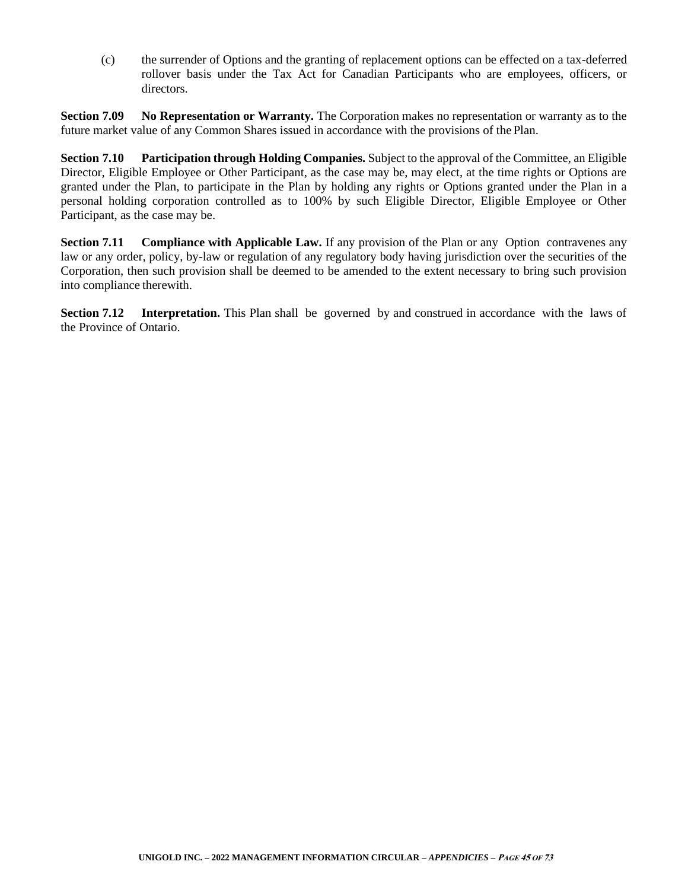(c) the surrender of Options and the granting of replacement options can be effected on a tax-deferred rollover basis under the Tax Act for Canadian Participants who are employees, officers, or directors.

**Section 7.09 No Representation or Warranty.** The Corporation makes no representation or warranty as to the future market value of any Common Shares issued in accordance with the provisions of the Plan.

**Section 7.10 Participation through Holding Companies.** Subject to the approval of the Committee, an Eligible Director, Eligible Employee or Other Participant, as the case may be, may elect, at the time rights or Options are granted under the Plan, to participate in the Plan by holding any rights or Options granted under the Plan in a personal holding corporation controlled as to 100% by such Eligible Director, Eligible Employee or Other Participant, as the case may be.

**Section 7.11 Compliance with Applicable Law.** If any provision of the Plan or any Option contravenes any law or any order, policy, by-law or regulation of any regulatory body having jurisdiction over the securities of the Corporation, then such provision shall be deemed to be amended to the extent necessary to bring such provision into compliance therewith.

**Section 7.12 Interpretation.** This Plan shall be governed by and construed in accordance with the laws of the Province of Ontario.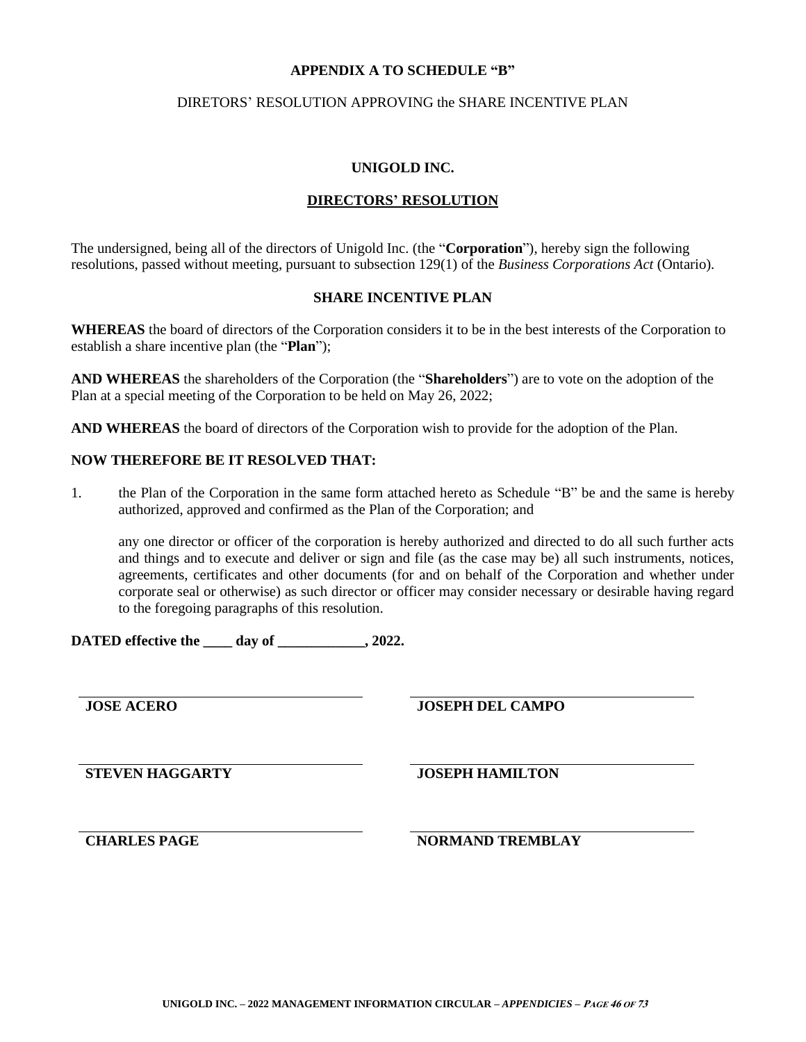**APPENDIX A TO SCHEDULE "B"**

DIRETORS' RESOLUTION APPROVING the SHARE INCENTIVE PLAN

**UNIGOLD INC.**

**DIRECTORS' RESOLUTION**

The undersigned, being all of the directors of Unigold Inc. (the "**Corporation**"), hereby sign the following resolutions, passed without meeting, pursuant to subsection 129(1) of the *Business Corporations Act* (Ontario).

**SHARE INCENTIVE PLAN**

**WHEREAS** the board of directors of the Corporation considers it to be in the best interests of the Corporation to establish a share incentive plan (the "**Plan**");

**AND WHEREAS** the shareholders of the Corporation (the "**Shareholders**") are to vote on the adoption of the Plan at a special meeting of the Corporation to be held on May 26, 2022;

**AND WHEREAS** the board of directors of the Corporation wish to provide for the adoption of the Plan.

**NOW THEREFORE BE IT RESOLVED THAT:**

1. the Plan of the Corporation in the same form attached hereto as Schedule "B" be and the same is hereby authorized, approved and confirmed as the Plan of the Corporation; and

   any one director or officer of the corporation is hereby authorized and directed to do all such further acts and things and to execute and deliver or sign and file (as the case may be) all such instruments, notices, agreements, certificates and other documents (for and on behalf of the Corporation and whether under corporate seal or otherwise) as such director or officer may consider necessary or desirable having regard to the foregoing paragraphs of this resolution.

**DATED effective the ____ day of ____________, 2022.**

| | |
|---|---|
| **JOSE ACERO** | **JOSEPH DEL CAMPO** |
| **STEVEN HAGGARTY** | **JOSEPH HAMILTON** |
| **CHARLES PAGE** | **NORMAND TREMBLAY** |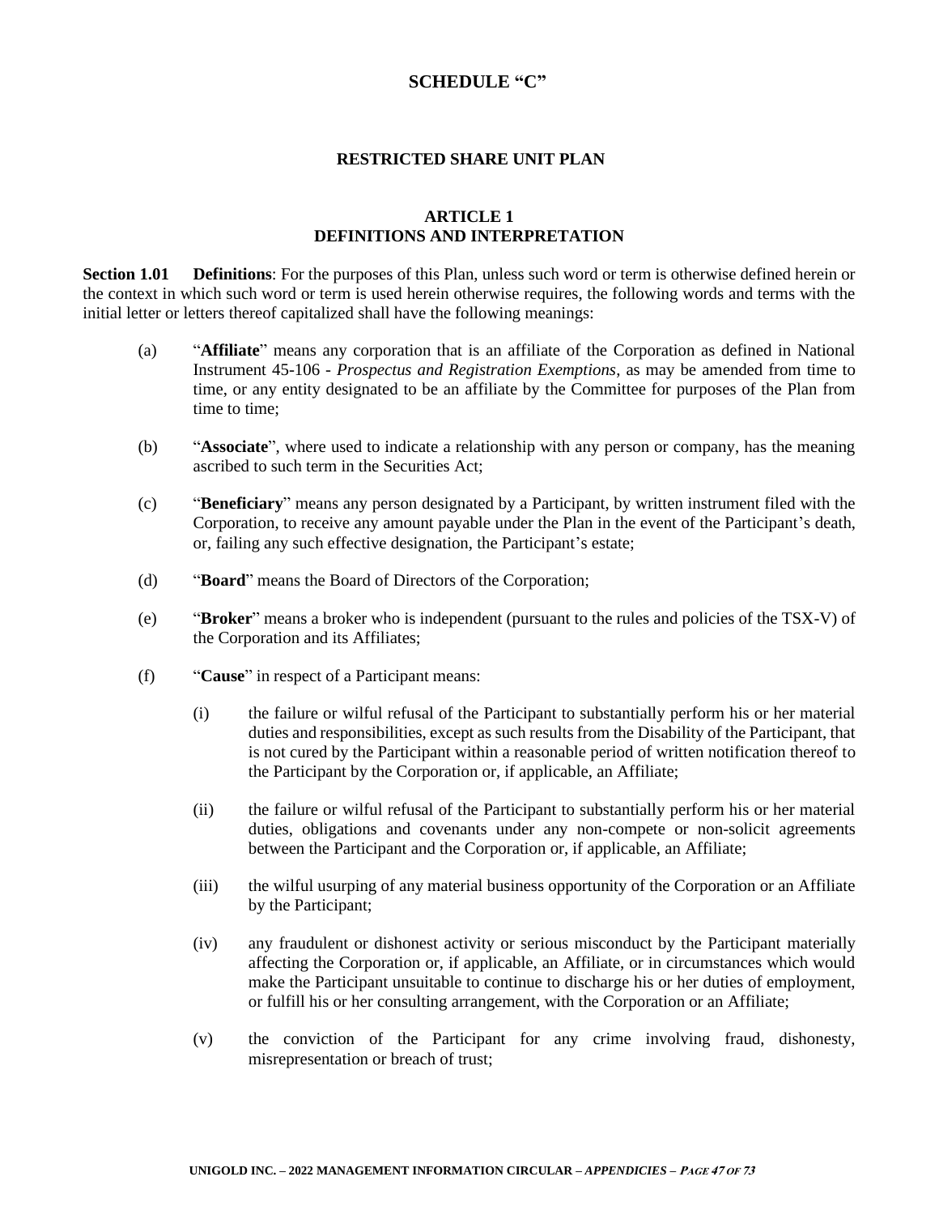# SCHEDULE "C"

## RESTRICTED SHARE UNIT PLAN

### ARTICLE 1
### DEFINITIONS AND INTERPRETATION

**Section 1.01 Definitions**: For the purposes of this Plan, unless such word or term is otherwise defined herein or the context in which such word or term is used herein otherwise requires, the following words and terms with the initial letter or letters thereof capitalized shall have the following meanings:

(a) "**Affiliate**" means any corporation that is an affiliate of the Corporation as defined in National Instrument 45-106 - *Prospectus and Registration Exemptions*, as may be amended from time to time, or any entity designated to be an affiliate by the Committee for purposes of the Plan from time to time;

(b) "**Associate**", where used to indicate a relationship with any person or company, has the meaning ascribed to such term in the Securities Act;

(c) "**Beneficiary**" means any person designated by a Participant, by written instrument filed with the Corporation, to receive any amount payable under the Plan in the event of the Participant's death, or, failing any such effective designation, the Participant's estate;

(d) "**Board**" means the Board of Directors of the Corporation;

(e) "**Broker**" means a broker who is independent (pursuant to the rules and policies of the TSX-V) of the Corporation and its Affiliates;

(f) "**Cause**" in respect of a Participant means:

(i) the failure or wilful refusal of the Participant to substantially perform his or her material duties and responsibilities, except as such results from the Disability of the Participant, that is not cured by the Participant within a reasonable period of written notification thereof to the Participant by the Corporation or, if applicable, an Affiliate;

(ii) the failure or wilful refusal of the Participant to substantially perform his or her material duties, obligations and covenants under any non-compete or non-solicit agreements between the Participant and the Corporation or, if applicable, an Affiliate;

(iii) the wilful usurping of any material business opportunity of the Corporation or an Affiliate by the Participant;

(iv) any fraudulent or dishonest activity or serious misconduct by the Participant materially affecting the Corporation or, if applicable, an Affiliate, or in circumstances which would make the Participant unsuitable to continue to discharge his or her duties of employment, or fulfill his or her consulting arrangement, with the Corporation or an Affiliate;

(v) the conviction of the Participant for any crime involving fraud, dishonesty, misrepresentation or breach of trust;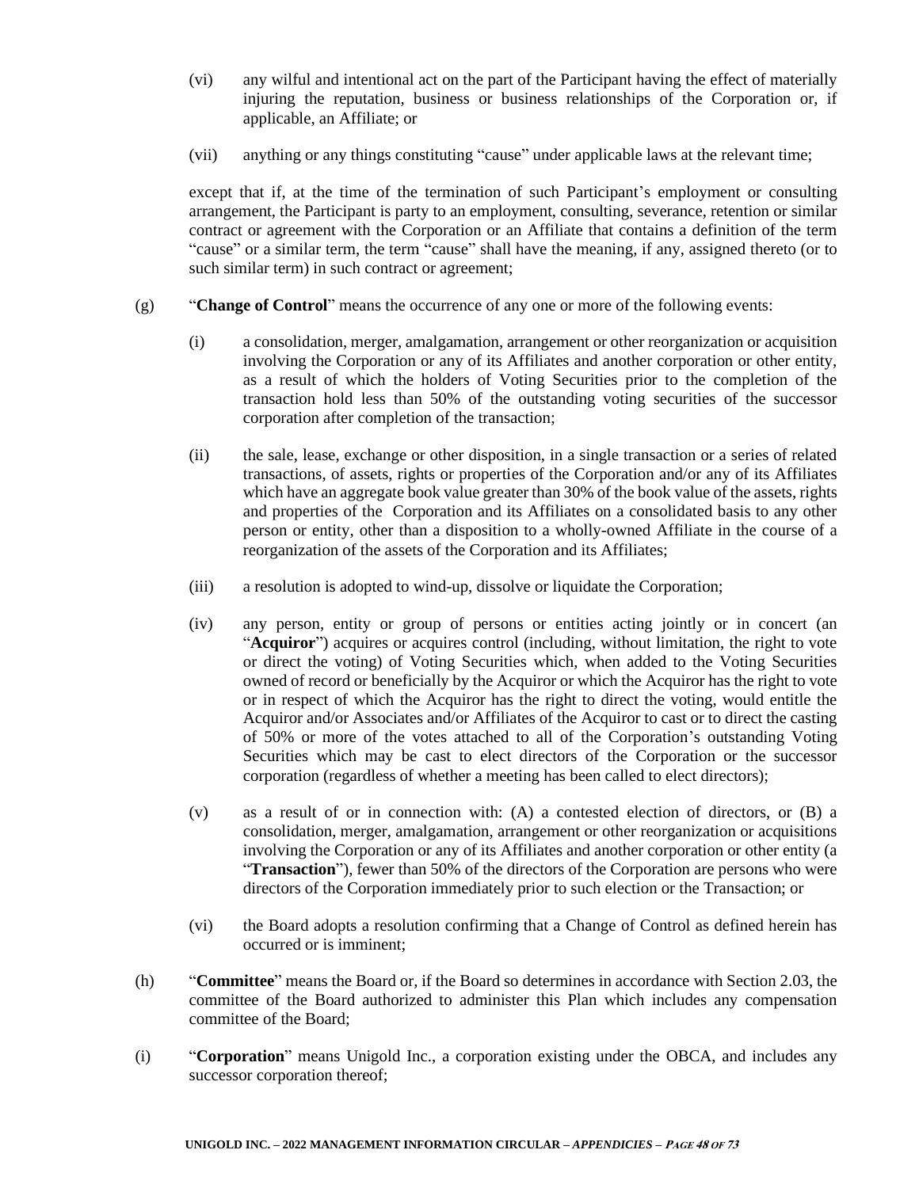(vi) any wilful and intentional act on the part of the Participant having the effect of materially injuring the reputation, business or business relationships of the Corporation or, if applicable, an Affiliate; or

(vii) anything or any things constituting "cause" under applicable laws at the relevant time;

except that if, at the time of the termination of such Participant's employment or consulting arrangement, the Participant is party to an employment, consulting, severance, retention or similar contract or agreement with the Corporation or an Affiliate that contains a definition of the term "cause" or a similar term, the term "cause" shall have the meaning, if any, assigned thereto (or to such similar term) in such contract or agreement;

(g) "**Change of Control**" means the occurrence of any one or more of the following events:

(i) a consolidation, merger, amalgamation, arrangement or other reorganization or acquisition involving the Corporation or any of its Affiliates and another corporation or other entity, as a result of which the holders of Voting Securities prior to the completion of the transaction hold less than 50% of the outstanding voting securities of the successor corporation after completion of the transaction;

(ii) the sale, lease, exchange or other disposition, in a single transaction or a series of related transactions, of assets, rights or properties of the Corporation and/or any of its Affiliates which have an aggregate book value greater than 30% of the book value of the assets, rights and properties of the Corporation and its Affiliates on a consolidated basis to any other person or entity, other than a disposition to a wholly-owned Affiliate in the course of a reorganization of the assets of the Corporation and its Affiliates;

(iii) a resolution is adopted to wind-up, dissolve or liquidate the Corporation;

(iv) any person, entity or group of persons or entities acting jointly or in concert (an "**Acquiror**") acquires or acquires control (including, without limitation, the right to vote or direct the voting) of Voting Securities which, when added to the Voting Securities owned of record or beneficially by the Acquiror or which the Acquiror has the right to vote or in respect of which the Acquiror has the right to direct the voting, would entitle the Acquiror and/or Associates and/or Affiliates of the Acquiror to cast or to direct the casting of 50% or more of the votes attached to all of the Corporation's outstanding Voting Securities which may be cast to elect directors of the Corporation or the successor corporation (regardless of whether a meeting has been called to elect directors);

(v) as a result of or in connection with: (A) a contested election of directors, or (B) a consolidation, merger, amalgamation, arrangement or other reorganization or acquisitions involving the Corporation or any of its Affiliates and another corporation or other entity (a "**Transaction**"), fewer than 50% of the directors of the Corporation are persons who were directors of the Corporation immediately prior to such election or the Transaction; or

(vi) the Board adopts a resolution confirming that a Change of Control as defined herein has occurred or is imminent;

(h) "**Committee**" means the Board or, if the Board so determines in accordance with Section 2.03, the committee of the Board authorized to administer this Plan which includes any compensation committee of the Board;

(i) "**Corporation**" means Unigold Inc., a corporation existing under the OBCA, and includes any successor corporation thereof;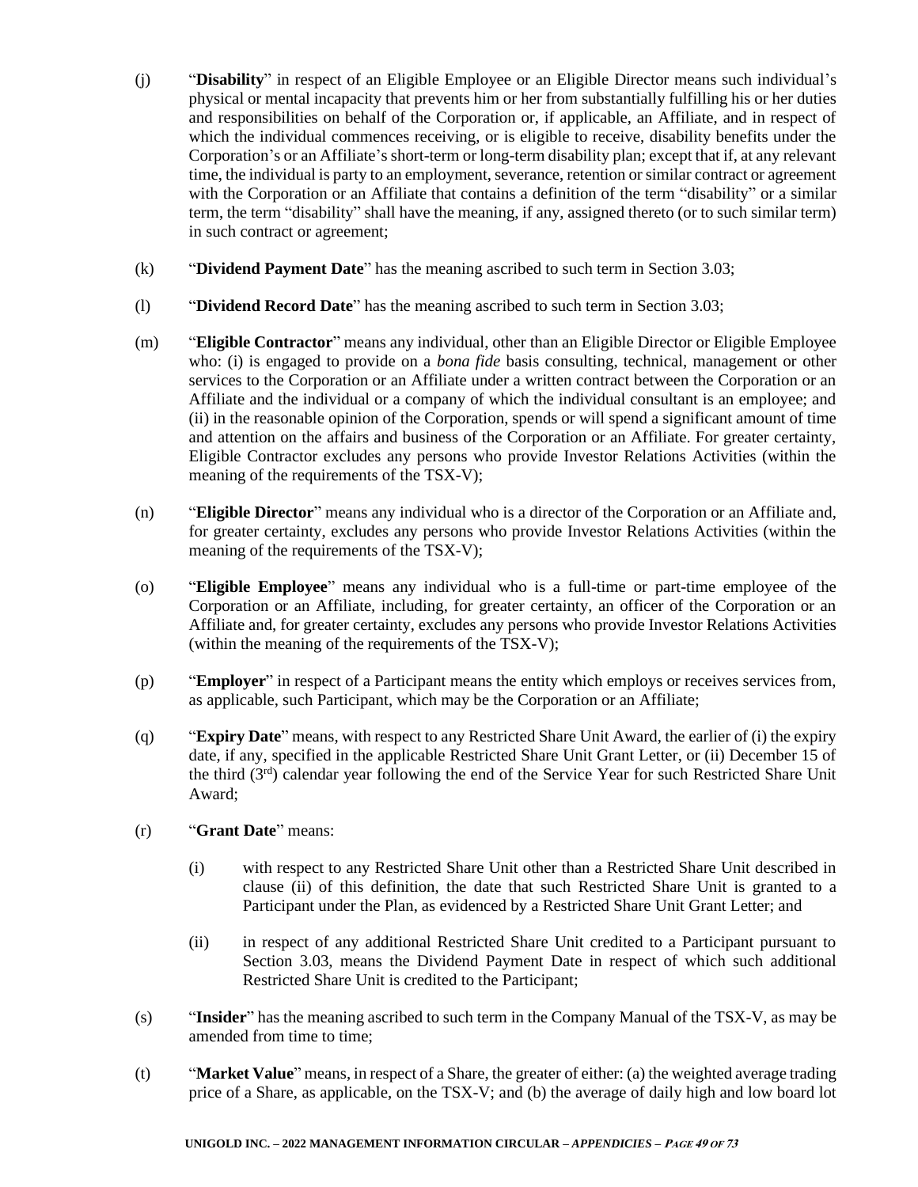(j) "**Disability**" in respect of an Eligible Employee or an Eligible Director means such individual's physical or mental incapacity that prevents him or her from substantially fulfilling his or her duties and responsibilities on behalf of the Corporation or, if applicable, an Affiliate, and in respect of which the individual commences receiving, or is eligible to receive, disability benefits under the Corporation's or an Affiliate's short-term or long-term disability plan; except that if, at any relevant time, the individual is party to an employment, severance, retention or similar contract or agreement with the Corporation or an Affiliate that contains a definition of the term "disability" or a similar term, the term "disability" shall have the meaning, if any, assigned thereto (or to such similar term) in such contract or agreement;

(k) "**Dividend Payment Date**" has the meaning ascribed to such term in Section 3.03;

(l) "**Dividend Record Date**" has the meaning ascribed to such term in Section 3.03;

(m) "**Eligible Contractor**" means any individual, other than an Eligible Director or Eligible Employee who: (i) is engaged to provide on a *bona fide* basis consulting, technical, management or other services to the Corporation or an Affiliate under a written contract between the Corporation or an Affiliate and the individual or a company of which the individual consultant is an employee; and (ii) in the reasonable opinion of the Corporation, spends or will spend a significant amount of time and attention on the affairs and business of the Corporation or an Affiliate. For greater certainty, Eligible Contractor excludes any persons who provide Investor Relations Activities (within the meaning of the requirements of the TSX-V);

(n) "**Eligible Director**" means any individual who is a director of the Corporation or an Affiliate and, for greater certainty, excludes any persons who provide Investor Relations Activities (within the meaning of the requirements of the TSX-V);

(o) "**Eligible Employee**" means any individual who is a full-time or part-time employee of the Corporation or an Affiliate, including, for greater certainty, an officer of the Corporation or an Affiliate and, for greater certainty, excludes any persons who provide Investor Relations Activities (within the meaning of the requirements of the TSX-V);

(p) "**Employer**" in respect of a Participant means the entity which employs or receives services from, as applicable, such Participant, which may be the Corporation or an Affiliate;

(q) "**Expiry Date**" means, with respect to any Restricted Share Unit Award, the earlier of (i) the expiry date, if any, specified in the applicable Restricted Share Unit Grant Letter, or (ii) December 15 of the third (3rd) calendar year following the end of the Service Year for such Restricted Share Unit Award;

(r) "**Grant Date**" means:

(i) with respect to any Restricted Share Unit other than a Restricted Share Unit described in clause (ii) of this definition, the date that such Restricted Share Unit is granted to a Participant under the Plan, as evidenced by a Restricted Share Unit Grant Letter; and

(ii) in respect of any additional Restricted Share Unit credited to a Participant pursuant to Section 3.03, means the Dividend Payment Date in respect of which such additional Restricted Share Unit is credited to the Participant;

(s) "**Insider**" has the meaning ascribed to such term in the Company Manual of the TSX-V, as may be amended from time to time;

(t) "**Market Value**" means, in respect of a Share, the greater of either: (a) the weighted average trading price of a Share, as applicable, on the TSX-V; and (b) the average of daily high and low board lot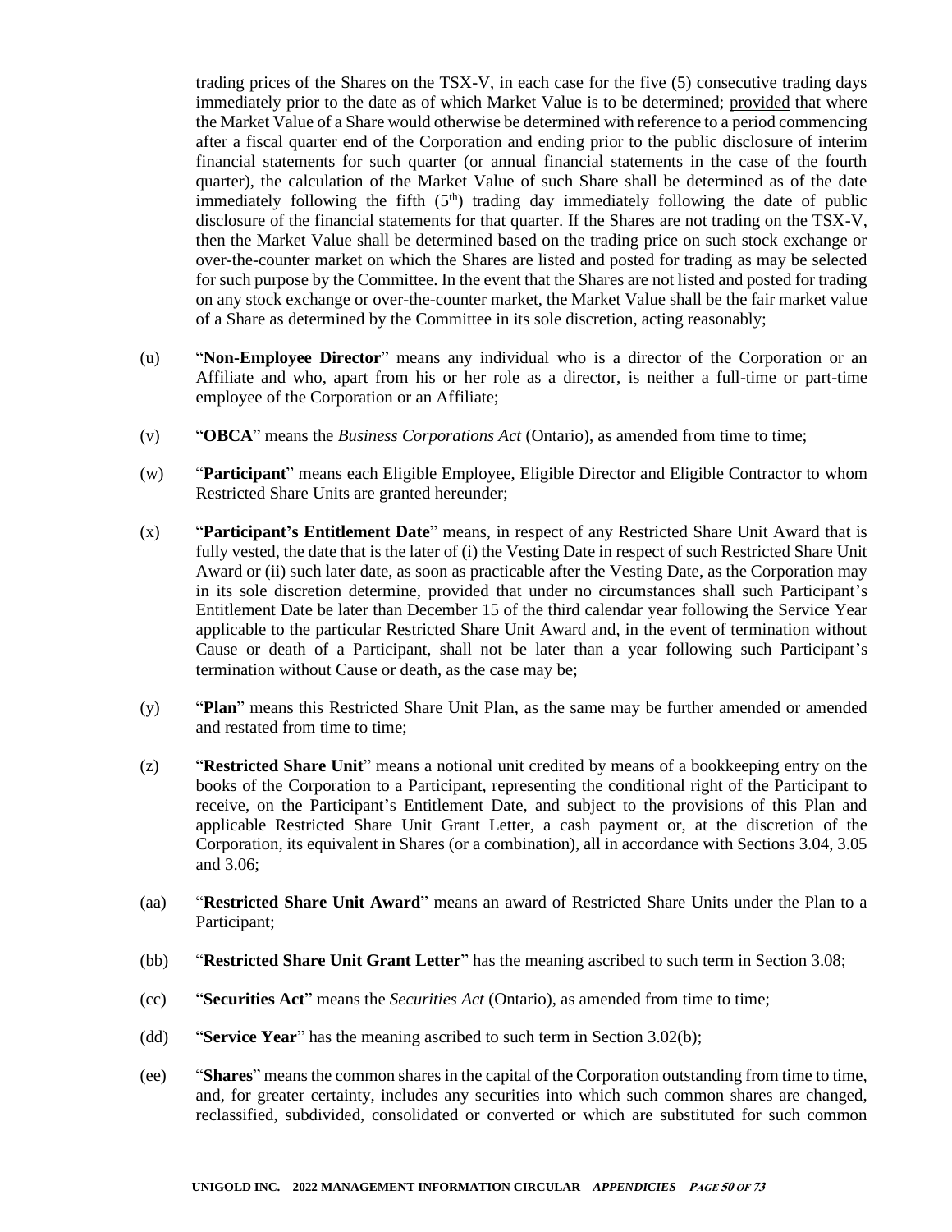trading prices of the Shares on the TSX-V, in each case for the five (5) consecutive trading days immediately prior to the date as of which Market Value is to be determined; provided that where the Market Value of a Share would otherwise be determined with reference to a period commencing after a fiscal quarter end of the Corporation and ending prior to the public disclosure of interim financial statements for such quarter (or annual financial statements in the case of the fourth quarter), the calculation of the Market Value of such Share shall be determined as of the date immediately following the fifth (5th) trading day immediately following the date of public disclosure of the financial statements for that quarter. If the Shares are not trading on the TSX-V, then the Market Value shall be determined based on the trading price on such stock exchange or over-the-counter market on which the Shares are listed and posted for trading as may be selected for such purpose by the Committee. In the event that the Shares are not listed and posted for trading on any stock exchange or over-the-counter market, the Market Value shall be the fair market value of a Share as determined by the Committee in its sole discretion, acting reasonably;

(u) "**Non-Employee Director**" means any individual who is a director of the Corporation or an Affiliate and who, apart from his or her role as a director, is neither a full-time or part-time employee of the Corporation or an Affiliate;

(v) "**OBCA**" means the *Business Corporations Act* (Ontario), as amended from time to time;

(w) "**Participant**" means each Eligible Employee, Eligible Director and Eligible Contractor to whom Restricted Share Units are granted hereunder;

(x) "**Participant's Entitlement Date**" means, in respect of any Restricted Share Unit Award that is fully vested, the date that is the later of (i) the Vesting Date in respect of such Restricted Share Unit Award or (ii) such later date, as soon as practicable after the Vesting Date, as the Corporation may in its sole discretion determine, provided that under no circumstances shall such Participant's Entitlement Date be later than December 15 of the third calendar year following the Service Year applicable to the particular Restricted Share Unit Award and, in the event of termination without Cause or death of a Participant, shall not be later than a year following such Participant's termination without Cause or death, as the case may be;

(y) "**Plan**" means this Restricted Share Unit Plan, as the same may be further amended or amended and restated from time to time;

(z) "**Restricted Share Unit**" means a notional unit credited by means of a bookkeeping entry on the books of the Corporation to a Participant, representing the conditional right of the Participant to receive, on the Participant's Entitlement Date, and subject to the provisions of this Plan and applicable Restricted Share Unit Grant Letter, a cash payment or, at the discretion of the Corporation, its equivalent in Shares (or a combination), all in accordance with Sections 3.04, 3.05 and 3.06;

(aa) "**Restricted Share Unit Award**" means an award of Restricted Share Units under the Plan to a Participant;

(bb) "**Restricted Share Unit Grant Letter**" has the meaning ascribed to such term in Section 3.08;

(cc) "**Securities Act**" means the *Securities Act* (Ontario), as amended from time to time;

(dd) "**Service Year**" has the meaning ascribed to such term in Section 3.02(b);

(ee) "**Shares**" means the common shares in the capital of the Corporation outstanding from time to time, and, for greater certainty, includes any securities into which such common shares are changed, reclassified, subdivided, consolidated or converted or which are substituted for such common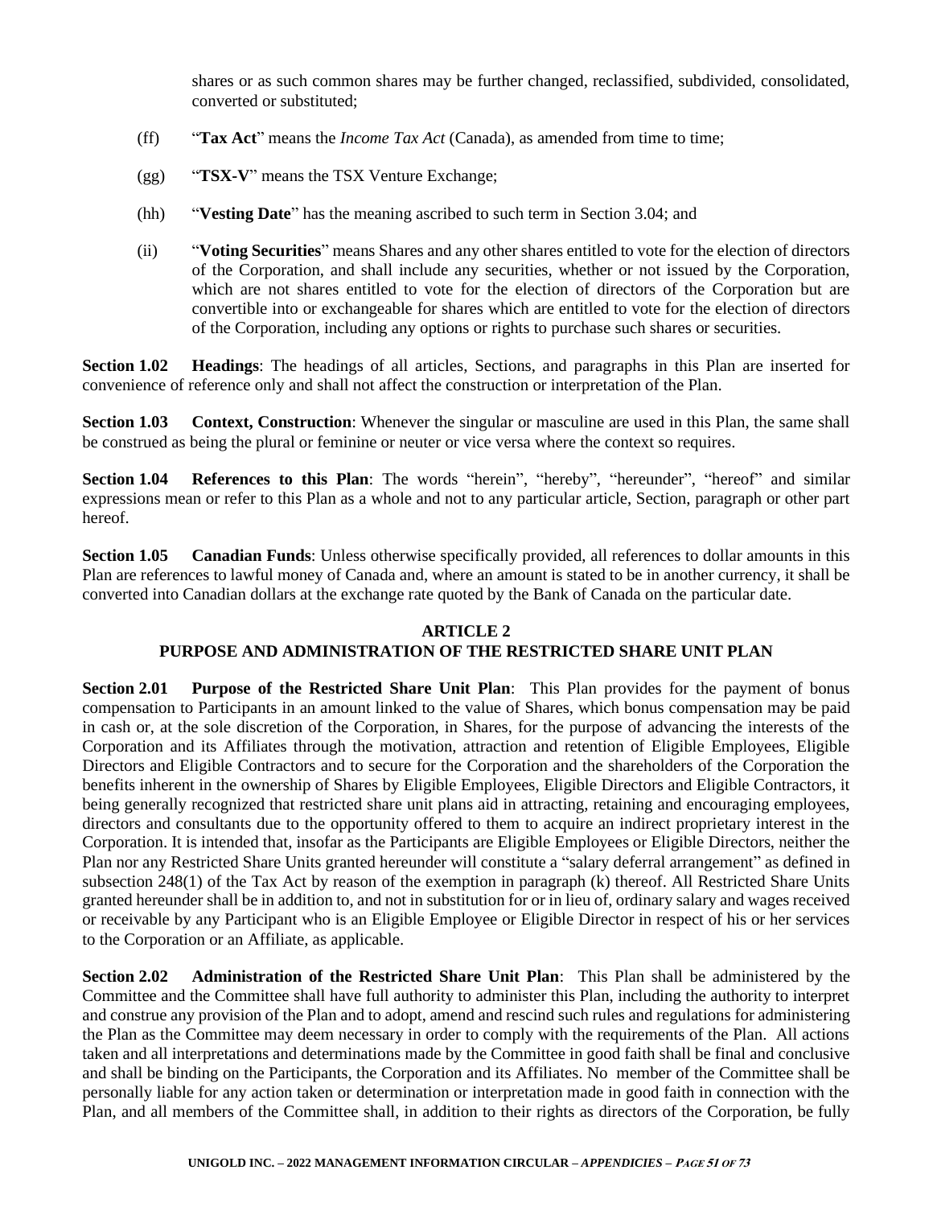shares or as such common shares may be further changed, reclassified, subdivided, consolidated, converted or substituted;

(ff) "**Tax Act**" means the *Income Tax Act* (Canada), as amended from time to time;

(gg) "**TSX-V**" means the TSX Venture Exchange;

(hh) "**Vesting Date**" has the meaning ascribed to such term in Section 3.04; and

(ii) "**Voting Securities**" means Shares and any other shares entitled to vote for the election of directors of the Corporation, and shall include any securities, whether or not issued by the Corporation, which are not shares entitled to vote for the election of directors of the Corporation but are convertible into or exchangeable for shares which are entitled to vote for the election of directors of the Corporation, including any options or rights to purchase such shares or securities.

**Section 1.02 Headings**: The headings of all articles, Sections, and paragraphs in this Plan are inserted for convenience of reference only and shall not affect the construction or interpretation of the Plan.

**Section 1.03 Context, Construction**: Whenever the singular or masculine are used in this Plan, the same shall be construed as being the plural or feminine or neuter or vice versa where the context so requires.

**Section 1.04 References to this Plan**: The words "herein", "hereby", "hereunder", "hereof" and similar expressions mean or refer to this Plan as a whole and not to any particular article, Section, paragraph or other part hereof.

**Section 1.05 Canadian Funds**: Unless otherwise specifically provided, all references to dollar amounts in this Plan are references to lawful money of Canada and, where an amount is stated to be in another currency, it shall be converted into Canadian dollars at the exchange rate quoted by the Bank of Canada on the particular date.

## ARTICLE 2
## PURPOSE AND ADMINISTRATION OF THE RESTRICTED SHARE UNIT PLAN

**Section 2.01 Purpose of the Restricted Share Unit Plan**: This Plan provides for the payment of bonus compensation to Participants in an amount linked to the value of Shares, which bonus compensation may be paid in cash or, at the sole discretion of the Corporation, in Shares, for the purpose of advancing the interests of the Corporation and its Affiliates through the motivation, attraction and retention of Eligible Employees, Eligible Directors and Eligible Contractors and to secure for the Corporation and the shareholders of the Corporation the benefits inherent in the ownership of Shares by Eligible Employees, Eligible Directors and Eligible Contractors, it being generally recognized that restricted share unit plans aid in attracting, retaining and encouraging employees, directors and consultants due to the opportunity offered to them to acquire an indirect proprietary interest in the Corporation. It is intended that, insofar as the Participants are Eligible Employees or Eligible Directors, neither the Plan nor any Restricted Share Units granted hereunder will constitute a "salary deferral arrangement" as defined in subsection 248(1) of the Tax Act by reason of the exemption in paragraph (k) thereof. All Restricted Share Units granted hereunder shall be in addition to, and not in substitution for or in lieu of, ordinary salary and wages received or receivable by any Participant who is an Eligible Employee or Eligible Director in respect of his or her services to the Corporation or an Affiliate, as applicable.

**Section 2.02 Administration of the Restricted Share Unit Plan**: This Plan shall be administered by the Committee and the Committee shall have full authority to administer this Plan, including the authority to interpret and construe any provision of the Plan and to adopt, amend and rescind such rules and regulations for administering the Plan as the Committee may deem necessary in order to comply with the requirements of the Plan. All actions taken and all interpretations and determinations made by the Committee in good faith shall be final and conclusive and shall be binding on the Participants, the Corporation and its Affiliates. No member of the Committee shall be personally liable for any action taken or determination or interpretation made in good faith in connection with the Plan, and all members of the Committee shall, in addition to their rights as directors of the Corporation, be fully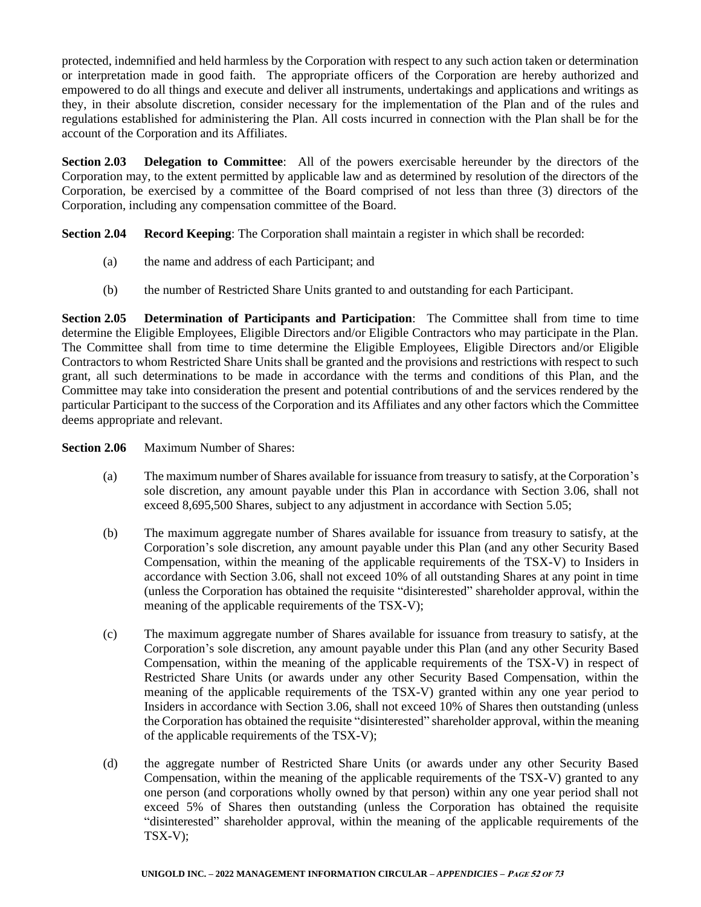protected, indemnified and held harmless by the Corporation with respect to any such action taken or determination or interpretation made in good faith. The appropriate officers of the Corporation are hereby authorized and empowered to do all things and execute and deliver all instruments, undertakings and applications and writings as they, in their absolute discretion, consider necessary for the implementation of the Plan and of the rules and regulations established for administering the Plan. All costs incurred in connection with the Plan shall be for the account of the Corporation and its Affiliates.

**Section 2.03 Delegation to Committee**: All of the powers exercisable hereunder by the directors of the Corporation may, to the extent permitted by applicable law and as determined by resolution of the directors of the Corporation, be exercised by a committee of the Board comprised of not less than three (3) directors of the Corporation, including any compensation committee of the Board.

**Section 2.04 Record Keeping**: The Corporation shall maintain a register in which shall be recorded:

(a) the name and address of each Participant; and

(b) the number of Restricted Share Units granted to and outstanding for each Participant.

**Section 2.05 Determination of Participants and Participation**: The Committee shall from time to time determine the Eligible Employees, Eligible Directors and/or Eligible Contractors who may participate in the Plan. The Committee shall from time to time determine the Eligible Employees, Eligible Directors and/or Eligible Contractors to whom Restricted Share Units shall be granted and the provisions and restrictions with respect to such grant, all such determinations to be made in accordance with the terms and conditions of this Plan, and the Committee may take into consideration the present and potential contributions of and the services rendered by the particular Participant to the success of the Corporation and its Affiliates and any other factors which the Committee deems appropriate and relevant.

**Section 2.06** Maximum Number of Shares:

(a) The maximum number of Shares available for issuance from treasury to satisfy, at the Corporation's sole discretion, any amount payable under this Plan in accordance with Section 3.06, shall not exceed 8,695,500 Shares, subject to any adjustment in accordance with Section 5.05;

(b) The maximum aggregate number of Shares available for issuance from treasury to satisfy, at the Corporation's sole discretion, any amount payable under this Plan (and any other Security Based Compensation, within the meaning of the applicable requirements of the TSX-V) to Insiders in accordance with Section 3.06, shall not exceed 10% of all outstanding Shares at any point in time (unless the Corporation has obtained the requisite "disinterested" shareholder approval, within the meaning of the applicable requirements of the TSX-V);

(c) The maximum aggregate number of Shares available for issuance from treasury to satisfy, at the Corporation's sole discretion, any amount payable under this Plan (and any other Security Based Compensation, within the meaning of the applicable requirements of the TSX-V) in respect of Restricted Share Units (or awards under any other Security Based Compensation, within the meaning of the applicable requirements of the TSX-V) granted within any one year period to Insiders in accordance with Section 3.06, shall not exceed 10% of Shares then outstanding (unless the Corporation has obtained the requisite "disinterested" shareholder approval, within the meaning of the applicable requirements of the TSX-V);

(d) the aggregate number of Restricted Share Units (or awards under any other Security Based Compensation, within the meaning of the applicable requirements of the TSX-V) granted to any one person (and corporations wholly owned by that person) within any one year period shall not exceed 5% of Shares then outstanding (unless the Corporation has obtained the requisite "disinterested" shareholder approval, within the meaning of the applicable requirements of the TSX-V);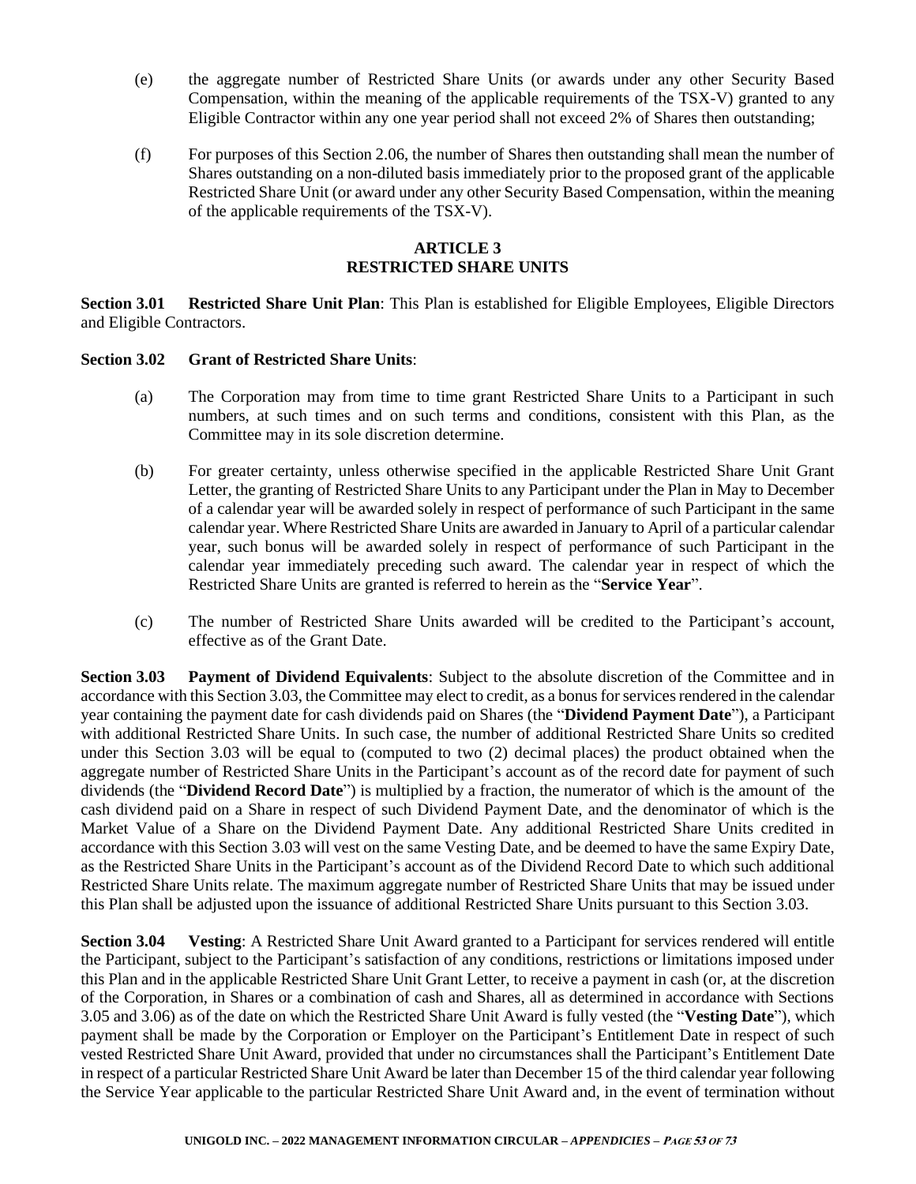(e) the aggregate number of Restricted Share Units (or awards under any other Security Based Compensation, within the meaning of the applicable requirements of the TSX-V) granted to any Eligible Contractor within any one year period shall not exceed 2% of Shares then outstanding;

(f) For purposes of this Section 2.06, the number of Shares then outstanding shall mean the number of Shares outstanding on a non-diluted basis immediately prior to the proposed grant of the applicable Restricted Share Unit (or award under any other Security Based Compensation, within the meaning of the applicable requirements of the TSX-V).

## ARTICLE 3
## RESTRICTED SHARE UNITS

**Section 3.01 Restricted Share Unit Plan**: This Plan is established for Eligible Employees, Eligible Directors and Eligible Contractors.

**Section 3.02 Grant of Restricted Share Units**:

(a) The Corporation may from time to time grant Restricted Share Units to a Participant in such numbers, at such times and on such terms and conditions, consistent with this Plan, as the Committee may in its sole discretion determine.

(b) For greater certainty, unless otherwise specified in the applicable Restricted Share Unit Grant Letter, the granting of Restricted Share Units to any Participant under the Plan in May to December of a calendar year will be awarded solely in respect of performance of such Participant in the same calendar year. Where Restricted Share Units are awarded in January to April of a particular calendar year, such bonus will be awarded solely in respect of performance of such Participant in the calendar year immediately preceding such award. The calendar year in respect of which the Restricted Share Units are granted is referred to herein as the "**Service Year**".

(c) The number of Restricted Share Units awarded will be credited to the Participant's account, effective as of the Grant Date.

**Section 3.03 Payment of Dividend Equivalents**: Subject to the absolute discretion of the Committee and in accordance with this Section 3.03, the Committee may elect to credit, as a bonus for services rendered in the calendar year containing the payment date for cash dividends paid on Shares (the "**Dividend Payment Date**"), a Participant with additional Restricted Share Units. In such case, the number of additional Restricted Share Units so credited under this Section 3.03 will be equal to (computed to two (2) decimal places) the product obtained when the aggregate number of Restricted Share Units in the Participant's account as of the record date for payment of such dividends (the "**Dividend Record Date**") is multiplied by a fraction, the numerator of which is the amount of the cash dividend paid on a Share in respect of such Dividend Payment Date, and the denominator of which is the Market Value of a Share on the Dividend Payment Date. Any additional Restricted Share Units credited in accordance with this Section 3.03 will vest on the same Vesting Date, and be deemed to have the same Expiry Date, as the Restricted Share Units in the Participant's account as of the Dividend Record Date to which such additional Restricted Share Units relate. The maximum aggregate number of Restricted Share Units that may be issued under this Plan shall be adjusted upon the issuance of additional Restricted Share Units pursuant to this Section 3.03.

**Section 3.04 Vesting**: A Restricted Share Unit Award granted to a Participant for services rendered will entitle the Participant, subject to the Participant's satisfaction of any conditions, restrictions or limitations imposed under this Plan and in the applicable Restricted Share Unit Grant Letter, to receive a payment in cash (or, at the discretion of the Corporation, in Shares or a combination of cash and Shares, all as determined in accordance with Sections 3.05 and 3.06) as of the date on which the Restricted Share Unit Award is fully vested (the "**Vesting Date**"), which payment shall be made by the Corporation or Employer on the Participant's Entitlement Date in respect of such vested Restricted Share Unit Award, provided that under no circumstances shall the Participant's Entitlement Date in respect of a particular Restricted Share Unit Award be later than December 15 of the third calendar year following the Service Year applicable to the particular Restricted Share Unit Award and, in the event of termination without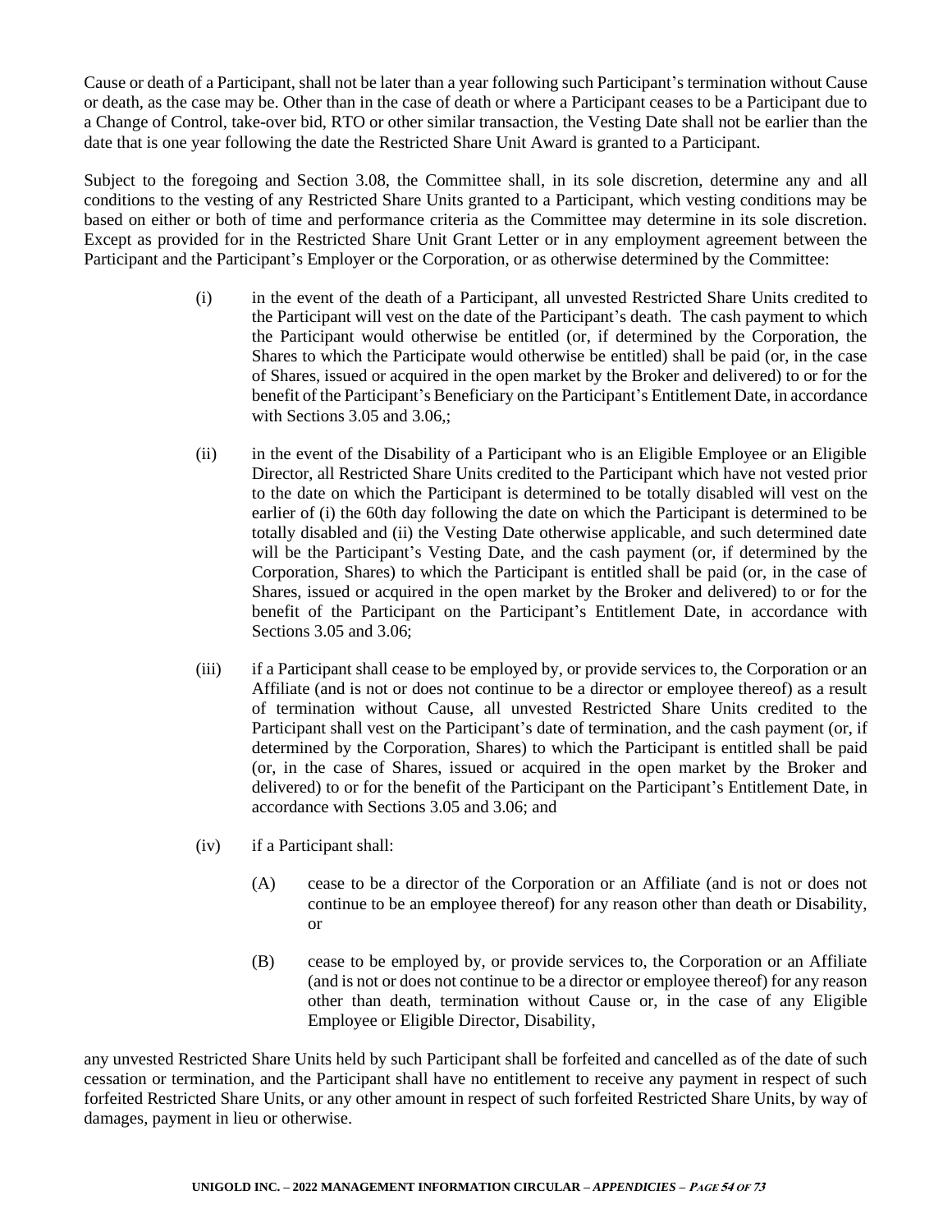Cause or death of a Participant, shall not be later than a year following such Participant's termination without Cause or death, as the case may be. Other than in the case of death or where a Participant ceases to be a Participant due to a Change of Control, take-over bid, RTO or other similar transaction, the Vesting Date shall not be earlier than the date that is one year following the date the Restricted Share Unit Award is granted to a Participant.

Subject to the foregoing and Section 3.08, the Committee shall, in its sole discretion, determine any and all conditions to the vesting of any Restricted Share Units granted to a Participant, which vesting conditions may be based on either or both of time and performance criteria as the Committee may determine in its sole discretion. Except as provided for in the Restricted Share Unit Grant Letter or in any employment agreement between the Participant and the Participant's Employer or the Corporation, or as otherwise determined by the Committee:

(i) in the event of the death of a Participant, all unvested Restricted Share Units credited to the Participant will vest on the date of the Participant's death. The cash payment to which the Participant would otherwise be entitled (or, if determined by the Corporation, the Shares to which the Participate would otherwise be entitled) shall be paid (or, in the case of Shares, issued or acquired in the open market by the Broker and delivered) to or for the benefit of the Participant's Beneficiary on the Participant's Entitlement Date, in accordance with Sections 3.05 and 3.06,;

(ii) in the event of the Disability of a Participant who is an Eligible Employee or an Eligible Director, all Restricted Share Units credited to the Participant which have not vested prior to the date on which the Participant is determined to be totally disabled will vest on the earlier of (i) the 60th day following the date on which the Participant is determined to be totally disabled and (ii) the Vesting Date otherwise applicable, and such determined date will be the Participant's Vesting Date, and the cash payment (or, if determined by the Corporation, Shares) to which the Participant is entitled shall be paid (or, in the case of Shares, issued or acquired in the open market by the Broker and delivered) to or for the benefit of the Participant on the Participant's Entitlement Date, in accordance with Sections 3.05 and 3.06;

(iii) if a Participant shall cease to be employed by, or provide services to, the Corporation or an Affiliate (and is not or does not continue to be a director or employee thereof) as a result of termination without Cause, all unvested Restricted Share Units credited to the Participant shall vest on the Participant's date of termination, and the cash payment (or, if determined by the Corporation, Shares) to which the Participant is entitled shall be paid (or, in the case of Shares, issued or acquired in the open market by the Broker and delivered) to or for the benefit of the Participant on the Participant's Entitlement Date, in accordance with Sections 3.05 and 3.06; and

(iv) if a Participant shall:

(A) cease to be a director of the Corporation or an Affiliate (and is not or does not continue to be an employee thereof) for any reason other than death or Disability, or

(B) cease to be employed by, or provide services to, the Corporation or an Affiliate (and is not or does not continue to be a director or employee thereof) for any reason other than death, termination without Cause or, in the case of any Eligible Employee or Eligible Director, Disability,

any unvested Restricted Share Units held by such Participant shall be forfeited and cancelled as of the date of such cessation or termination, and the Participant shall have no entitlement to receive any payment in respect of such forfeited Restricted Share Units, or any other amount in respect of such forfeited Restricted Share Units, by way of damages, payment in lieu or otherwise.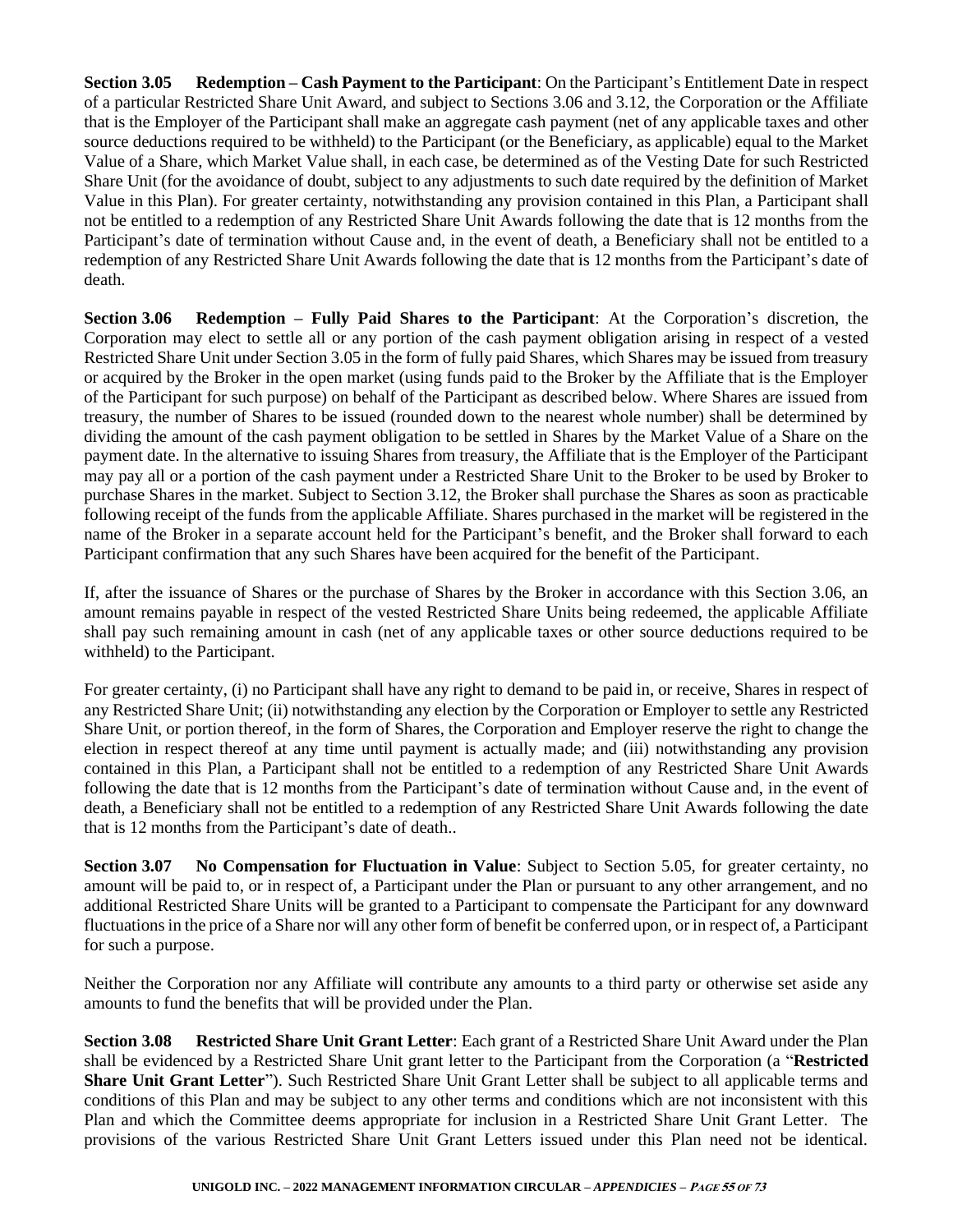**Section 3.05 Redemption – Cash Payment to the Participant**: On the Participant's Entitlement Date in respect of a particular Restricted Share Unit Award, and subject to Sections 3.06 and 3.12, the Corporation or the Affiliate that is the Employer of the Participant shall make an aggregate cash payment (net of any applicable taxes and other source deductions required to be withheld) to the Participant (or the Beneficiary, as applicable) equal to the Market Value of a Share, which Market Value shall, in each case, be determined as of the Vesting Date for such Restricted Share Unit (for the avoidance of doubt, subject to any adjustments to such date required by the definition of Market Value in this Plan). For greater certainty, notwithstanding any provision contained in this Plan, a Participant shall not be entitled to a redemption of any Restricted Share Unit Awards following the date that is 12 months from the Participant's date of termination without Cause and, in the event of death, a Beneficiary shall not be entitled to a redemption of any Restricted Share Unit Awards following the date that is 12 months from the Participant's date of death.

**Section 3.06 Redemption – Fully Paid Shares to the Participant**: At the Corporation's discretion, the Corporation may elect to settle all or any portion of the cash payment obligation arising in respect of a vested Restricted Share Unit under Section 3.05 in the form of fully paid Shares, which Shares may be issued from treasury or acquired by the Broker in the open market (using funds paid to the Broker by the Affiliate that is the Employer of the Participant for such purpose) on behalf of the Participant as described below. Where Shares are issued from treasury, the number of Shares to be issued (rounded down to the nearest whole number) shall be determined by dividing the amount of the cash payment obligation to be settled in Shares by the Market Value of a Share on the payment date. In the alternative to issuing Shares from treasury, the Affiliate that is the Employer of the Participant may pay all or a portion of the cash payment under a Restricted Share Unit to the Broker to be used by Broker to purchase Shares in the market. Subject to Section 3.12, the Broker shall purchase the Shares as soon as practicable following receipt of the funds from the applicable Affiliate. Shares purchased in the market will be registered in the name of the Broker in a separate account held for the Participant's benefit, and the Broker shall forward to each Participant confirmation that any such Shares have been acquired for the benefit of the Participant.

If, after the issuance of Shares or the purchase of Shares by the Broker in accordance with this Section 3.06, an amount remains payable in respect of the vested Restricted Share Units being redeemed, the applicable Affiliate shall pay such remaining amount in cash (net of any applicable taxes or other source deductions required to be withheld) to the Participant.

For greater certainty, (i) no Participant shall have any right to demand to be paid in, or receive, Shares in respect of any Restricted Share Unit; (ii) notwithstanding any election by the Corporation or Employer to settle any Restricted Share Unit, or portion thereof, in the form of Shares, the Corporation and Employer reserve the right to change the election in respect thereof at any time until payment is actually made; and (iii) notwithstanding any provision contained in this Plan, a Participant shall not be entitled to a redemption of any Restricted Share Unit Awards following the date that is 12 months from the Participant's date of termination without Cause and, in the event of death, a Beneficiary shall not be entitled to a redemption of any Restricted Share Unit Awards following the date that is 12 months from the Participant's date of death..

**Section 3.07 No Compensation for Fluctuation in Value**: Subject to Section 5.05, for greater certainty, no amount will be paid to, or in respect of, a Participant under the Plan or pursuant to any other arrangement, and no additional Restricted Share Units will be granted to a Participant to compensate the Participant for any downward fluctuations in the price of a Share nor will any other form of benefit be conferred upon, or in respect of, a Participant for such a purpose.

Neither the Corporation nor any Affiliate will contribute any amounts to a third party or otherwise set aside any amounts to fund the benefits that will be provided under the Plan.

**Section 3.08 Restricted Share Unit Grant Letter**: Each grant of a Restricted Share Unit Award under the Plan shall be evidenced by a Restricted Share Unit grant letter to the Participant from the Corporation (a "**Restricted Share Unit Grant Letter**"). Such Restricted Share Unit Grant Letter shall be subject to all applicable terms and conditions of this Plan and may be subject to any other terms and conditions which are not inconsistent with this Plan and which the Committee deems appropriate for inclusion in a Restricted Share Unit Grant Letter. The provisions of the various Restricted Share Unit Grant Letters issued under this Plan need not be identical.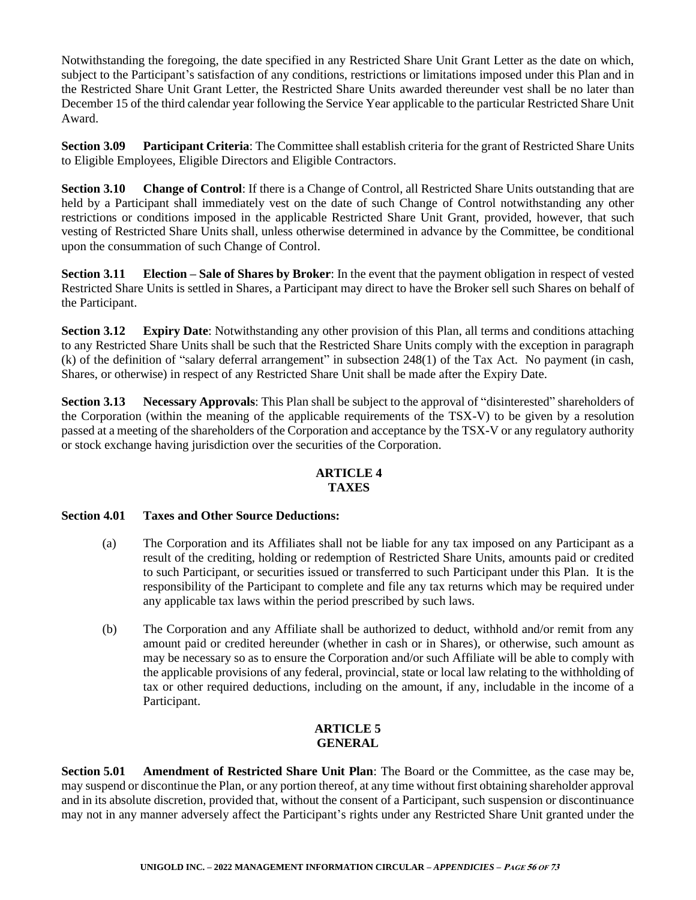Notwithstanding the foregoing, the date specified in any Restricted Share Unit Grant Letter as the date on which, subject to the Participant's satisfaction of any conditions, restrictions or limitations imposed under this Plan and in the Restricted Share Unit Grant Letter, the Restricted Share Units awarded thereunder vest shall be no later than December 15 of the third calendar year following the Service Year applicable to the particular Restricted Share Unit Award.

**Section 3.09 Participant Criteria**: The Committee shall establish criteria for the grant of Restricted Share Units to Eligible Employees, Eligible Directors and Eligible Contractors.

**Section 3.10 Change of Control**: If there is a Change of Control, all Restricted Share Units outstanding that are held by a Participant shall immediately vest on the date of such Change of Control notwithstanding any other restrictions or conditions imposed in the applicable Restricted Share Unit Grant, provided, however, that such vesting of Restricted Share Units shall, unless otherwise determined in advance by the Committee, be conditional upon the consummation of such Change of Control.

**Section 3.11 Election – Sale of Shares by Broker**: In the event that the payment obligation in respect of vested Restricted Share Units is settled in Shares, a Participant may direct to have the Broker sell such Shares on behalf of the Participant.

**Section 3.12 Expiry Date**: Notwithstanding any other provision of this Plan, all terms and conditions attaching to any Restricted Share Units shall be such that the Restricted Share Units comply with the exception in paragraph (k) of the definition of "salary deferral arrangement" in subsection 248(1) of the Tax Act. No payment (in cash, Shares, or otherwise) in respect of any Restricted Share Unit shall be made after the Expiry Date.

**Section 3.13 Necessary Approvals**: This Plan shall be subject to the approval of "disinterested" shareholders of the Corporation (within the meaning of the applicable requirements of the TSX-V) to be given by a resolution passed at a meeting of the shareholders of the Corporation and acceptance by the TSX-V or any regulatory authority or stock exchange having jurisdiction over the securities of the Corporation.

## ARTICLE 4
## TAXES

**Section 4.01 Taxes and Other Source Deductions:**

(a) The Corporation and its Affiliates shall not be liable for any tax imposed on any Participant as a result of the crediting, holding or redemption of Restricted Share Units, amounts paid or credited to such Participant, or securities issued or transferred to such Participant under this Plan. It is the responsibility of the Participant to complete and file any tax returns which may be required under any applicable tax laws within the period prescribed by such laws.

(b) The Corporation and any Affiliate shall be authorized to deduct, withhold and/or remit from any amount paid or credited hereunder (whether in cash or in Shares), or otherwise, such amount as may be necessary so as to ensure the Corporation and/or such Affiliate will be able to comply with the applicable provisions of any federal, provincial, state or local law relating to the withholding of tax or other required deductions, including on the amount, if any, includable in the income of a Participant.

## ARTICLE 5
## GENERAL

**Section 5.01 Amendment of Restricted Share Unit Plan**: The Board or the Committee, as the case may be, may suspend or discontinue the Plan, or any portion thereof, at any time without first obtaining shareholder approval and in its absolute discretion, provided that, without the consent of a Participant, such suspension or discontinuance may not in any manner adversely affect the Participant's rights under any Restricted Share Unit granted under the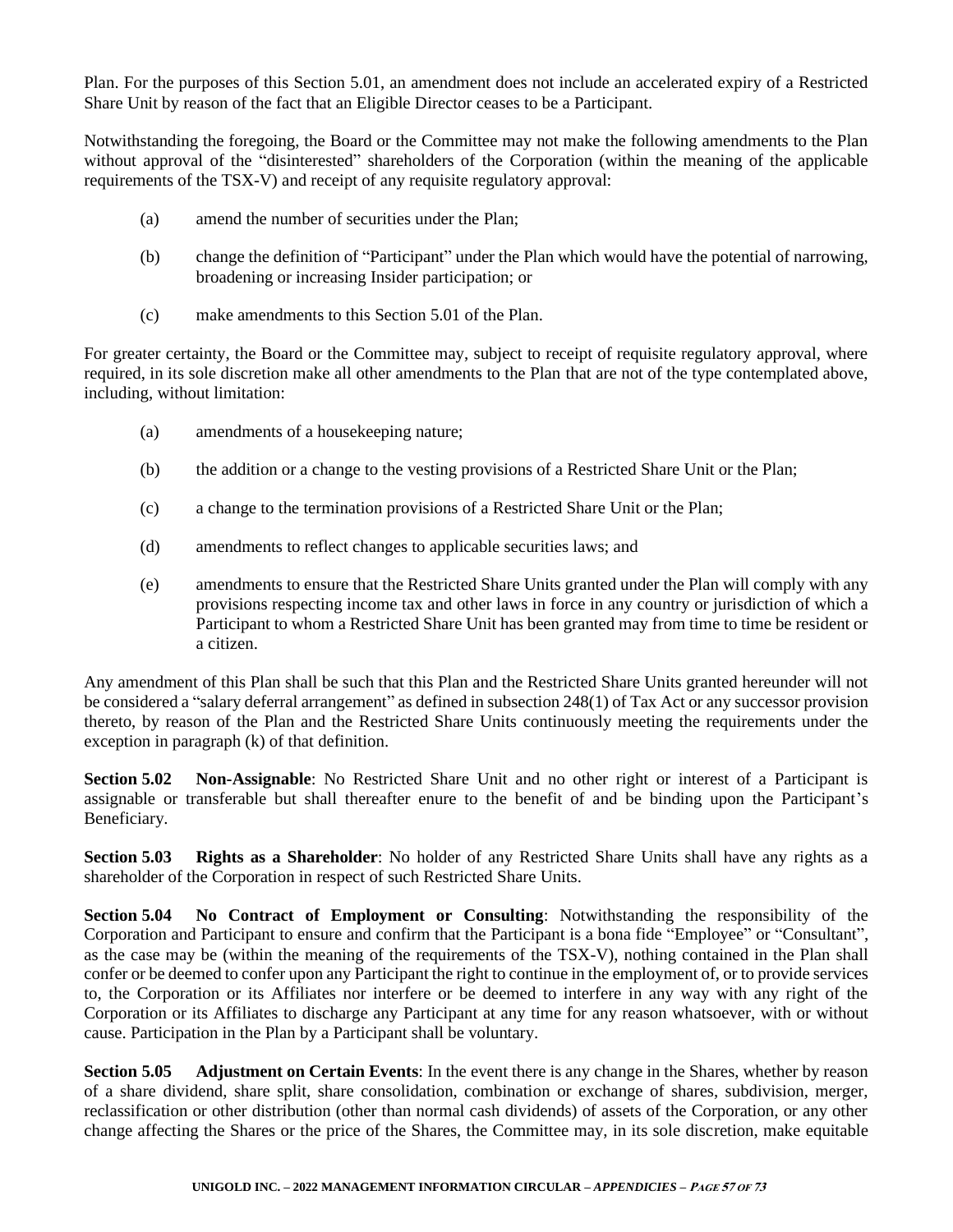Plan. For the purposes of this Section 5.01, an amendment does not include an accelerated expiry of a Restricted Share Unit by reason of the fact that an Eligible Director ceases to be a Participant.

Notwithstanding the foregoing, the Board or the Committee may not make the following amendments to the Plan without approval of the "disinterested" shareholders of the Corporation (within the meaning of the applicable requirements of the TSX-V) and receipt of any requisite regulatory approval:

(a) amend the number of securities under the Plan;

(b) change the definition of "Participant" under the Plan which would have the potential of narrowing, broadening or increasing Insider participation; or

(c) make amendments to this Section 5.01 of the Plan.

For greater certainty, the Board or the Committee may, subject to receipt of requisite regulatory approval, where required, in its sole discretion make all other amendments to the Plan that are not of the type contemplated above, including, without limitation:

(a) amendments of a housekeeping nature;

(b) the addition or a change to the vesting provisions of a Restricted Share Unit or the Plan;

(c) a change to the termination provisions of a Restricted Share Unit or the Plan;

(d) amendments to reflect changes to applicable securities laws; and

(e) amendments to ensure that the Restricted Share Units granted under the Plan will comply with any provisions respecting income tax and other laws in force in any country or jurisdiction of which a Participant to whom a Restricted Share Unit has been granted may from time to time be resident or a citizen.

Any amendment of this Plan shall be such that this Plan and the Restricted Share Units granted hereunder will not be considered a "salary deferral arrangement" as defined in subsection 248(1) of Tax Act or any successor provision thereto, by reason of the Plan and the Restricted Share Units continuously meeting the requirements under the exception in paragraph (k) of that definition.

**Section 5.02 Non-Assignable**: No Restricted Share Unit and no other right or interest of a Participant is assignable or transferable but shall thereafter enure to the benefit of and be binding upon the Participant's Beneficiary.

**Section 5.03 Rights as a Shareholder**: No holder of any Restricted Share Units shall have any rights as a shareholder of the Corporation in respect of such Restricted Share Units.

**Section 5.04 No Contract of Employment or Consulting**: Notwithstanding the responsibility of the Corporation and Participant to ensure and confirm that the Participant is a bona fide "Employee" or "Consultant", as the case may be (within the meaning of the requirements of the TSX-V), nothing contained in the Plan shall confer or be deemed to confer upon any Participant the right to continue in the employment of, or to provide services to, the Corporation or its Affiliates nor interfere or be deemed to interfere in any way with any right of the Corporation or its Affiliates to discharge any Participant at any time for any reason whatsoever, with or without cause. Participation in the Plan by a Participant shall be voluntary.

**Section 5.05 Adjustment on Certain Events**: In the event there is any change in the Shares, whether by reason of a share dividend, share split, share consolidation, combination or exchange of shares, subdivision, merger, reclassification or other distribution (other than normal cash dividends) of assets of the Corporation, or any other change affecting the Shares or the price of the Shares, the Committee may, in its sole discretion, make equitable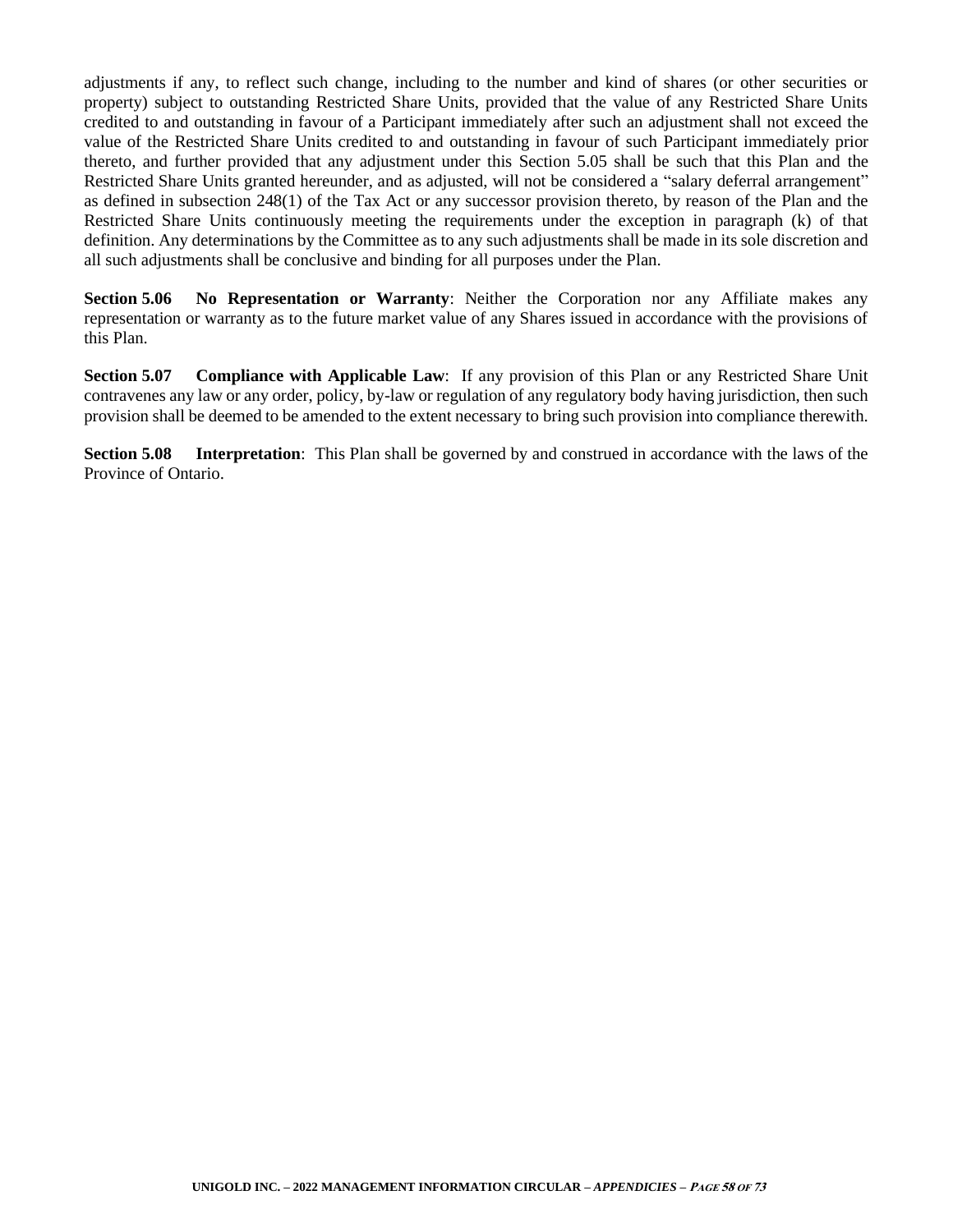adjustments if any, to reflect such change, including to the number and kind of shares (or other securities or property) subject to outstanding Restricted Share Units, provided that the value of any Restricted Share Units credited to and outstanding in favour of a Participant immediately after such an adjustment shall not exceed the value of the Restricted Share Units credited to and outstanding in favour of such Participant immediately prior thereto, and further provided that any adjustment under this Section 5.05 shall be such that this Plan and the Restricted Share Units granted hereunder, and as adjusted, will not be considered a "salary deferral arrangement" as defined in subsection 248(1) of the Tax Act or any successor provision thereto, by reason of the Plan and the Restricted Share Units continuously meeting the requirements under the exception in paragraph (k) of that definition. Any determinations by the Committee as to any such adjustments shall be made in its sole discretion and all such adjustments shall be conclusive and binding for all purposes under the Plan.

**Section 5.06 No Representation or Warranty**: Neither the Corporation nor any Affiliate makes any representation or warranty as to the future market value of any Shares issued in accordance with the provisions of this Plan.

**Section 5.07 Compliance with Applicable Law**: If any provision of this Plan or any Restricted Share Unit contravenes any law or any order, policy, by-law or regulation of any regulatory body having jurisdiction, then such provision shall be deemed to be amended to the extent necessary to bring such provision into compliance therewith.

**Section 5.08 Interpretation**: This Plan shall be governed by and construed in accordance with the laws of the Province of Ontario.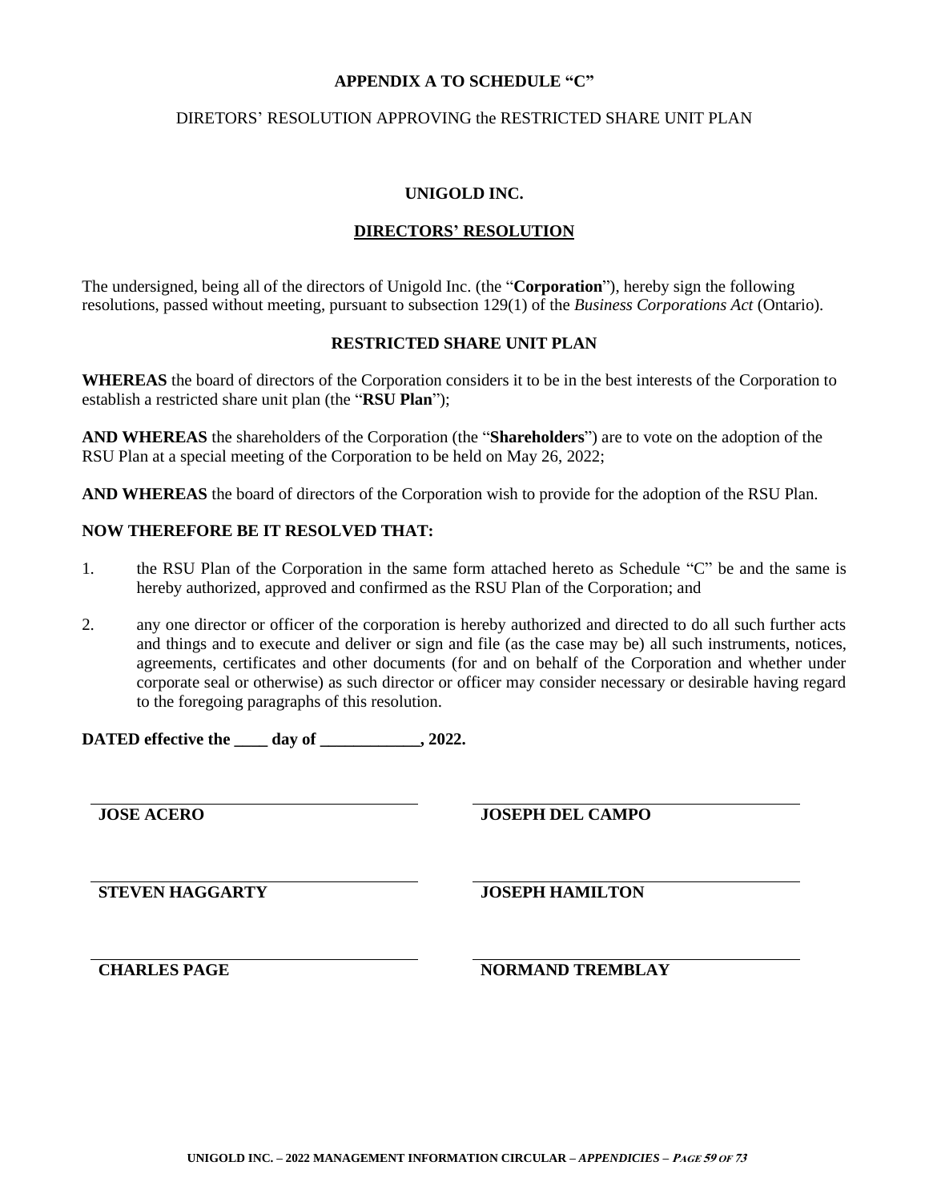**APPENDIX A TO SCHEDULE "C"**

DIRETORS' RESOLUTION APPROVING the RESTRICTED SHARE UNIT PLAN

**UNIGOLD INC.**

**DIRECTORS' RESOLUTION**

The undersigned, being all of the directors of Unigold Inc. (the "**Corporation**"), hereby sign the following resolutions, passed without meeting, pursuant to subsection 129(1) of the *Business Corporations Act* (Ontario).

**RESTRICTED SHARE UNIT PLAN**

**WHEREAS** the board of directors of the Corporation considers it to be in the best interests of the Corporation to establish a restricted share unit plan (the "**RSU Plan**");

**AND WHEREAS** the shareholders of the Corporation (the "**Shareholders**") are to vote on the adoption of the RSU Plan at a special meeting of the Corporation to be held on May 26, 2022;

**AND WHEREAS** the board of directors of the Corporation wish to provide for the adoption of the RSU Plan.

**NOW THEREFORE BE IT RESOLVED THAT:**

1. the RSU Plan of the Corporation in the same form attached hereto as Schedule "C" be and the same is hereby authorized, approved and confirmed as the RSU Plan of the Corporation; and

2. any one director or officer of the corporation is hereby authorized and directed to do all such further acts and things and to execute and deliver or sign and file (as the case may be) all such instruments, notices, agreements, certificates and other documents (for and on behalf of the Corporation and whether under corporate seal or otherwise) as such director or officer may consider necessary or desirable having regard to the foregoing paragraphs of this resolution.

**DATED effective the \_\_\_\_ day of \_\_\_\_\_\_\_\_\_\_\_\_, 2022.**

| | |
|---|---|
| **JOSE ACERO** | **JOSEPH DEL CAMPO** |
| **STEVEN HAGGARTY** | **JOSEPH HAMILTON** |
| **CHARLES PAGE** | **NORMAND TREMBLAY** |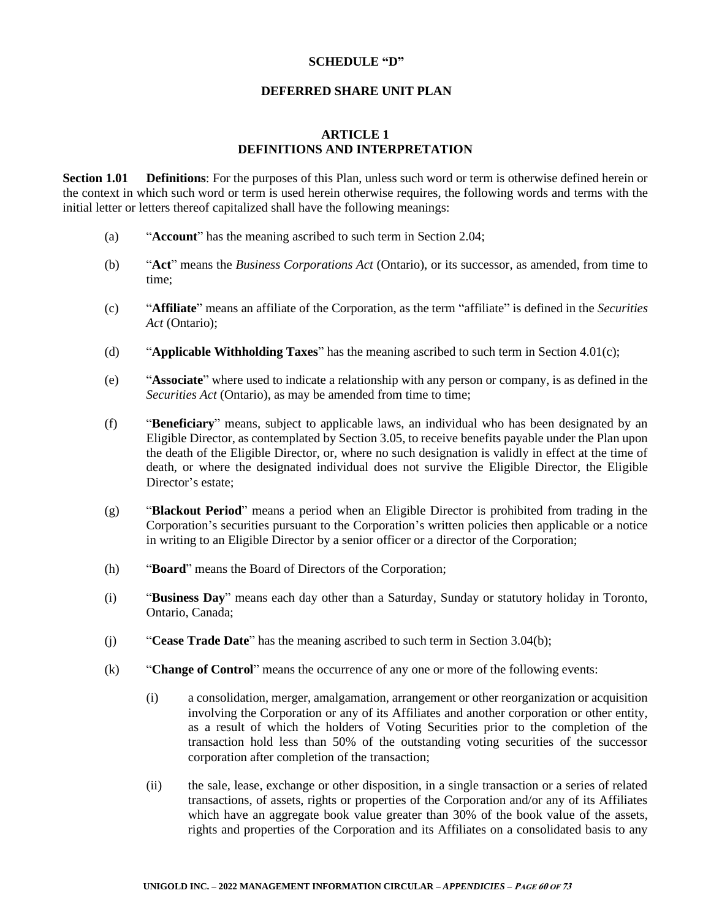**SCHEDULE "D"**

**DEFERRED SHARE UNIT PLAN**

**ARTICLE 1**
**DEFINITIONS AND INTERPRETATION**

**Section 1.01 Definitions**: For the purposes of this Plan, unless such word or term is otherwise defined herein or the context in which such word or term is used herein otherwise requires, the following words and terms with the initial letter or letters thereof capitalized shall have the following meanings:

(a) "**Account**" has the meaning ascribed to such term in Section 2.04;

(b) "**Act**" means the *Business Corporations Act* (Ontario), or its successor, as amended, from time to time;

(c) "**Affiliate**" means an affiliate of the Corporation, as the term "affiliate" is defined in the *Securities Act* (Ontario);

(d) "**Applicable Withholding Taxes**" has the meaning ascribed to such term in Section 4.01(c);

(e) "**Associate**" where used to indicate a relationship with any person or company, is as defined in the *Securities Act* (Ontario), as may be amended from time to time;

(f) "**Beneficiary**" means, subject to applicable laws, an individual who has been designated by an Eligible Director, as contemplated by Section 3.05, to receive benefits payable under the Plan upon the death of the Eligible Director, or, where no such designation is validly in effect at the time of death, or where the designated individual does not survive the Eligible Director, the Eligible Director's estate;

(g) "**Blackout Period**" means a period when an Eligible Director is prohibited from trading in the Corporation's securities pursuant to the Corporation's written policies then applicable or a notice in writing to an Eligible Director by a senior officer or a director of the Corporation;

(h) "**Board**" means the Board of Directors of the Corporation;

(i) "**Business Day**" means each day other than a Saturday, Sunday or statutory holiday in Toronto, Ontario, Canada;

(j) "**Cease Trade Date**" has the meaning ascribed to such term in Section 3.04(b);

(k) "**Change of Control**" means the occurrence of any one or more of the following events:

(i) a consolidation, merger, amalgamation, arrangement or other reorganization or acquisition involving the Corporation or any of its Affiliates and another corporation or other entity, as a result of which the holders of Voting Securities prior to the completion of the transaction hold less than 50% of the outstanding voting securities of the successor corporation after completion of the transaction;

(ii) the sale, lease, exchange or other disposition, in a single transaction or a series of related transactions, of assets, rights or properties of the Corporation and/or any of its Affiliates which have an aggregate book value greater than 30% of the book value of the assets, rights and properties of the Corporation and its Affiliates on a consolidated basis to any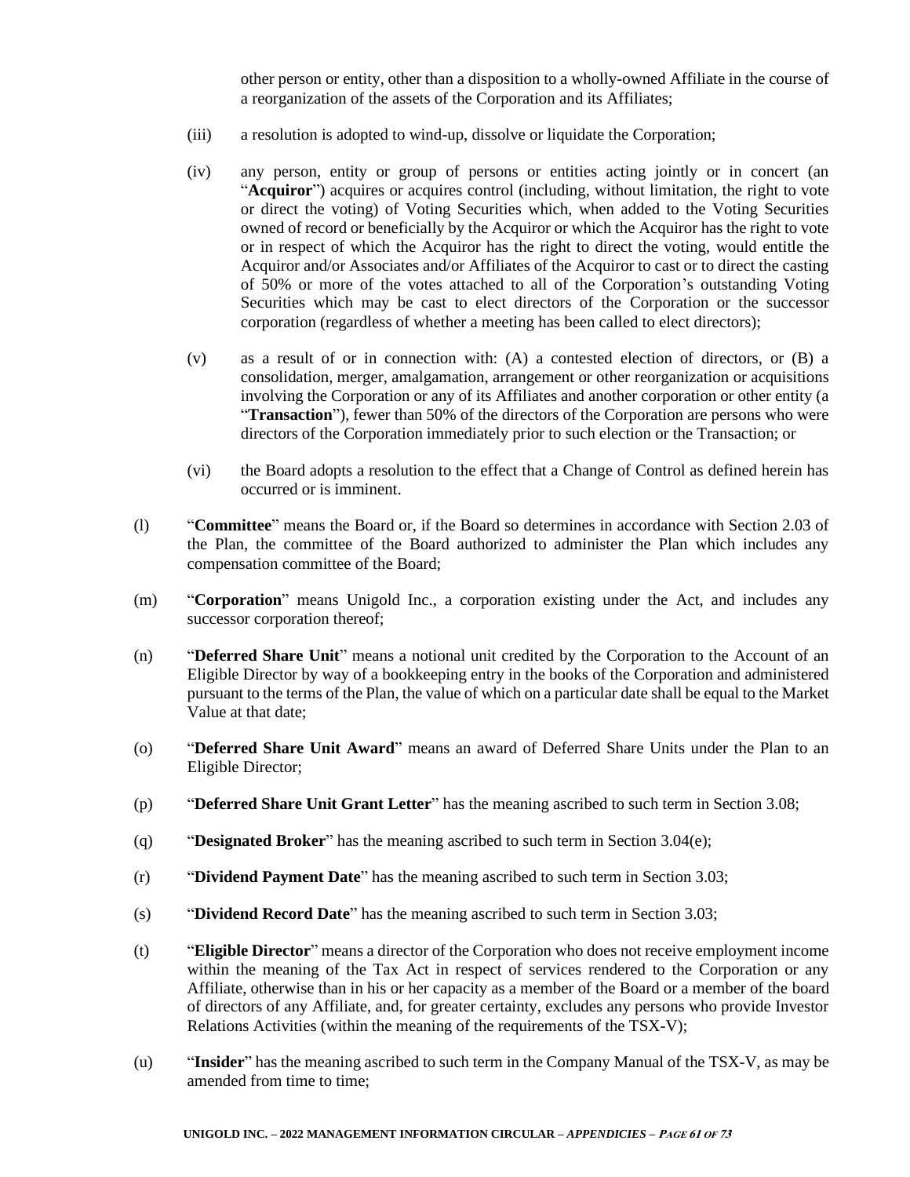other person or entity, other than a disposition to a wholly-owned Affiliate in the course of a reorganization of the assets of the Corporation and its Affiliates;

(iii) a resolution is adopted to wind-up, dissolve or liquidate the Corporation;

(iv) any person, entity or group of persons or entities acting jointly or in concert (an "**Acquiror**") acquires or acquires control (including, without limitation, the right to vote or direct the voting) of Voting Securities which, when added to the Voting Securities owned of record or beneficially by the Acquiror or which the Acquiror has the right to vote or in respect of which the Acquiror has the right to direct the voting, would entitle the Acquiror and/or Associates and/or Affiliates of the Acquiror to cast or to direct the casting of 50% or more of the votes attached to all of the Corporation's outstanding Voting Securities which may be cast to elect directors of the Corporation or the successor corporation (regardless of whether a meeting has been called to elect directors);

(v) as a result of or in connection with: (A) a contested election of directors, or (B) a consolidation, merger, amalgamation, arrangement or other reorganization or acquisitions involving the Corporation or any of its Affiliates and another corporation or other entity (a "**Transaction**"), fewer than 50% of the directors of the Corporation are persons who were directors of the Corporation immediately prior to such election or the Transaction; or

(vi) the Board adopts a resolution to the effect that a Change of Control as defined herein has occurred or is imminent.

(l) "**Committee**" means the Board or, if the Board so determines in accordance with Section 2.03 of the Plan, the committee of the Board authorized to administer the Plan which includes any compensation committee of the Board;

(m) "**Corporation**" means Unigold Inc., a corporation existing under the Act, and includes any successor corporation thereof;

(n) "**Deferred Share Unit**" means a notional unit credited by the Corporation to the Account of an Eligible Director by way of a bookkeeping entry in the books of the Corporation and administered pursuant to the terms of the Plan, the value of which on a particular date shall be equal to the Market Value at that date;

(o) "**Deferred Share Unit Award**" means an award of Deferred Share Units under the Plan to an Eligible Director;

(p) "**Deferred Share Unit Grant Letter**" has the meaning ascribed to such term in Section 3.08;

(q) "**Designated Broker**" has the meaning ascribed to such term in Section 3.04(e);

(r) "**Dividend Payment Date**" has the meaning ascribed to such term in Section 3.03;

(s) "**Dividend Record Date**" has the meaning ascribed to such term in Section 3.03;

(t) "**Eligible Director**" means a director of the Corporation who does not receive employment income within the meaning of the Tax Act in respect of services rendered to the Corporation or any Affiliate, otherwise than in his or her capacity as a member of the Board or a member of the board of directors of any Affiliate, and, for greater certainty, excludes any persons who provide Investor Relations Activities (within the meaning of the requirements of the TSX-V);

(u) "**Insider**" has the meaning ascribed to such term in the Company Manual of the TSX-V, as may be amended from time to time;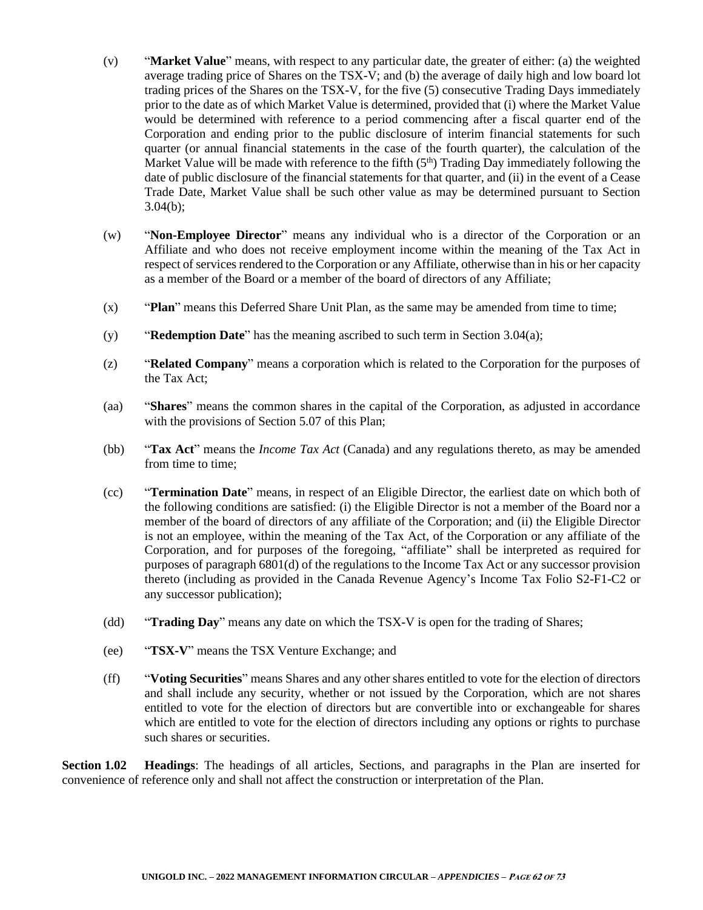(v) "**Market Value**" means, with respect to any particular date, the greater of either: (a) the weighted average trading price of Shares on the TSX-V; and (b) the average of daily high and low board lot trading prices of the Shares on the TSX-V, for the five (5) consecutive Trading Days immediately prior to the date as of which Market Value is determined, provided that (i) where the Market Value would be determined with reference to a period commencing after a fiscal quarter end of the Corporation and ending prior to the public disclosure of interim financial statements for such quarter (or annual financial statements in the case of the fourth quarter), the calculation of the Market Value will be made with reference to the fifth (5th) Trading Day immediately following the date of public disclosure of the financial statements for that quarter, and (ii) in the event of a Cease Trade Date, Market Value shall be such other value as may be determined pursuant to Section 3.04(b);

(w) "**Non-Employee Director**" means any individual who is a director of the Corporation or an Affiliate and who does not receive employment income within the meaning of the Tax Act in respect of services rendered to the Corporation or any Affiliate, otherwise than in his or her capacity as a member of the Board or a member of the board of directors of any Affiliate;

(x) "**Plan**" means this Deferred Share Unit Plan, as the same may be amended from time to time;

(y) "**Redemption Date**" has the meaning ascribed to such term in Section 3.04(a);

(z) "**Related Company**" means a corporation which is related to the Corporation for the purposes of the Tax Act;

(aa) "**Shares**" means the common shares in the capital of the Corporation, as adjusted in accordance with the provisions of Section 5.07 of this Plan;

(bb) "**Tax Act**" means the *Income Tax Act* (Canada) and any regulations thereto, as may be amended from time to time;

(cc) "**Termination Date**" means, in respect of an Eligible Director, the earliest date on which both of the following conditions are satisfied: (i) the Eligible Director is not a member of the Board nor a member of the board of directors of any affiliate of the Corporation; and (ii) the Eligible Director is not an employee, within the meaning of the Tax Act, of the Corporation or any affiliate of the Corporation, and for purposes of the foregoing, "affiliate" shall be interpreted as required for purposes of paragraph 6801(d) of the regulations to the Income Tax Act or any successor provision thereto (including as provided in the Canada Revenue Agency's Income Tax Folio S2-F1-C2 or any successor publication);

(dd) "**Trading Day**" means any date on which the TSX-V is open for the trading of Shares;

(ee) "**TSX-V**" means the TSX Venture Exchange; and

(ff) "**Voting Securities**" means Shares and any other shares entitled to vote for the election of directors and shall include any security, whether or not issued by the Corporation, which are not shares entitled to vote for the election of directors but are convertible into or exchangeable for shares which are entitled to vote for the election of directors including any options or rights to purchase such shares or securities.

**Section 1.02 Headings**: The headings of all articles, Sections, and paragraphs in the Plan are inserted for convenience of reference only and shall not affect the construction or interpretation of the Plan.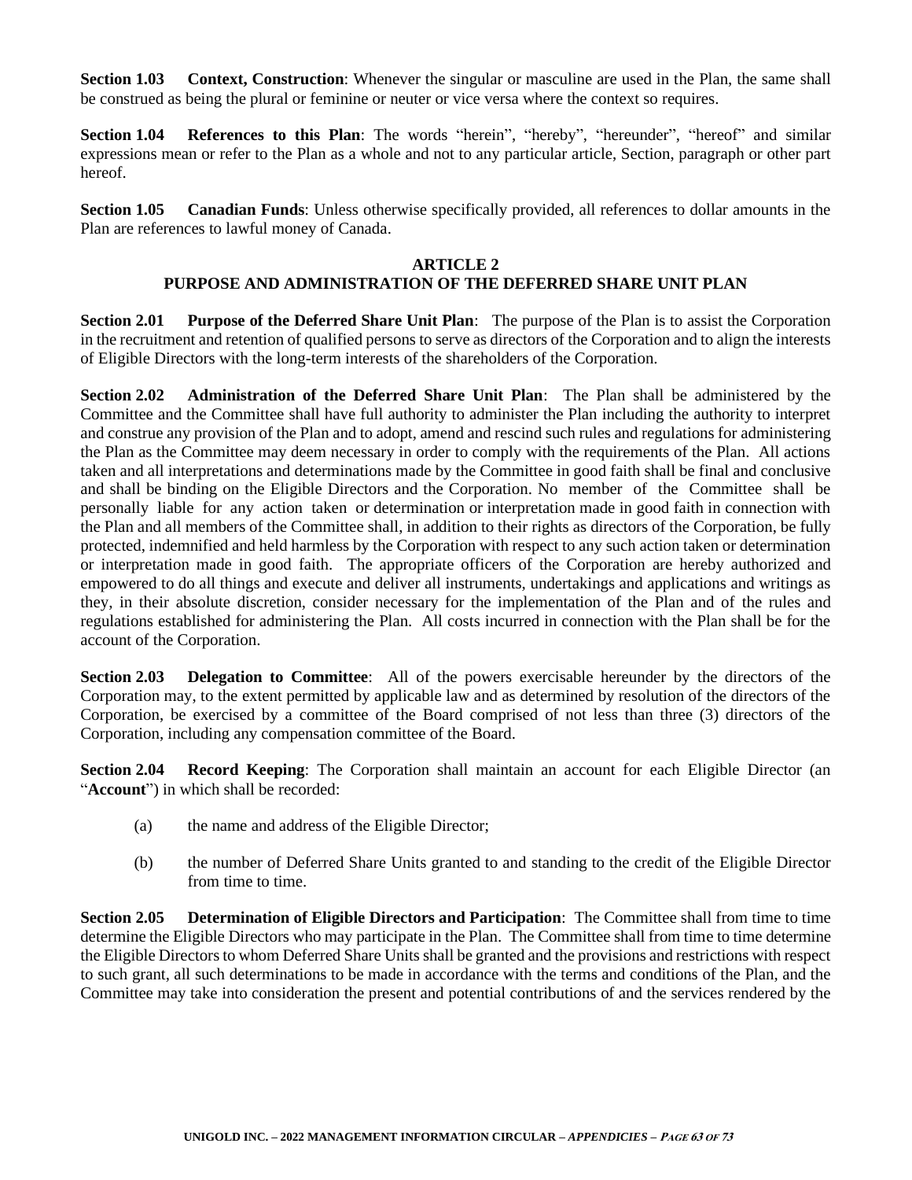**Section 1.03 Context, Construction**: Whenever the singular or masculine are used in the Plan, the same shall be construed as being the plural or feminine or neuter or vice versa where the context so requires.

**Section 1.04 References to this Plan**: The words "herein", "hereby", "hereunder", "hereof" and similar expressions mean or refer to the Plan as a whole and not to any particular article, Section, paragraph or other part hereof.

**Section 1.05 Canadian Funds**: Unless otherwise specifically provided, all references to dollar amounts in the Plan are references to lawful money of Canada.

## ARTICLE 2
## PURPOSE AND ADMINISTRATION OF THE DEFERRED SHARE UNIT PLAN

**Section 2.01 Purpose of the Deferred Share Unit Plan**: The purpose of the Plan is to assist the Corporation in the recruitment and retention of qualified persons to serve as directors of the Corporation and to align the interests of Eligible Directors with the long-term interests of the shareholders of the Corporation.

**Section 2.02 Administration of the Deferred Share Unit Plan**: The Plan shall be administered by the Committee and the Committee shall have full authority to administer the Plan including the authority to interpret and construe any provision of the Plan and to adopt, amend and rescind such rules and regulations for administering the Plan as the Committee may deem necessary in order to comply with the requirements of the Plan. All actions taken and all interpretations and determinations made by the Committee in good faith shall be final and conclusive and shall be binding on the Eligible Directors and the Corporation. No member of the Committee shall be personally liable for any action taken or determination or interpretation made in good faith in connection with the Plan and all members of the Committee shall, in addition to their rights as directors of the Corporation, be fully protected, indemnified and held harmless by the Corporation with respect to any such action taken or determination or interpretation made in good faith. The appropriate officers of the Corporation are hereby authorized and empowered to do all things and execute and deliver all instruments, undertakings and applications and writings as they, in their absolute discretion, consider necessary for the implementation of the Plan and of the rules and regulations established for administering the Plan. All costs incurred in connection with the Plan shall be for the account of the Corporation.

**Section 2.03 Delegation to Committee**: All of the powers exercisable hereunder by the directors of the Corporation may, to the extent permitted by applicable law and as determined by resolution of the directors of the Corporation, be exercised by a committee of the Board comprised of not less than three (3) directors of the Corporation, including any compensation committee of the Board.

**Section 2.04 Record Keeping**: The Corporation shall maintain an account for each Eligible Director (an "**Account**") in which shall be recorded:

(a) the name and address of the Eligible Director;

(b) the number of Deferred Share Units granted to and standing to the credit of the Eligible Director from time to time.

**Section 2.05 Determination of Eligible Directors and Participation**: The Committee shall from time to time determine the Eligible Directors who may participate in the Plan. The Committee shall from time to time determine the Eligible Directors to whom Deferred Share Units shall be granted and the provisions and restrictions with respect to such grant, all such determinations to be made in accordance with the terms and conditions of the Plan, and the Committee may take into consideration the present and potential contributions of and the services rendered by the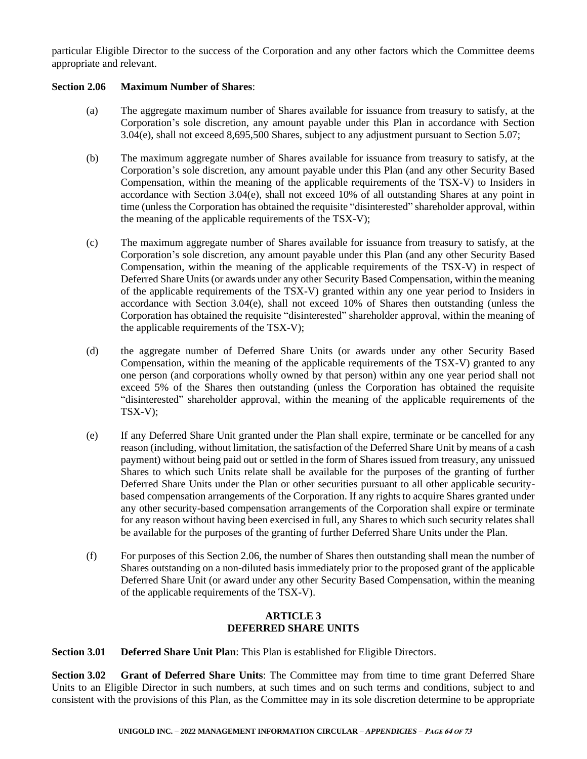particular Eligible Director to the success of the Corporation and any other factors which the Committee deems appropriate and relevant.

**Section 2.06 Maximum Number of Shares**:

(a) The aggregate maximum number of Shares available for issuance from treasury to satisfy, at the Corporation's sole discretion, any amount payable under this Plan in accordance with Section 3.04(e), shall not exceed 8,695,500 Shares, subject to any adjustment pursuant to Section 5.07;

(b) The maximum aggregate number of Shares available for issuance from treasury to satisfy, at the Corporation's sole discretion, any amount payable under this Plan (and any other Security Based Compensation, within the meaning of the applicable requirements of the TSX-V) to Insiders in accordance with Section 3.04(e), shall not exceed 10% of all outstanding Shares at any point in time (unless the Corporation has obtained the requisite "disinterested" shareholder approval, within the meaning of the applicable requirements of the TSX-V);

(c) The maximum aggregate number of Shares available for issuance from treasury to satisfy, at the Corporation's sole discretion, any amount payable under this Plan (and any other Security Based Compensation, within the meaning of the applicable requirements of the TSX-V) in respect of Deferred Share Units (or awards under any other Security Based Compensation, within the meaning of the applicable requirements of the TSX-V) granted within any one year period to Insiders in accordance with Section 3.04(e), shall not exceed 10% of Shares then outstanding (unless the Corporation has obtained the requisite "disinterested" shareholder approval, within the meaning of the applicable requirements of the TSX-V);

(d) the aggregate number of Deferred Share Units (or awards under any other Security Based Compensation, within the meaning of the applicable requirements of the TSX-V) granted to any one person (and corporations wholly owned by that person) within any one year period shall not exceed 5% of the Shares then outstanding (unless the Corporation has obtained the requisite "disinterested" shareholder approval, within the meaning of the applicable requirements of the TSX-V);

(e) If any Deferred Share Unit granted under the Plan shall expire, terminate or be cancelled for any reason (including, without limitation, the satisfaction of the Deferred Share Unit by means of a cash payment) without being paid out or settled in the form of Shares issued from treasury, any unissued Shares to which such Units relate shall be available for the purposes of the granting of further Deferred Share Units under the Plan or other securities pursuant to all other applicable security-based compensation arrangements of the Corporation. If any rights to acquire Shares granted under any other security-based compensation arrangements of the Corporation shall expire or terminate for any reason without having been exercised in full, any Shares to which such security relates shall be available for the purposes of the granting of further Deferred Share Units under the Plan.

(f) For purposes of this Section 2.06, the number of Shares then outstanding shall mean the number of Shares outstanding on a non-diluted basis immediately prior to the proposed grant of the applicable Deferred Share Unit (or award under any other Security Based Compensation, within the meaning of the applicable requirements of the TSX-V).

## ARTICLE 3
## DEFERRED SHARE UNITS

**Section 3.01 Deferred Share Unit Plan**: This Plan is established for Eligible Directors.

**Section 3.02 Grant of Deferred Share Units**: The Committee may from time to time grant Deferred Share Units to an Eligible Director in such numbers, at such times and on such terms and conditions, subject to and consistent with the provisions of this Plan, as the Committee may in its sole discretion determine to be appropriate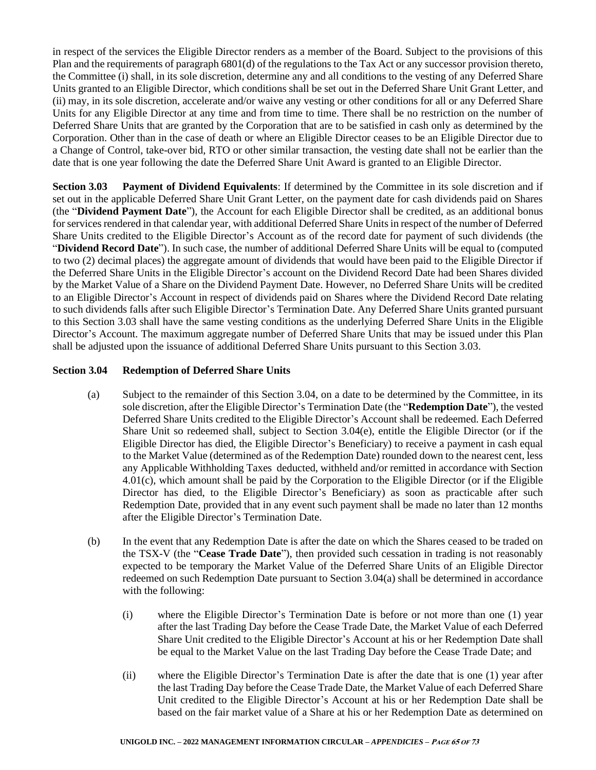in respect of the services the Eligible Director renders as a member of the Board. Subject to the provisions of this Plan and the requirements of paragraph 6801(d) of the regulations to the Tax Act or any successor provision thereto, the Committee (i) shall, in its sole discretion, determine any and all conditions to the vesting of any Deferred Share Units granted to an Eligible Director, which conditions shall be set out in the Deferred Share Unit Grant Letter, and (ii) may, in its sole discretion, accelerate and/or waive any vesting or other conditions for all or any Deferred Share Units for any Eligible Director at any time and from time to time. There shall be no restriction on the number of Deferred Share Units that are granted by the Corporation that are to be satisfied in cash only as determined by the Corporation. Other than in the case of death or where an Eligible Director ceases to be an Eligible Director due to a Change of Control, take-over bid, RTO or other similar transaction, the vesting date shall not be earlier than the date that is one year following the date the Deferred Share Unit Award is granted to an Eligible Director.

**Section 3.03 Payment of Dividend Equivalents**: If determined by the Committee in its sole discretion and if set out in the applicable Deferred Share Unit Grant Letter, on the payment date for cash dividends paid on Shares (the "**Dividend Payment Date**"), the Account for each Eligible Director shall be credited, as an additional bonus for services rendered in that calendar year, with additional Deferred Share Units in respect of the number of Deferred Share Units credited to the Eligible Director's Account as of the record date for payment of such dividends (the "**Dividend Record Date**"). In such case, the number of additional Deferred Share Units will be equal to (computed to two (2) decimal places) the aggregate amount of dividends that would have been paid to the Eligible Director if the Deferred Share Units in the Eligible Director's account on the Dividend Record Date had been Shares divided by the Market Value of a Share on the Dividend Payment Date. However, no Deferred Share Units will be credited to an Eligible Director's Account in respect of dividends paid on Shares where the Dividend Record Date relating to such dividends falls after such Eligible Director's Termination Date. Any Deferred Share Units granted pursuant to this Section 3.03 shall have the same vesting conditions as the underlying Deferred Share Units in the Eligible Director's Account. The maximum aggregate number of Deferred Share Units that may be issued under this Plan shall be adjusted upon the issuance of additional Deferred Share Units pursuant to this Section 3.03.

**Section 3.04 Redemption of Deferred Share Units**

(a) Subject to the remainder of this Section 3.04, on a date to be determined by the Committee, in its sole discretion, after the Eligible Director's Termination Date (the "**Redemption Date**"), the vested Deferred Share Units credited to the Eligible Director's Account shall be redeemed. Each Deferred Share Unit so redeemed shall, subject to Section 3.04(e), entitle the Eligible Director (or if the Eligible Director has died, the Eligible Director's Beneficiary) to receive a payment in cash equal to the Market Value (determined as of the Redemption Date) rounded down to the nearest cent, less any Applicable Withholding Taxes deducted, withheld and/or remitted in accordance with Section 4.01(c), which amount shall be paid by the Corporation to the Eligible Director (or if the Eligible Director has died, to the Eligible Director's Beneficiary) as soon as practicable after such Redemption Date, provided that in any event such payment shall be made no later than 12 months after the Eligible Director's Termination Date.

(b) In the event that any Redemption Date is after the date on which the Shares ceased to be traded on the TSX-V (the "**Cease Trade Date**"), then provided such cessation in trading is not reasonably expected to be temporary the Market Value of the Deferred Share Units of an Eligible Director redeemed on such Redemption Date pursuant to Section 3.04(a) shall be determined in accordance with the following:

  (i) where the Eligible Director's Termination Date is before or not more than one (1) year after the last Trading Day before the Cease Trade Date, the Market Value of each Deferred Share Unit credited to the Eligible Director's Account at his or her Redemption Date shall be equal to the Market Value on the last Trading Day before the Cease Trade Date; and

  (ii) where the Eligible Director's Termination Date is after the date that is one (1) year after the last Trading Day before the Cease Trade Date, the Market Value of each Deferred Share Unit credited to the Eligible Director's Account at his or her Redemption Date shall be based on the fair market value of a Share at his or her Redemption Date as determined on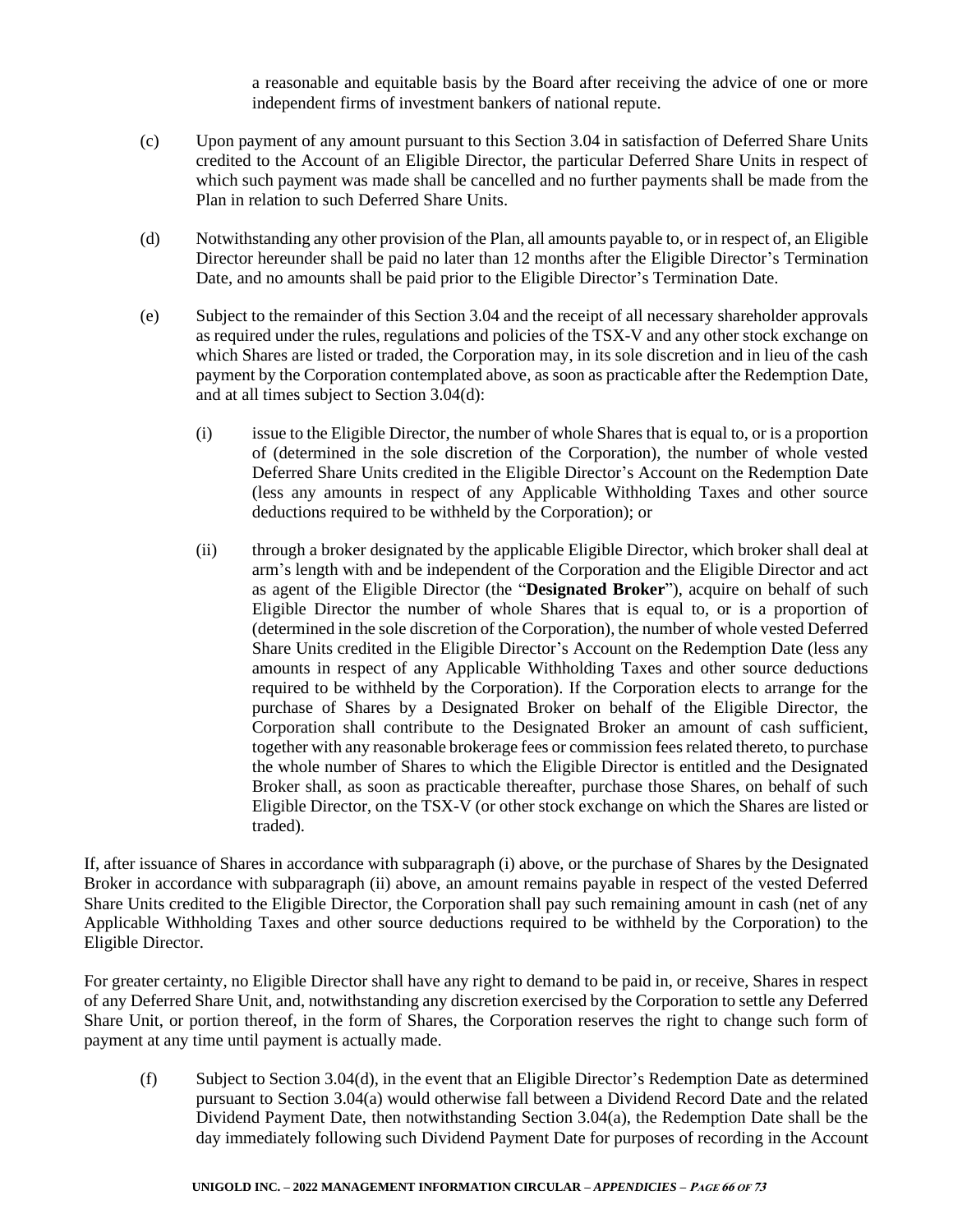a reasonable and equitable basis by the Board after receiving the advice of one or more independent firms of investment bankers of national repute.

(c) Upon payment of any amount pursuant to this Section 3.04 in satisfaction of Deferred Share Units credited to the Account of an Eligible Director, the particular Deferred Share Units in respect of which such payment was made shall be cancelled and no further payments shall be made from the Plan in relation to such Deferred Share Units.

(d) Notwithstanding any other provision of the Plan, all amounts payable to, or in respect of, an Eligible Director hereunder shall be paid no later than 12 months after the Eligible Director's Termination Date, and no amounts shall be paid prior to the Eligible Director's Termination Date.

(e) Subject to the remainder of this Section 3.04 and the receipt of all necessary shareholder approvals as required under the rules, regulations and policies of the TSX-V and any other stock exchange on which Shares are listed or traded, the Corporation may, in its sole discretion and in lieu of the cash payment by the Corporation contemplated above, as soon as practicable after the Redemption Date, and at all times subject to Section 3.04(d):

(i) issue to the Eligible Director, the number of whole Shares that is equal to, or is a proportion of (determined in the sole discretion of the Corporation), the number of whole vested Deferred Share Units credited in the Eligible Director's Account on the Redemption Date (less any amounts in respect of any Applicable Withholding Taxes and other source deductions required to be withheld by the Corporation); or

(ii) through a broker designated by the applicable Eligible Director, which broker shall deal at arm's length with and be independent of the Corporation and the Eligible Director and act as agent of the Eligible Director (the "**Designated Broker**"), acquire on behalf of such Eligible Director the number of whole Shares that is equal to, or is a proportion of (determined in the sole discretion of the Corporation), the number of whole vested Deferred Share Units credited in the Eligible Director's Account on the Redemption Date (less any amounts in respect of any Applicable Withholding Taxes and other source deductions required to be withheld by the Corporation). If the Corporation elects to arrange for the purchase of Shares by a Designated Broker on behalf of the Eligible Director, the Corporation shall contribute to the Designated Broker an amount of cash sufficient, together with any reasonable brokerage fees or commission fees related thereto, to purchase the whole number of Shares to which the Eligible Director is entitled and the Designated Broker shall, as soon as practicable thereafter, purchase those Shares, on behalf of such Eligible Director, on the TSX-V (or other stock exchange on which the Shares are listed or traded).

If, after issuance of Shares in accordance with subparagraph (i) above, or the purchase of Shares by the Designated Broker in accordance with subparagraph (ii) above, an amount remains payable in respect of the vested Deferred Share Units credited to the Eligible Director, the Corporation shall pay such remaining amount in cash (net of any Applicable Withholding Taxes and other source deductions required to be withheld by the Corporation) to the Eligible Director.

For greater certainty, no Eligible Director shall have any right to demand to be paid in, or receive, Shares in respect of any Deferred Share Unit, and, notwithstanding any discretion exercised by the Corporation to settle any Deferred Share Unit, or portion thereof, in the form of Shares, the Corporation reserves the right to change such form of payment at any time until payment is actually made.

(f) Subject to Section 3.04(d), in the event that an Eligible Director's Redemption Date as determined pursuant to Section 3.04(a) would otherwise fall between a Dividend Record Date and the related Dividend Payment Date, then notwithstanding Section 3.04(a), the Redemption Date shall be the day immediately following such Dividend Payment Date for purposes of recording in the Account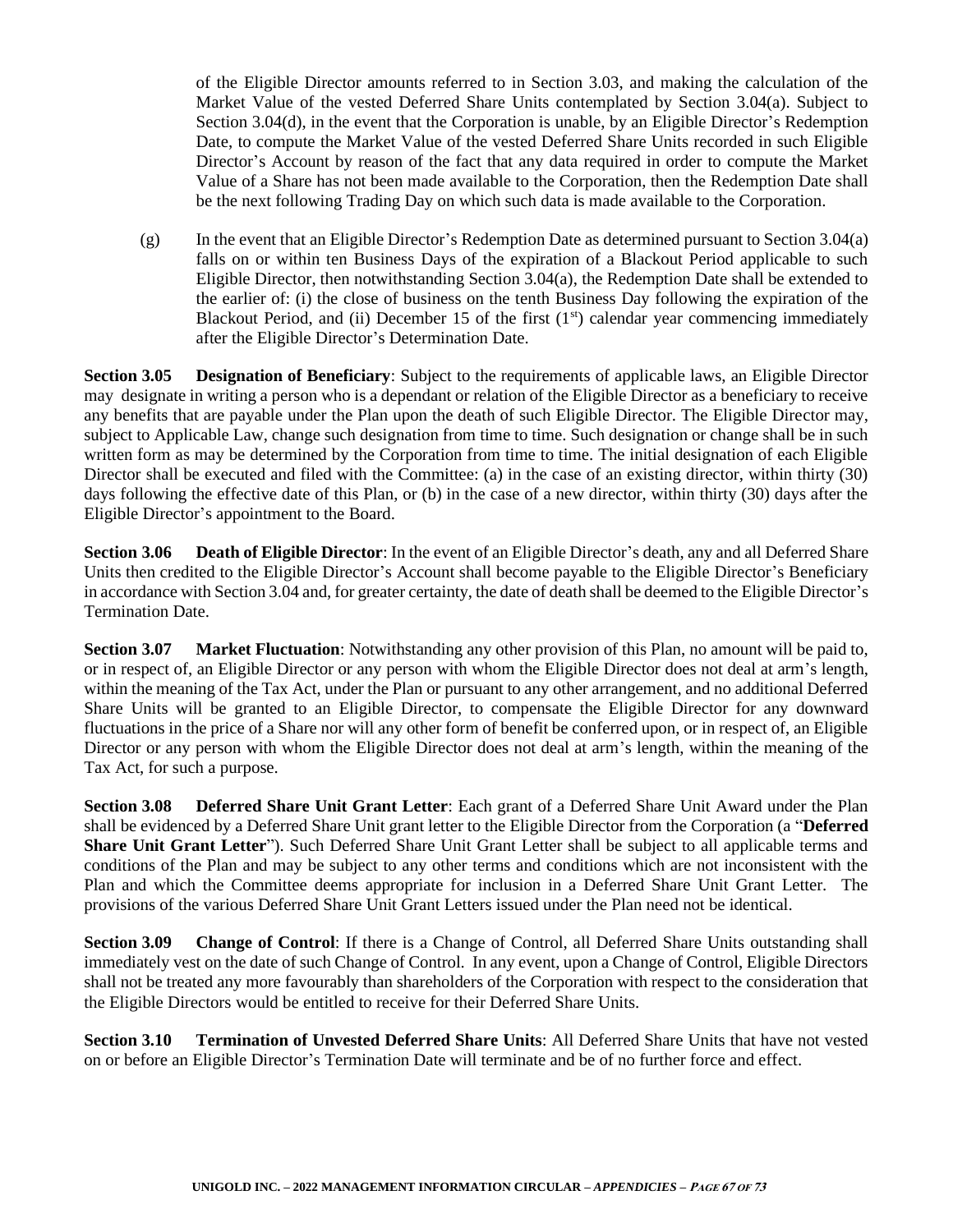of the Eligible Director amounts referred to in Section 3.03, and making the calculation of the Market Value of the vested Deferred Share Units contemplated by Section 3.04(a). Subject to Section 3.04(d), in the event that the Corporation is unable, by an Eligible Director's Redemption Date, to compute the Market Value of the vested Deferred Share Units recorded in such Eligible Director's Account by reason of the fact that any data required in order to compute the Market Value of a Share has not been made available to the Corporation, then the Redemption Date shall be the next following Trading Day on which such data is made available to the Corporation.

(g) In the event that an Eligible Director's Redemption Date as determined pursuant to Section 3.04(a) falls on or within ten Business Days of the expiration of a Blackout Period applicable to such Eligible Director, then notwithstanding Section 3.04(a), the Redemption Date shall be extended to the earlier of: (i) the close of business on the tenth Business Day following the expiration of the Blackout Period, and (ii) December 15 of the first (1st) calendar year commencing immediately after the Eligible Director's Determination Date.

**Section 3.05 Designation of Beneficiary**: Subject to the requirements of applicable laws, an Eligible Director may designate in writing a person who is a dependant or relation of the Eligible Director as a beneficiary to receive any benefits that are payable under the Plan upon the death of such Eligible Director. The Eligible Director may, subject to Applicable Law, change such designation from time to time. Such designation or change shall be in such written form as may be determined by the Corporation from time to time. The initial designation of each Eligible Director shall be executed and filed with the Committee: (a) in the case of an existing director, within thirty (30) days following the effective date of this Plan, or (b) in the case of a new director, within thirty (30) days after the Eligible Director's appointment to the Board.

**Section 3.06 Death of Eligible Director**: In the event of an Eligible Director's death, any and all Deferred Share Units then credited to the Eligible Director's Account shall become payable to the Eligible Director's Beneficiary in accordance with Section 3.04 and, for greater certainty, the date of death shall be deemed to the Eligible Director's Termination Date.

**Section 3.07 Market Fluctuation**: Notwithstanding any other provision of this Plan, no amount will be paid to, or in respect of, an Eligible Director or any person with whom the Eligible Director does not deal at arm's length, within the meaning of the Tax Act, under the Plan or pursuant to any other arrangement, and no additional Deferred Share Units will be granted to an Eligible Director, to compensate the Eligible Director for any downward fluctuations in the price of a Share nor will any other form of benefit be conferred upon, or in respect of, an Eligible Director or any person with whom the Eligible Director does not deal at arm's length, within the meaning of the Tax Act, for such a purpose.

**Section 3.08 Deferred Share Unit Grant Letter**: Each grant of a Deferred Share Unit Award under the Plan shall be evidenced by a Deferred Share Unit grant letter to the Eligible Director from the Corporation (a "**Deferred Share Unit Grant Letter**"). Such Deferred Share Unit Grant Letter shall be subject to all applicable terms and conditions of the Plan and may be subject to any other terms and conditions which are not inconsistent with the Plan and which the Committee deems appropriate for inclusion in a Deferred Share Unit Grant Letter. The provisions of the various Deferred Share Unit Grant Letters issued under the Plan need not be identical.

**Section 3.09 Change of Control**: If there is a Change of Control, all Deferred Share Units outstanding shall immediately vest on the date of such Change of Control. In any event, upon a Change of Control, Eligible Directors shall not be treated any more favourably than shareholders of the Corporation with respect to the consideration that the Eligible Directors would be entitled to receive for their Deferred Share Units.

**Section 3.10 Termination of Unvested Deferred Share Units**: All Deferred Share Units that have not vested on or before an Eligible Director's Termination Date will terminate and be of no further force and effect.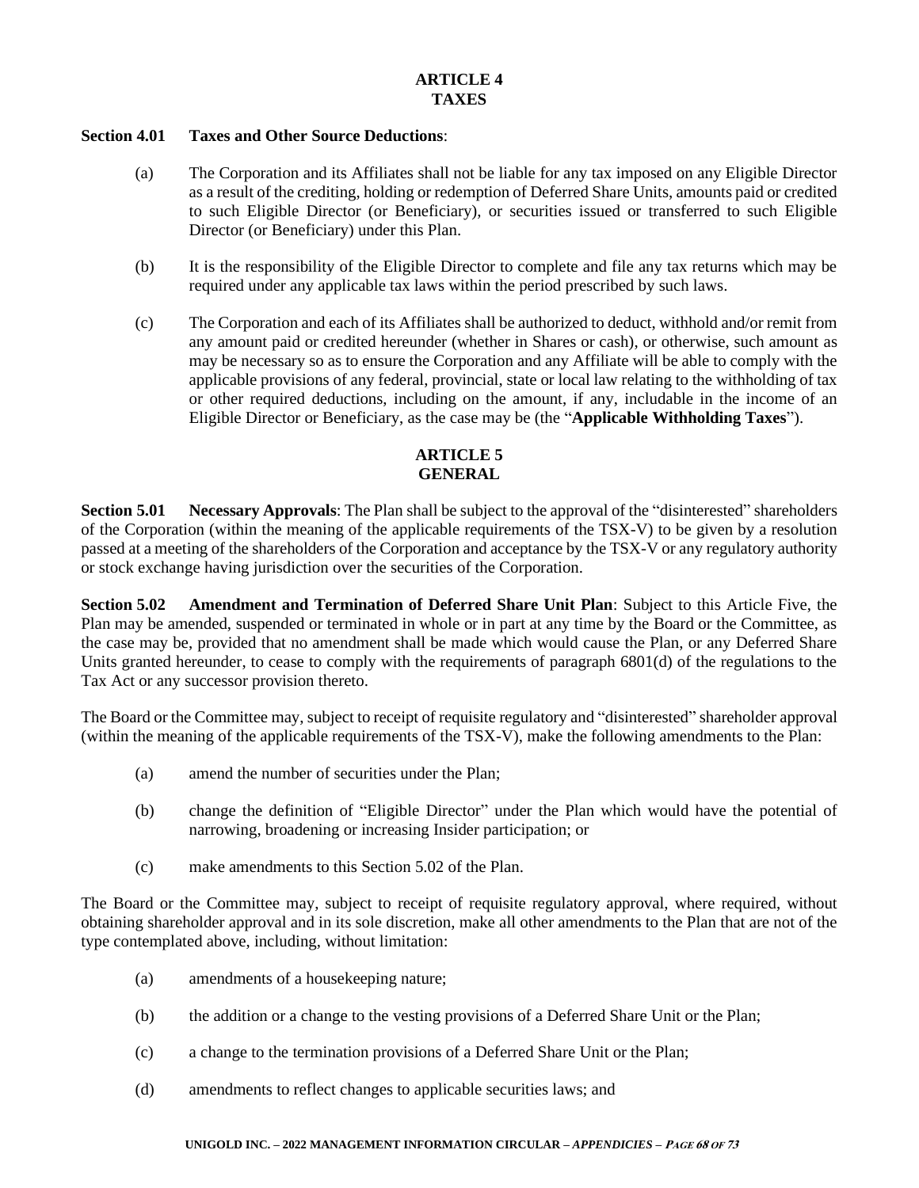## ARTICLE 4
## TAXES

**Section 4.01 Taxes and Other Source Deductions**:

(a) The Corporation and its Affiliates shall not be liable for any tax imposed on any Eligible Director as a result of the crediting, holding or redemption of Deferred Share Units, amounts paid or credited to such Eligible Director (or Beneficiary), or securities issued or transferred to such Eligible Director (or Beneficiary) under this Plan.

(b) It is the responsibility of the Eligible Director to complete and file any tax returns which may be required under any applicable tax laws within the period prescribed by such laws.

(c) The Corporation and each of its Affiliates shall be authorized to deduct, withhold and/or remit from any amount paid or credited hereunder (whether in Shares or cash), or otherwise, such amount as may be necessary so as to ensure the Corporation and any Affiliate will be able to comply with the applicable provisions of any federal, provincial, state or local law relating to the withholding of tax or other required deductions, including on the amount, if any, includable in the income of an Eligible Director or Beneficiary, as the case may be (the "**Applicable Withholding Taxes**").

## ARTICLE 5
## GENERAL

**Section 5.01 Necessary Approvals**: The Plan shall be subject to the approval of the "disinterested" shareholders of the Corporation (within the meaning of the applicable requirements of the TSX-V) to be given by a resolution passed at a meeting of the shareholders of the Corporation and acceptance by the TSX-V or any regulatory authority or stock exchange having jurisdiction over the securities of the Corporation.

**Section 5.02 Amendment and Termination of Deferred Share Unit Plan**: Subject to this Article Five, the Plan may be amended, suspended or terminated in whole or in part at any time by the Board or the Committee, as the case may be, provided that no amendment shall be made which would cause the Plan, or any Deferred Share Units granted hereunder, to cease to comply with the requirements of paragraph 6801(d) of the regulations to the Tax Act or any successor provision thereto.

The Board or the Committee may, subject to receipt of requisite regulatory and "disinterested" shareholder approval (within the meaning of the applicable requirements of the TSX-V), make the following amendments to the Plan:

(a) amend the number of securities under the Plan;

(b) change the definition of "Eligible Director" under the Plan which would have the potential of narrowing, broadening or increasing Insider participation; or

(c) make amendments to this Section 5.02 of the Plan.

The Board or the Committee may, subject to receipt of requisite regulatory approval, where required, without obtaining shareholder approval and in its sole discretion, make all other amendments to the Plan that are not of the type contemplated above, including, without limitation:

(a) amendments of a housekeeping nature;

(b) the addition or a change to the vesting provisions of a Deferred Share Unit or the Plan;

(c) a change to the termination provisions of a Deferred Share Unit or the Plan;

(d) amendments to reflect changes to applicable securities laws; and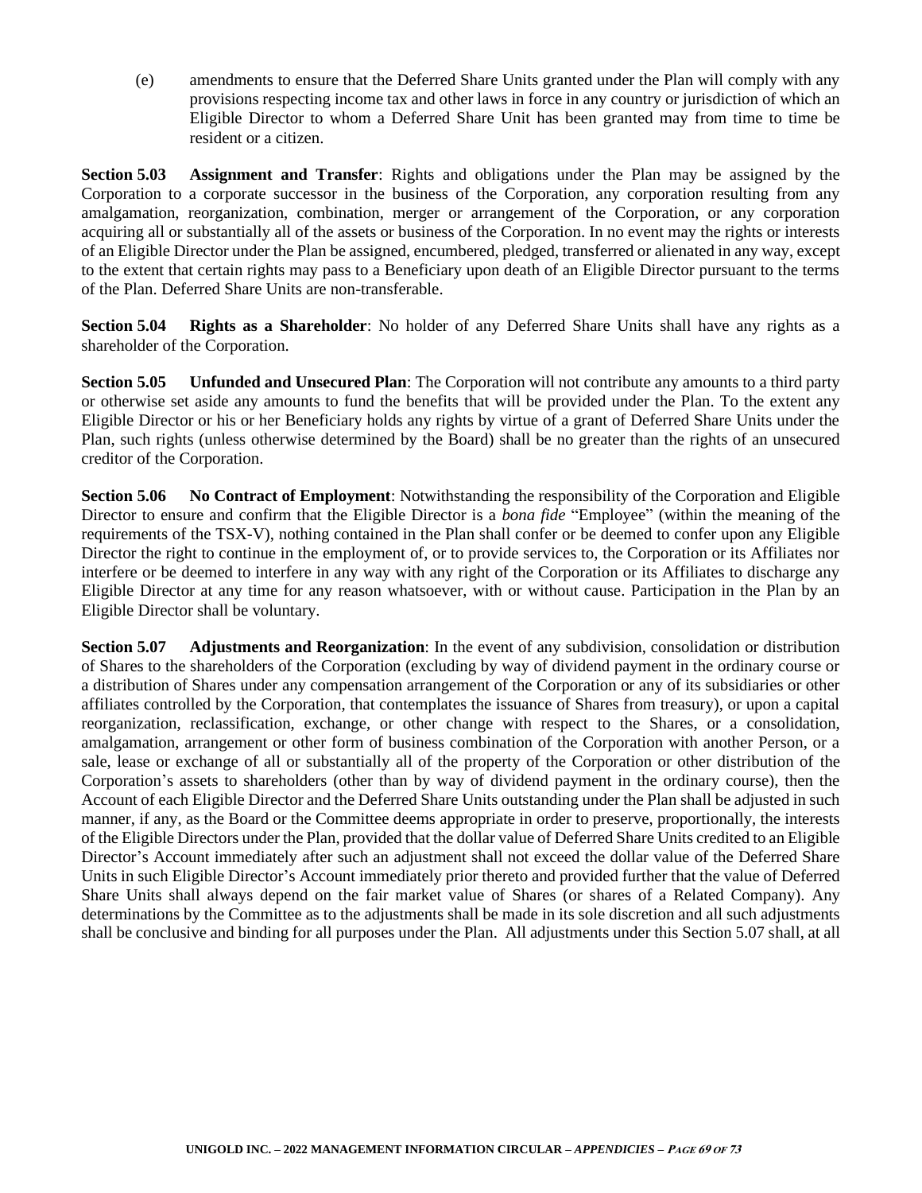(e) amendments to ensure that the Deferred Share Units granted under the Plan will comply with any provisions respecting income tax and other laws in force in any country or jurisdiction of which an Eligible Director to whom a Deferred Share Unit has been granted may from time to time be resident or a citizen.

**Section 5.03 Assignment and Transfer**: Rights and obligations under the Plan may be assigned by the Corporation to a corporate successor in the business of the Corporation, any corporation resulting from any amalgamation, reorganization, combination, merger or arrangement of the Corporation, or any corporation acquiring all or substantially all of the assets or business of the Corporation. In no event may the rights or interests of an Eligible Director under the Plan be assigned, encumbered, pledged, transferred or alienated in any way, except to the extent that certain rights may pass to a Beneficiary upon death of an Eligible Director pursuant to the terms of the Plan. Deferred Share Units are non-transferable.

**Section 5.04 Rights as a Shareholder**: No holder of any Deferred Share Units shall have any rights as a shareholder of the Corporation.

**Section 5.05 Unfunded and Unsecured Plan**: The Corporation will not contribute any amounts to a third party or otherwise set aside any amounts to fund the benefits that will be provided under the Plan. To the extent any Eligible Director or his or her Beneficiary holds any rights by virtue of a grant of Deferred Share Units under the Plan, such rights (unless otherwise determined by the Board) shall be no greater than the rights of an unsecured creditor of the Corporation.

**Section 5.06 No Contract of Employment**: Notwithstanding the responsibility of the Corporation and Eligible Director to ensure and confirm that the Eligible Director is a *bona fide* "Employee" (within the meaning of the requirements of the TSX-V), nothing contained in the Plan shall confer or be deemed to confer upon any Eligible Director the right to continue in the employment of, or to provide services to, the Corporation or its Affiliates nor interfere or be deemed to interfere in any way with any right of the Corporation or its Affiliates to discharge any Eligible Director at any time for any reason whatsoever, with or without cause. Participation in the Plan by an Eligible Director shall be voluntary.

**Section 5.07 Adjustments and Reorganization**: In the event of any subdivision, consolidation or distribution of Shares to the shareholders of the Corporation (excluding by way of dividend payment in the ordinary course or a distribution of Shares under any compensation arrangement of the Corporation or any of its subsidiaries or other affiliates controlled by the Corporation, that contemplates the issuance of Shares from treasury), or upon a capital reorganization, reclassification, exchange, or other change with respect to the Shares, or a consolidation, amalgamation, arrangement or other form of business combination of the Corporation with another Person, or a sale, lease or exchange of all or substantially all of the property of the Corporation or other distribution of the Corporation's assets to shareholders (other than by way of dividend payment in the ordinary course), then the Account of each Eligible Director and the Deferred Share Units outstanding under the Plan shall be adjusted in such manner, if any, as the Board or the Committee deems appropriate in order to preserve, proportionally, the interests of the Eligible Directors under the Plan, provided that the dollar value of Deferred Share Units credited to an Eligible Director's Account immediately after such an adjustment shall not exceed the dollar value of the Deferred Share Units in such Eligible Director's Account immediately prior thereto and provided further that the value of Deferred Share Units shall always depend on the fair market value of Shares (or shares of a Related Company). Any determinations by the Committee as to the adjustments shall be made in its sole discretion and all such adjustments shall be conclusive and binding for all purposes under the Plan. All adjustments under this Section 5.07 shall, at all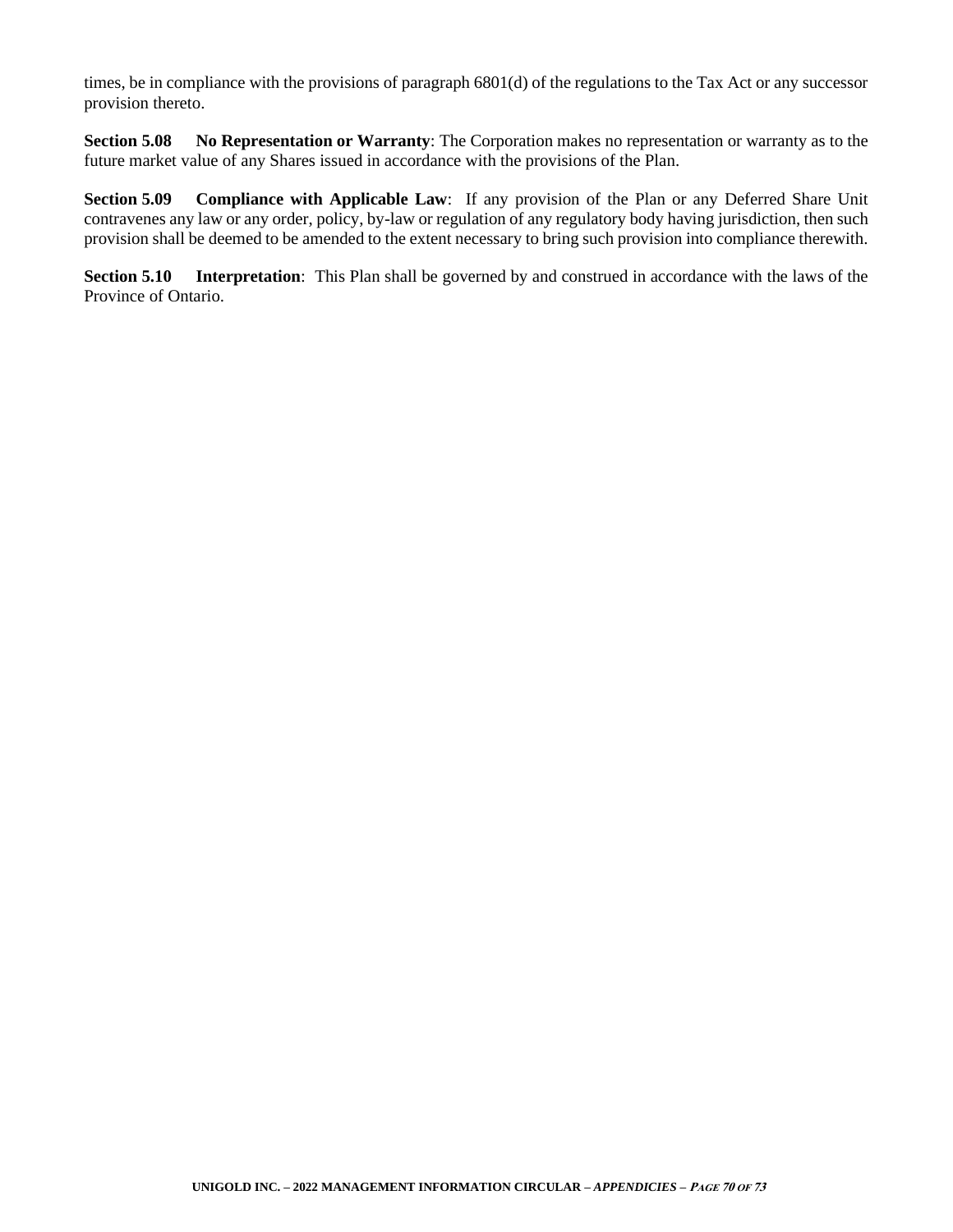times, be in compliance with the provisions of paragraph 6801(d) of the regulations to the Tax Act or any successor provision thereto.

**Section 5.08 No Representation or Warranty**: The Corporation makes no representation or warranty as to the future market value of any Shares issued in accordance with the provisions of the Plan.

**Section 5.09 Compliance with Applicable Law**: If any provision of the Plan or any Deferred Share Unit contravenes any law or any order, policy, by-law or regulation of any regulatory body having jurisdiction, then such provision shall be deemed to be amended to the extent necessary to bring such provision into compliance therewith.

**Section 5.10 Interpretation**: This Plan shall be governed by and construed in accordance with the laws of the Province of Ontario.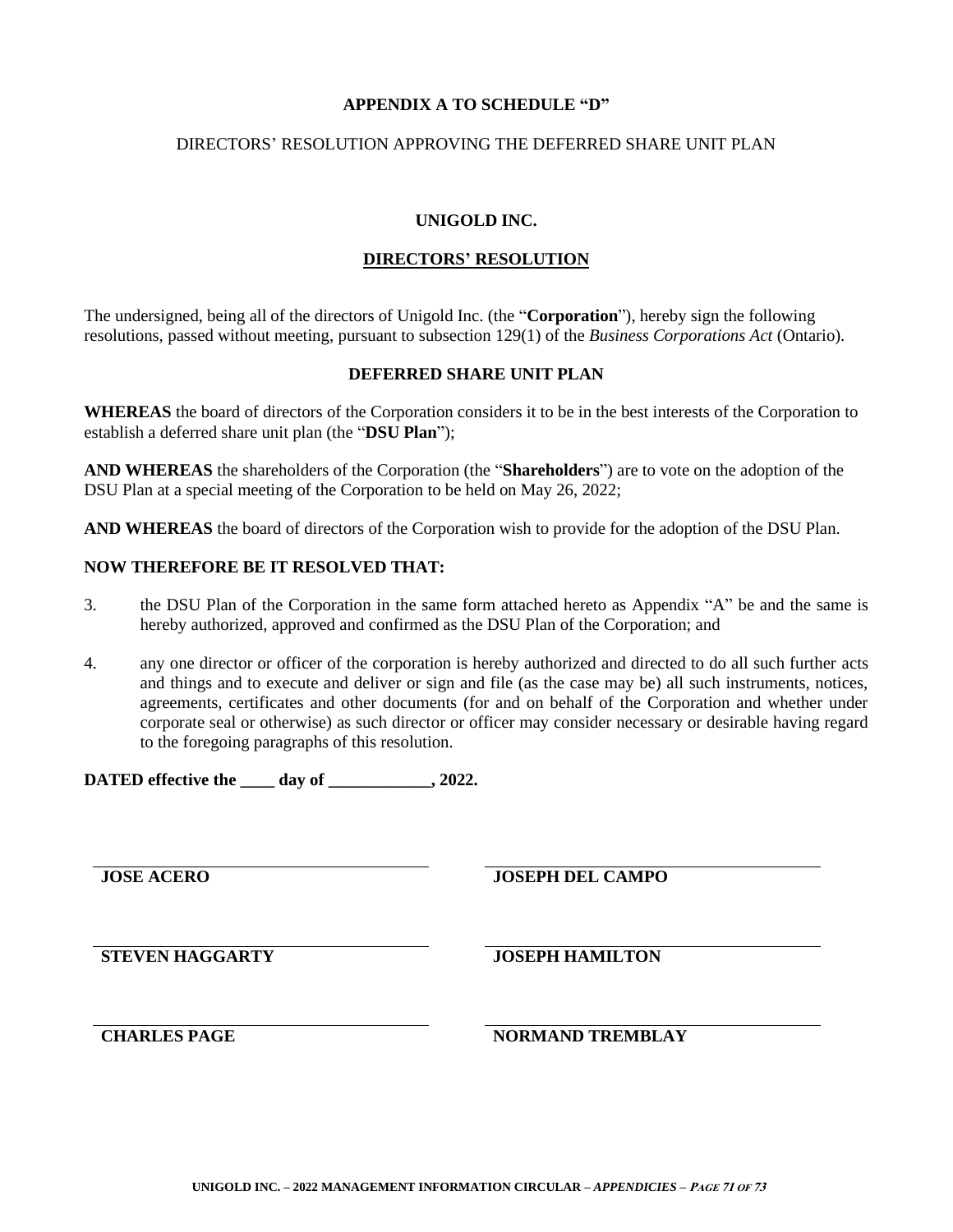**APPENDIX A TO SCHEDULE "D"**

DIRECTORS' RESOLUTION APPROVING THE DEFERRED SHARE UNIT PLAN

**UNIGOLD INC.**

**DIRECTORS' RESOLUTION**

The undersigned, being all of the directors of Unigold Inc. (the "**Corporation**"), hereby sign the following resolutions, passed without meeting, pursuant to subsection 129(1) of the *Business Corporations Act* (Ontario).

**DEFERRED SHARE UNIT PLAN**

**WHEREAS** the board of directors of the Corporation considers it to be in the best interests of the Corporation to establish a deferred share unit plan (the "**DSU Plan**");

**AND WHEREAS** the shareholders of the Corporation (the "**Shareholders**") are to vote on the adoption of the DSU Plan at a special meeting of the Corporation to be held on May 26, 2022;

**AND WHEREAS** the board of directors of the Corporation wish to provide for the adoption of the DSU Plan.

**NOW THEREFORE BE IT RESOLVED THAT:**

3. the DSU Plan of the Corporation in the same form attached hereto as Appendix "A" be and the same is hereby authorized, approved and confirmed as the DSU Plan of the Corporation; and

4. any one director or officer of the corporation is hereby authorized and directed to do all such further acts and things and to execute and deliver or sign and file (as the case may be) all such instruments, notices, agreements, certificates and other documents (for and on behalf of the Corporation and whether under corporate seal or otherwise) as such director or officer may consider necessary or desirable having regard to the foregoing paragraphs of this resolution.

**DATED effective the \_\_\_\_ day of \_\_\_\_\_\_\_\_\_\_\_\_, 2022.**

| | |
|---|---|
| **JOSE ACERO** | **JOSEPH DEL CAMPO** |
| **STEVEN HAGGARTY** | **JOSEPH HAMILTON** |
| **CHARLES PAGE** | **NORMAND TREMBLAY** |